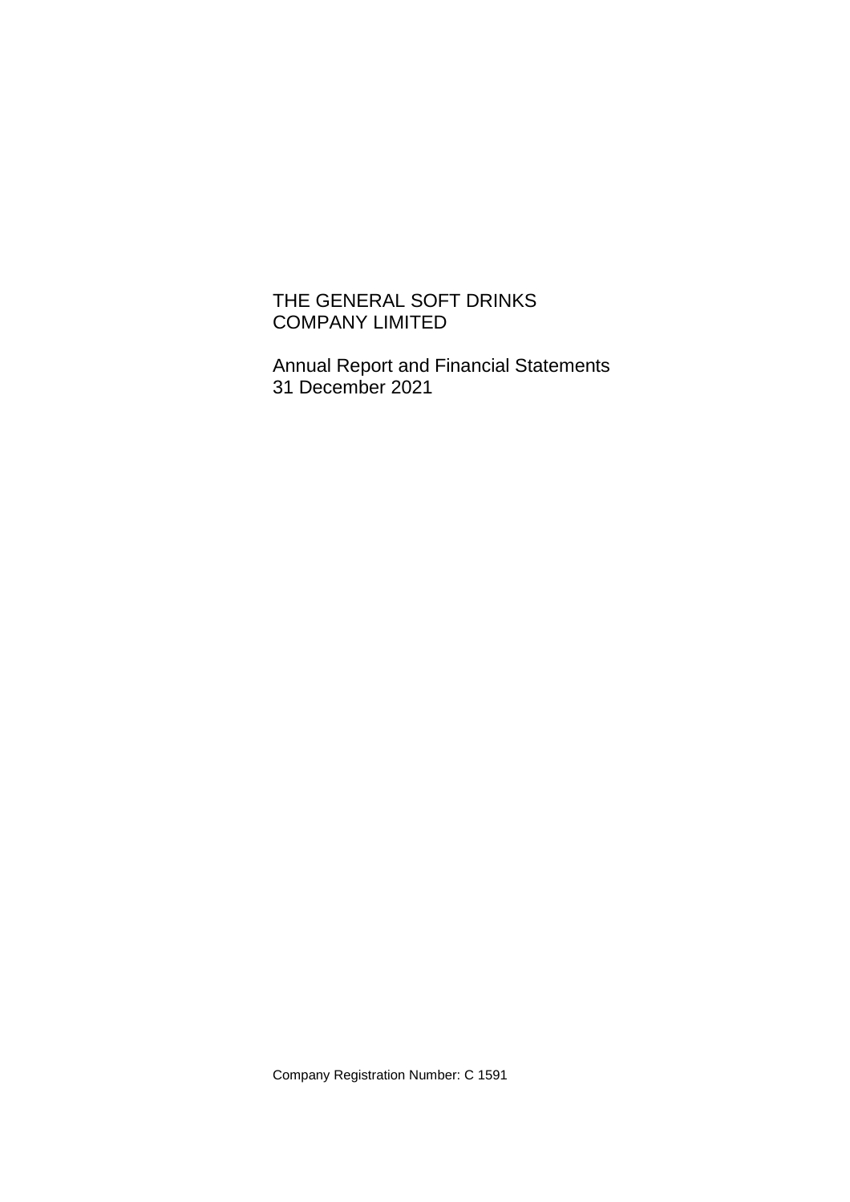# THE GENERAL SOFT DRINKS COMPANY LIMITED

Annual Report and Financial Statements
31 December 2021

Company Registration Number: C 1591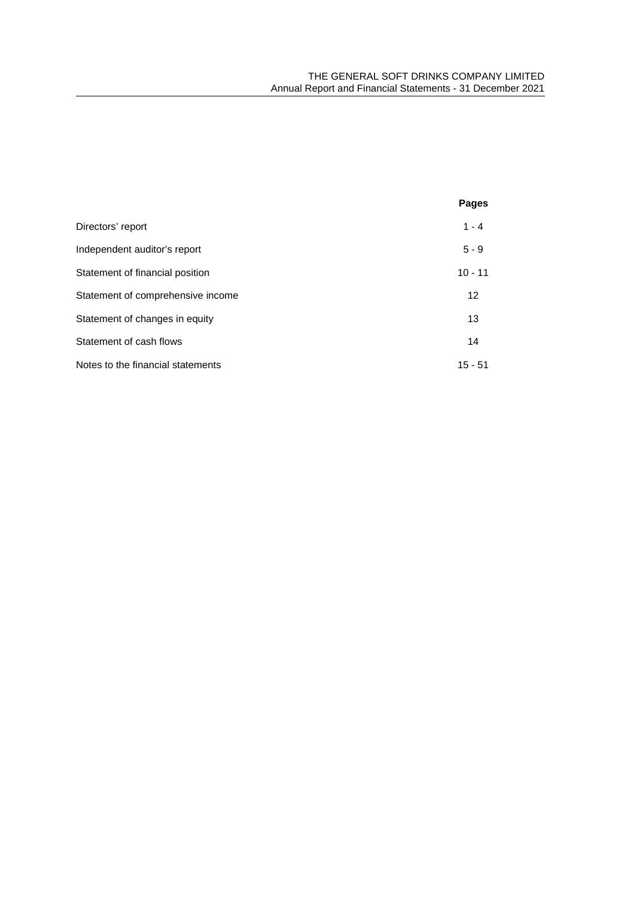| | Pages |
|---|---|
| Directors' report | 1 - 4 |
| Independent auditor's report | 5 - 9 |
| Statement of financial position | 10 - 11 |
| Statement of comprehensive income | 12 |
| Statement of changes in equity | 13 |
| Statement of cash flows | 14 |
| Notes to the financial statements | 15 - 51 |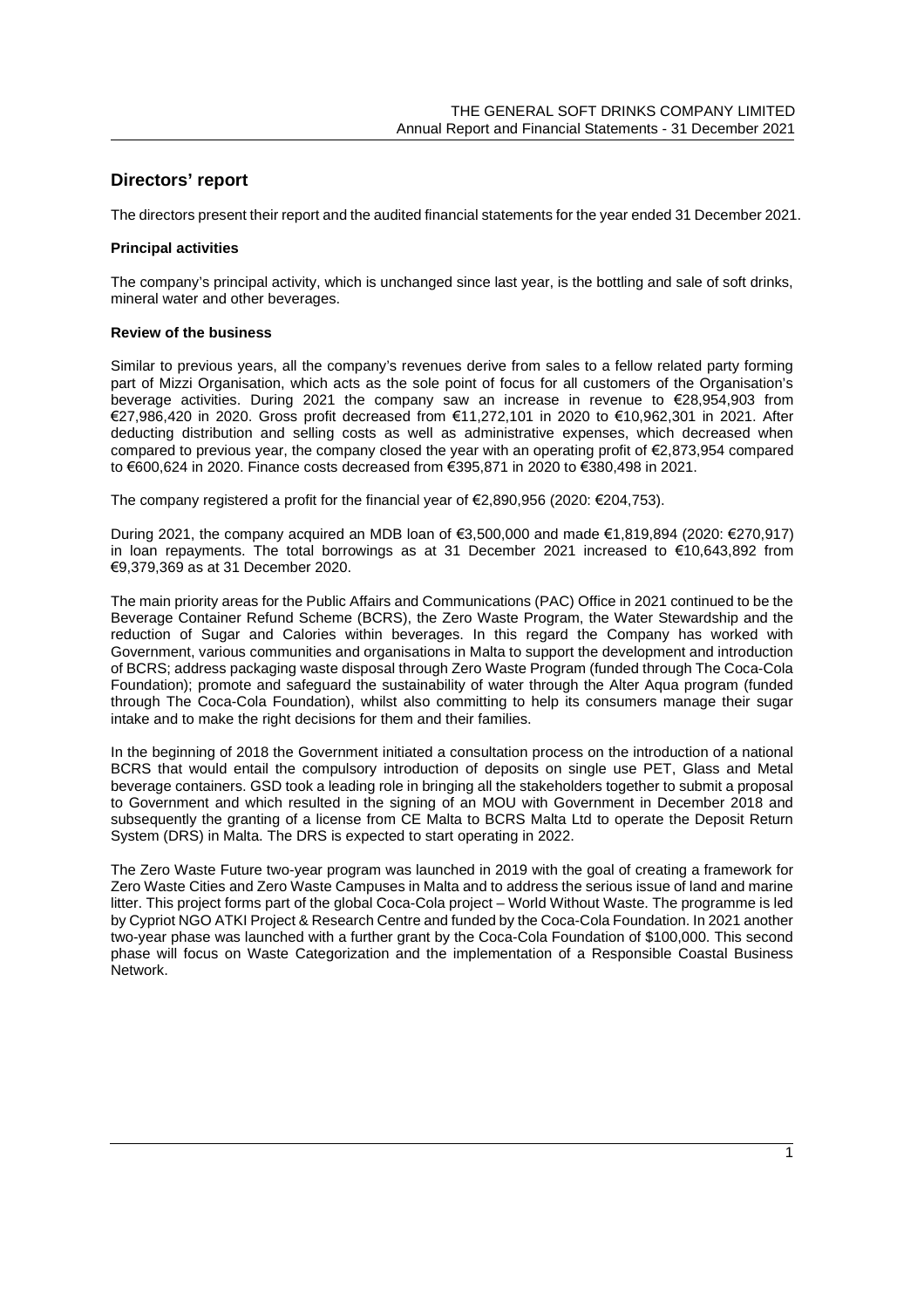## Directors' report

The directors present their report and the audited financial statements for the year ended 31 December 2021.

### Principal activities

The company's principal activity, which is unchanged since last year, is the bottling and sale of soft drinks, mineral water and other beverages.

### Review of the business

Similar to previous years, all the company's revenues derive from sales to a fellow related party forming part of Mizzi Organisation, which acts as the sole point of focus for all customers of the Organisation's beverage activities. During 2021 the company saw an increase in revenue to €28,954,903 from €27,986,420 in 2020. Gross profit decreased from €11,272,101 in 2020 to €10,962,301 in 2021. After deducting distribution and selling costs as well as administrative expenses, which decreased when compared to previous year, the company closed the year with an operating profit of €2,873,954 compared to €600,624 in 2020. Finance costs decreased from €395,871 in 2020 to €380,498 in 2021.

The company registered a profit for the financial year of €2,890,956 (2020: €204,753).

During 2021, the company acquired an MDB loan of €3,500,000 and made €1,819,894 (2020: €270,917) in loan repayments. The total borrowings as at 31 December 2021 increased to €10,643,892 from €9,379,369 as at 31 December 2020.

The main priority areas for the Public Affairs and Communications (PAC) Office in 2021 continued to be the Beverage Container Refund Scheme (BCRS), the Zero Waste Program, the Water Stewardship and the reduction of Sugar and Calories within beverages. In this regard the Company has worked with Government, various communities and organisations in Malta to support the development and introduction of BCRS; address packaging waste disposal through Zero Waste Program (funded through The Coca-Cola Foundation); promote and safeguard the sustainability of water through the Alter Aqua program (funded through The Coca-Cola Foundation), whilst also committing to help its consumers manage their sugar intake and to make the right decisions for them and their families.

In the beginning of 2018 the Government initiated a consultation process on the introduction of a national BCRS that would entail the compulsory introduction of deposits on single use PET, Glass and Metal beverage containers. GSD took a leading role in bringing all the stakeholders together to submit a proposal to Government and which resulted in the signing of an MOU with Government in December 2018 and subsequently the granting of a license from CE Malta to BCRS Malta Ltd to operate the Deposit Return System (DRS) in Malta. The DRS is expected to start operating in 2022.

The Zero Waste Future two-year program was launched in 2019 with the goal of creating a framework for Zero Waste Cities and Zero Waste Campuses in Malta and to address the serious issue of land and marine litter. This project forms part of the global Coca-Cola project – World Without Waste. The programme is led by Cypriot NGO ATKI Project & Research Centre and funded by the Coca-Cola Foundation. In 2021 another two-year phase was launched with a further grant by the Coca-Cola Foundation of $100,000. This second phase will focus on Waste Categorization and the implementation of a Responsible Coastal Business Network.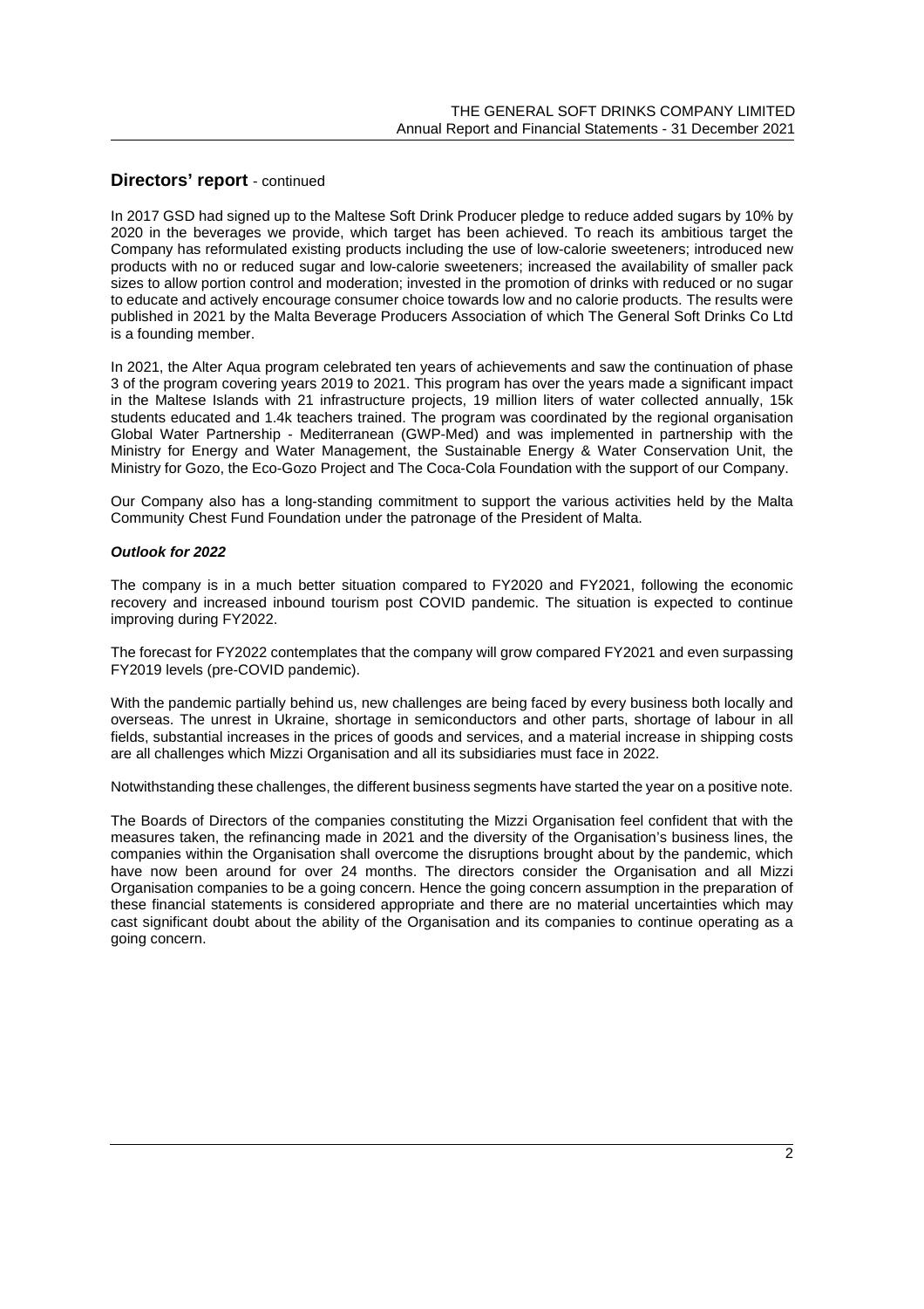## Directors' report - continued

In 2017 GSD had signed up to the Maltese Soft Drink Producer pledge to reduce added sugars by 10% by 2020 in the beverages we provide, which target has been achieved. To reach its ambitious target the Company has reformulated existing products including the use of low-calorie sweeteners; introduced new products with no or reduced sugar and low-calorie sweeteners; increased the availability of smaller pack sizes to allow portion control and moderation; invested in the promotion of drinks with reduced or no sugar to educate and actively encourage consumer choice towards low and no calorie products. The results were published in 2021 by the Malta Beverage Producers Association of which The General Soft Drinks Co Ltd is a founding member.

In 2021, the Alter Aqua program celebrated ten years of achievements and saw the continuation of phase 3 of the program covering years 2019 to 2021. This program has over the years made a significant impact in the Maltese Islands with 21 infrastructure projects, 19 million liters of water collected annually, 15k students educated and 1.4k teachers trained. The program was coordinated by the regional organisation Global Water Partnership - Mediterranean (GWP-Med) and was implemented in partnership with the Ministry for Energy and Water Management, the Sustainable Energy & Water Conservation Unit, the Ministry for Gozo, the Eco-Gozo Project and The Coca-Cola Foundation with the support of our Company.

Our Company also has a long-standing commitment to support the various activities held by the Malta Community Chest Fund Foundation under the patronage of the President of Malta.

***Outlook for 2022***

The company is in a much better situation compared to FY2020 and FY2021, following the economic recovery and increased inbound tourism post COVID pandemic. The situation is expected to continue improving during FY2022.

The forecast for FY2022 contemplates that the company will grow compared FY2021 and even surpassing FY2019 levels (pre-COVID pandemic).

With the pandemic partially behind us, new challenges are being faced by every business both locally and overseas. The unrest in Ukraine, shortage in semiconductors and other parts, shortage of labour in all fields, substantial increases in the prices of goods and services, and a material increase in shipping costs are all challenges which Mizzi Organisation and all its subsidiaries must face in 2022.

Notwithstanding these challenges, the different business segments have started the year on a positive note.

The Boards of Directors of the companies constituting the Mizzi Organisation feel confident that with the measures taken, the refinancing made in 2021 and the diversity of the Organisation's business lines, the companies within the Organisation shall overcome the disruptions brought about by the pandemic, which have now been around for over 24 months. The directors consider the Organisation and all Mizzi Organisation companies to be a going concern. Hence the going concern assumption in the preparation of these financial statements is considered appropriate and there are no material uncertainties which may cast significant doubt about the ability of the Organisation and its companies to continue operating as a going concern.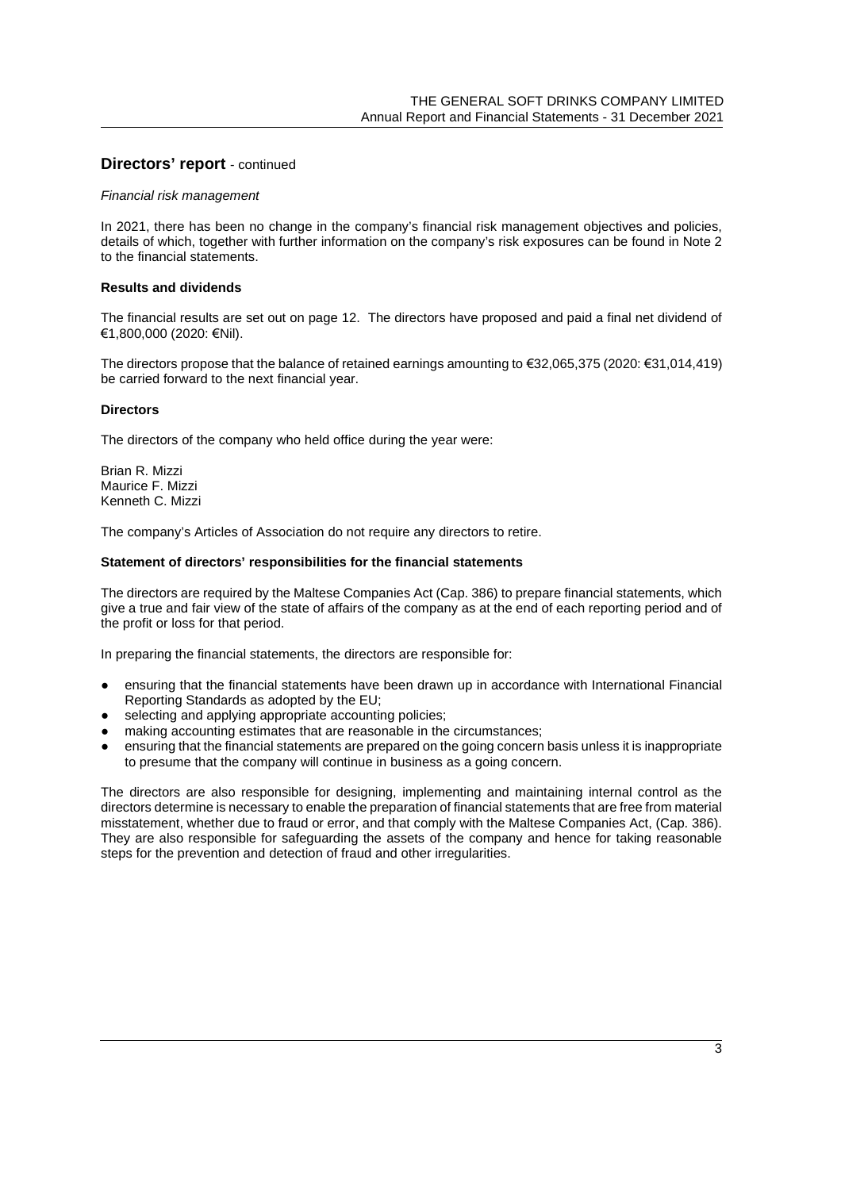## Directors' report - continued

*Financial risk management*

In 2021, there has been no change in the company's financial risk management objectives and policies, details of which, together with further information on the company's risk exposures can be found in Note 2 to the financial statements.

### Results and dividends

The financial results are set out on page 12. The directors have proposed and paid a final net dividend of €1,800,000 (2020: €Nil).

The directors propose that the balance of retained earnings amounting to €32,065,375 (2020: €31,014,419) be carried forward to the next financial year.

### Directors

The directors of the company who held office during the year were:

Brian R. Mizzi
Maurice F. Mizzi
Kenneth C. Mizzi

The company's Articles of Association do not require any directors to retire.

### Statement of directors' responsibilities for the financial statements

The directors are required by the Maltese Companies Act (Cap. 386) to prepare financial statements, which give a true and fair view of the state of affairs of the company as at the end of each reporting period and of the profit or loss for that period.

In preparing the financial statements, the directors are responsible for:

- ensuring that the financial statements have been drawn up in accordance with International Financial Reporting Standards as adopted by the EU;
- selecting and applying appropriate accounting policies;
- making accounting estimates that are reasonable in the circumstances;
- ensuring that the financial statements are prepared on the going concern basis unless it is inappropriate to presume that the company will continue in business as a going concern.

The directors are also responsible for designing, implementing and maintaining internal control as the directors determine is necessary to enable the preparation of financial statements that are free from material misstatement, whether due to fraud or error, and that comply with the Maltese Companies Act, (Cap. 386). They are also responsible for safeguarding the assets of the company and hence for taking reasonable steps for the prevention and detection of fraud and other irregularities.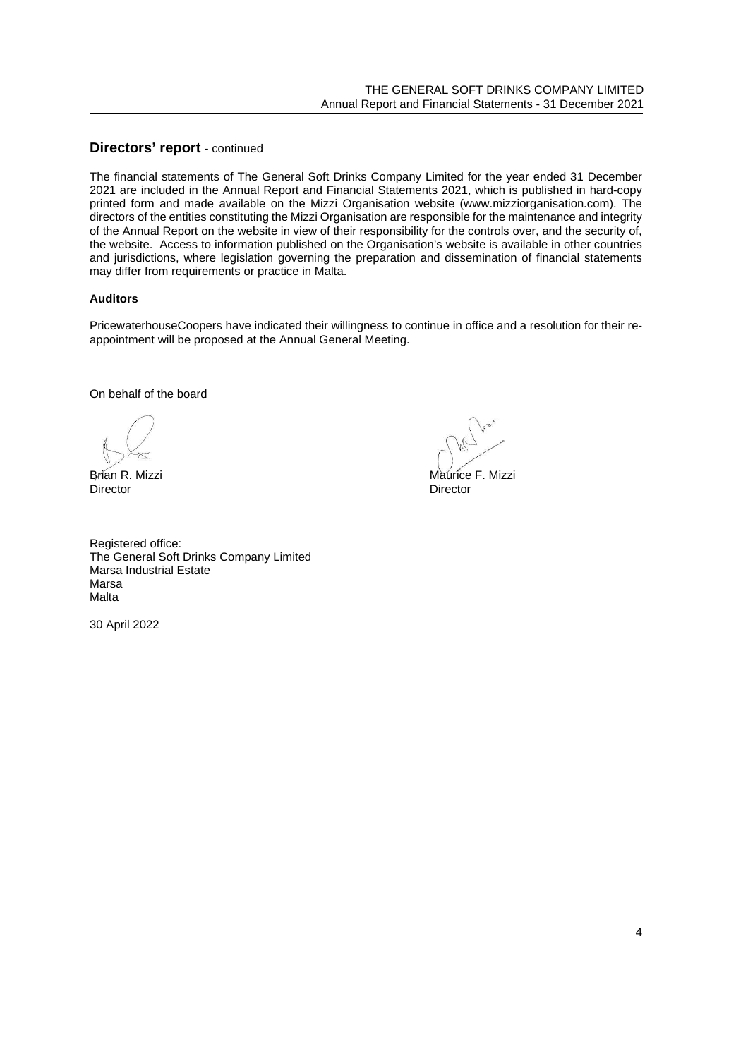## Directors' report - continued

The financial statements of The General Soft Drinks Company Limited for the year ended 31 December 2021 are included in the Annual Report and Financial Statements 2021, which is published in hard-copy printed form and made available on the Mizzi Organisation website (www.mizziorganisation.com). The directors of the entities constituting the Mizzi Organisation are responsible for the maintenance and integrity of the Annual Report on the website in view of their responsibility for the controls over, and the security of, the website. Access to information published on the Organisation's website is available in other countries and jurisdictions, where legislation governing the preparation and dissemination of financial statements may differ from requirements or practice in Malta.

**Auditors**

PricewaterhouseCoopers have indicated their willingness to continue in office and a resolution for their re-appointment will be proposed at the Annual General Meeting.

On behalf of the board

Brian R. Mizzi
Director

Maurice F. Mizzi
Director

Registered office:
The General Soft Drinks Company Limited
Marsa Industrial Estate
Marsa
Malta

30 April 2022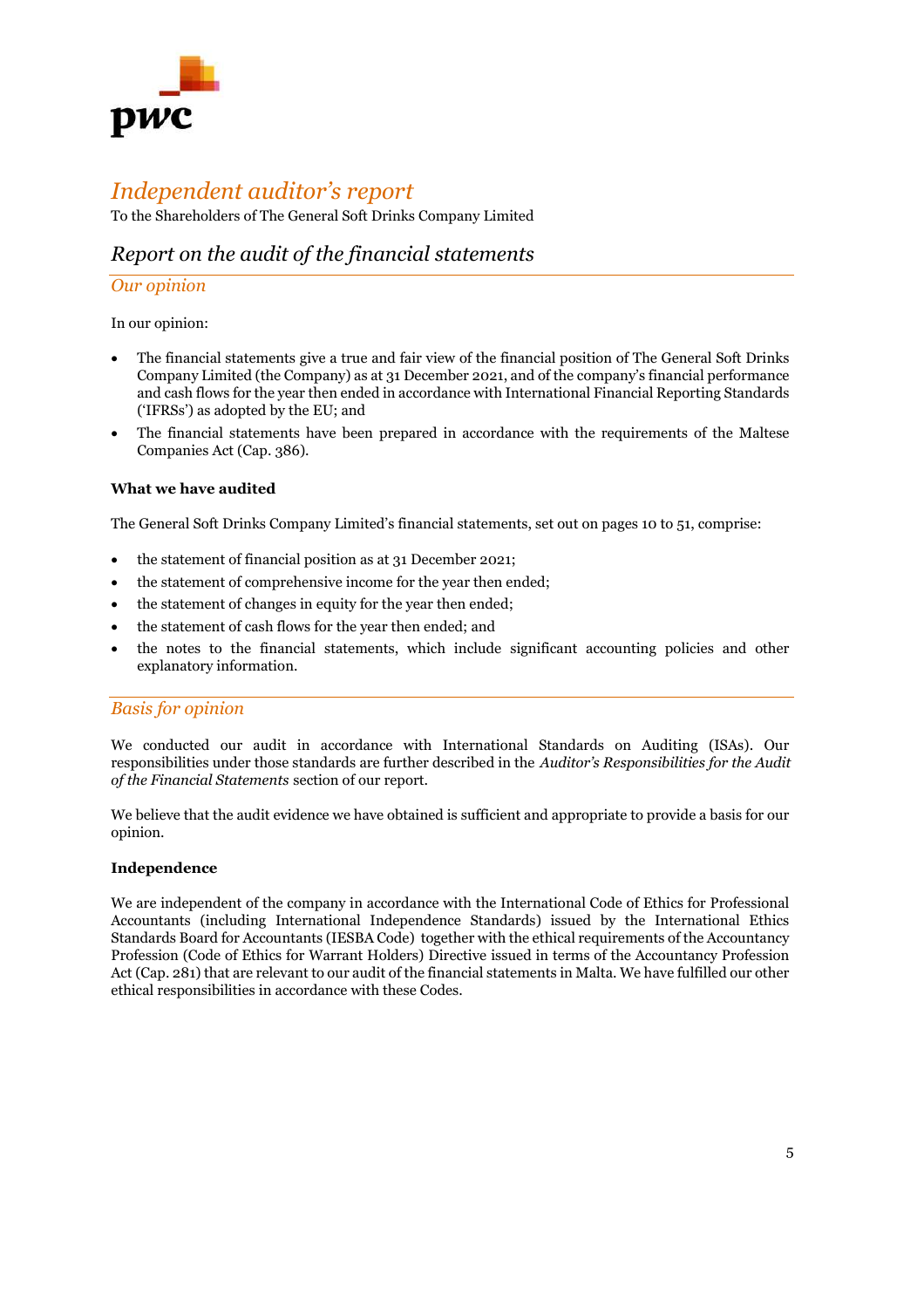# Independent auditor's report

To the Shareholders of The General Soft Drinks Company Limited

## Report on the audit of the financial statements

### Our opinion

In our opinion:

- The financial statements give a true and fair view of the financial position of The General Soft Drinks Company Limited (the Company) as at 31 December 2021, and of the company's financial performance and cash flows for the year then ended in accordance with International Financial Reporting Standards ('IFRSs') as adopted by the EU; and
- The financial statements have been prepared in accordance with the requirements of the Maltese Companies Act (Cap. 386).

**What we have audited**

The General Soft Drinks Company Limited's financial statements, set out on pages 10 to 51, comprise:

- the statement of financial position as at 31 December 2021;
- the statement of comprehensive income for the year then ended;
- the statement of changes in equity for the year then ended;
- the statement of cash flows for the year then ended; and
- the notes to the financial statements, which include significant accounting policies and other explanatory information.

### Basis for opinion

We conducted our audit in accordance with International Standards on Auditing (ISAs). Our responsibilities under those standards are further described in the *Auditor's Responsibilities for the Audit of the Financial Statements* section of our report.

We believe that the audit evidence we have obtained is sufficient and appropriate to provide a basis for our opinion.

**Independence**

We are independent of the company in accordance with the International Code of Ethics for Professional Accountants (including International Independence Standards) issued by the International Ethics Standards Board for Accountants (IESBA Code) together with the ethical requirements of the Accountancy Profession (Code of Ethics for Warrant Holders) Directive issued in terms of the Accountancy Profession Act (Cap. 281) that are relevant to our audit of the financial statements in Malta. We have fulfilled our other ethical responsibilities in accordance with these Codes.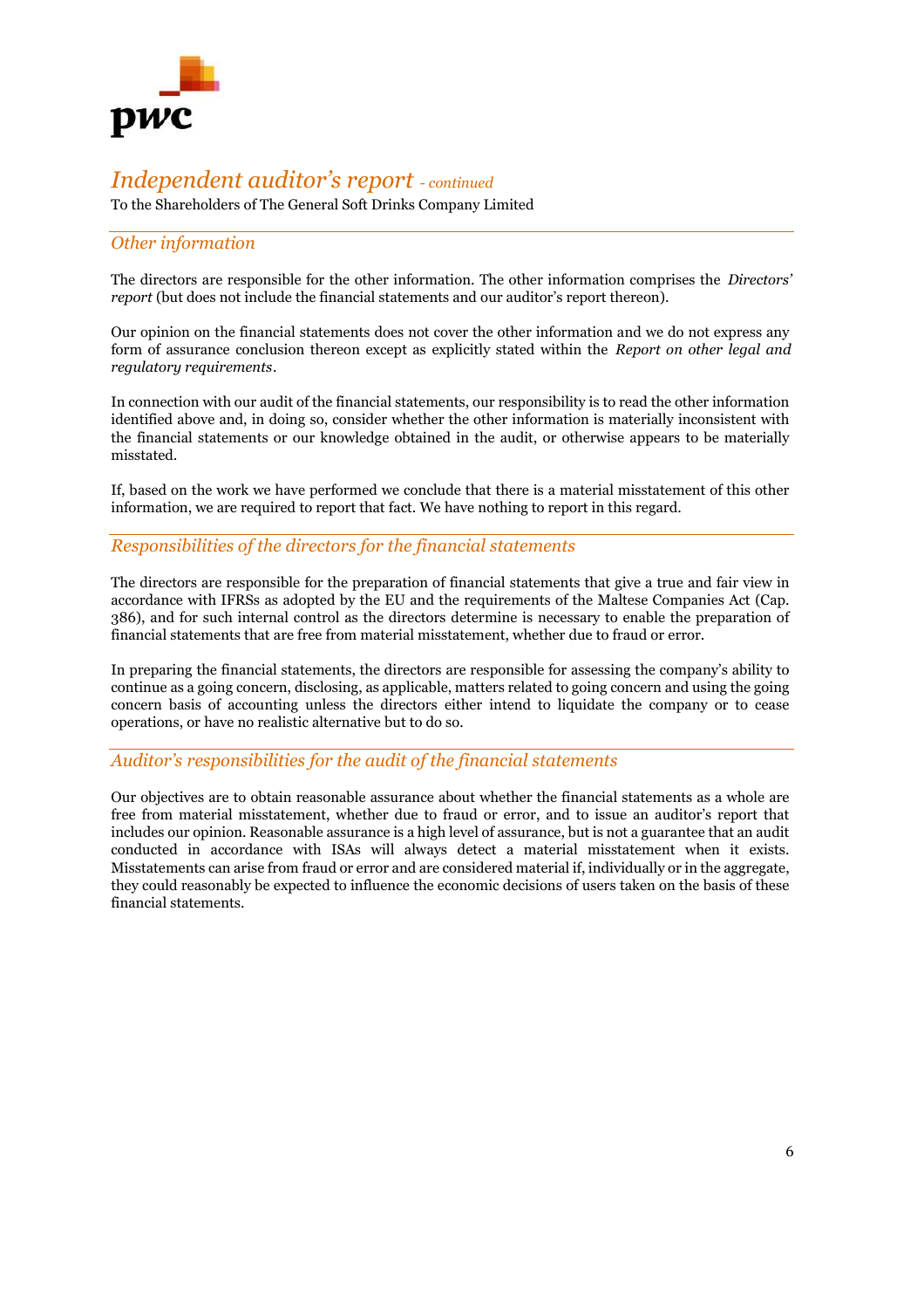# *Independent auditor's report - continued*

To the Shareholders of The General Soft Drinks Company Limited

## *Other information*

The directors are responsible for the other information. The other information comprises the *Directors' report* (but does not include the financial statements and our auditor's report thereon).

Our opinion on the financial statements does not cover the other information and we do not express any form of assurance conclusion thereon except as explicitly stated within the *Report on other legal and regulatory requirements*.

In connection with our audit of the financial statements, our responsibility is to read the other information identified above and, in doing so, consider whether the other information is materially inconsistent with the financial statements or our knowledge obtained in the audit, or otherwise appears to be materially misstated.

If, based on the work we have performed we conclude that there is a material misstatement of this other information, we are required to report that fact. We have nothing to report in this regard.

## *Responsibilities of the directors for the financial statements*

The directors are responsible for the preparation of financial statements that give a true and fair view in accordance with IFRSs as adopted by the EU and the requirements of the Maltese Companies Act (Cap. 386), and for such internal control as the directors determine is necessary to enable the preparation of financial statements that are free from material misstatement, whether due to fraud or error.

In preparing the financial statements, the directors are responsible for assessing the company's ability to continue as a going concern, disclosing, as applicable, matters related to going concern and using the going concern basis of accounting unless the directors either intend to liquidate the company or to cease operations, or have no realistic alternative but to do so.

## *Auditor's responsibilities for the audit of the financial statements*

Our objectives are to obtain reasonable assurance about whether the financial statements as a whole are free from material misstatement, whether due to fraud or error, and to issue an auditor's report that includes our opinion. Reasonable assurance is a high level of assurance, but is not a guarantee that an audit conducted in accordance with ISAs will always detect a material misstatement when it exists. Misstatements can arise from fraud or error and are considered material if, individually or in the aggregate, they could reasonably be expected to influence the economic decisions of users taken on the basis of these financial statements.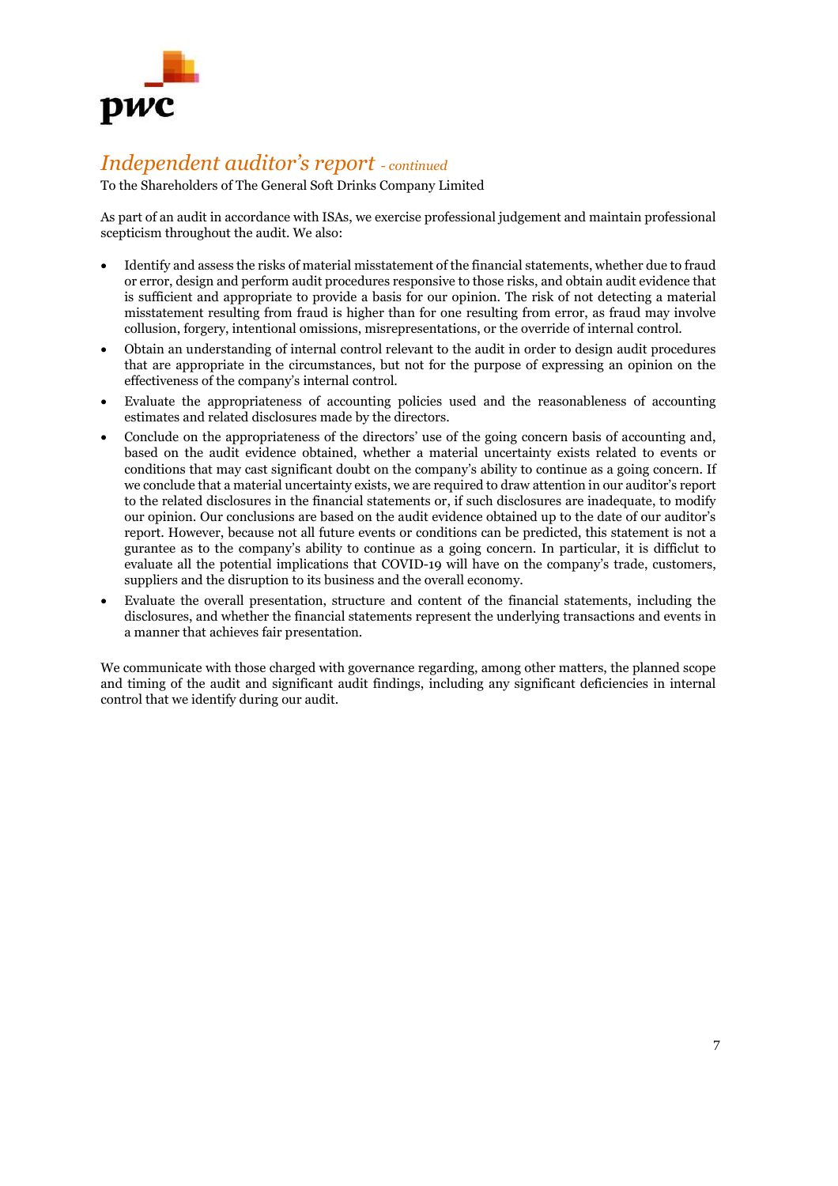# *Independent auditor's report - continued*

To the Shareholders of The General Soft Drinks Company Limited

As part of an audit in accordance with ISAs, we exercise professional judgement and maintain professional scepticism throughout the audit. We also:

- Identify and assess the risks of material misstatement of the financial statements, whether due to fraud or error, design and perform audit procedures responsive to those risks, and obtain audit evidence that is sufficient and appropriate to provide a basis for our opinion. The risk of not detecting a material misstatement resulting from fraud is higher than for one resulting from error, as fraud may involve collusion, forgery, intentional omissions, misrepresentations, or the override of internal control.
- Obtain an understanding of internal control relevant to the audit in order to design audit procedures that are appropriate in the circumstances, but not for the purpose of expressing an opinion on the effectiveness of the company's internal control.
- Evaluate the appropriateness of accounting policies used and the reasonableness of accounting estimates and related disclosures made by the directors.
- Conclude on the appropriateness of the directors' use of the going concern basis of accounting and, based on the audit evidence obtained, whether a material uncertainty exists related to events or conditions that may cast significant doubt on the company's ability to continue as a going concern. If we conclude that a material uncertainty exists, we are required to draw attention in our auditor's report to the related disclosures in the financial statements or, if such disclosures are inadequate, to modify our opinion. Our conclusions are based on the audit evidence obtained up to the date of our auditor's report. However, because not all future events or conditions can be predicted, this statement is not a gurantee as to the company's ability to continue as a going concern. In particular, it is difficlut to evaluate all the potential implications that COVID-19 will have on the company's trade, customers, suppliers and the disruption to its business and the overall economy.
- Evaluate the overall presentation, structure and content of the financial statements, including the disclosures, and whether the financial statements represent the underlying transactions and events in a manner that achieves fair presentation.

We communicate with those charged with governance regarding, among other matters, the planned scope and timing of the audit and significant audit findings, including any significant deficiencies in internal control that we identify during our audit.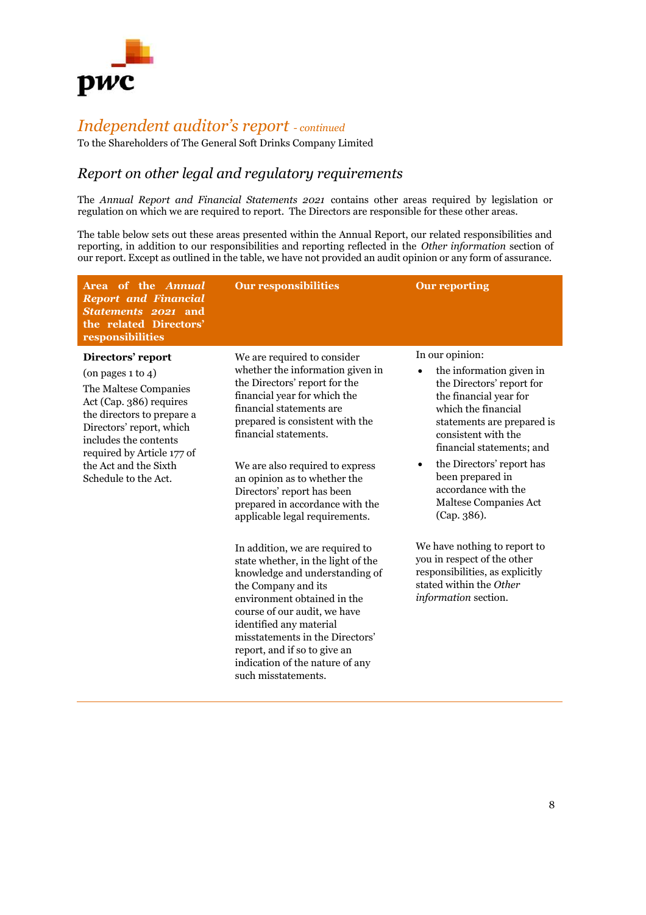# *Independent auditor's report* *- continued*

To the Shareholders of The General Soft Drinks Company Limited

## *Report on other legal and regulatory requirements*

The *Annual Report and Financial Statements 2021* contains other areas required by legislation or regulation on which we are required to report. The Directors are responsible for these other areas.

The table below sets out these areas presented within the Annual Report, our related responsibilities and reporting, in addition to our responsibilities and reporting reflected in the *Other information* section of our report. Except as outlined in the table, we have not provided an audit opinion or any form of assurance.

| **Area of the *Annual Report and Financial Statements 2021* and the related Directors' responsibilities** | **Our responsibilities** | **Our reporting** |
|---|---|---|
| **Directors' report**<br>(on pages 1 to 4)<br>The Maltese Companies Act (Cap. 386) requires the directors to prepare a Directors' report, which includes the contents required by Article 177 of the Act and the Sixth Schedule to the Act. | We are required to consider whether the information given in the Directors' report for the financial year for which the financial statements are prepared is consistent with the financial statements.<br><br>We are also required to express an opinion as to whether the Directors' report has been prepared in accordance with the applicable legal requirements. | In our opinion:<br>• the information given in the Directors' report for the financial year for which the financial statements are prepared is consistent with the financial statements; and<br>• the Directors' report has been prepared in accordance with the Maltese Companies Act (Cap. 386). |
| | In addition, we are required to state whether, in the light of the knowledge and understanding of the Company and its environment obtained in the course of our audit, we have identified any material misstatements in the Directors' report, and if so to give an indication of the nature of any such misstatements. | We have nothing to report to you in respect of the other responsibilities, as explicitly stated within the *Other information* section. |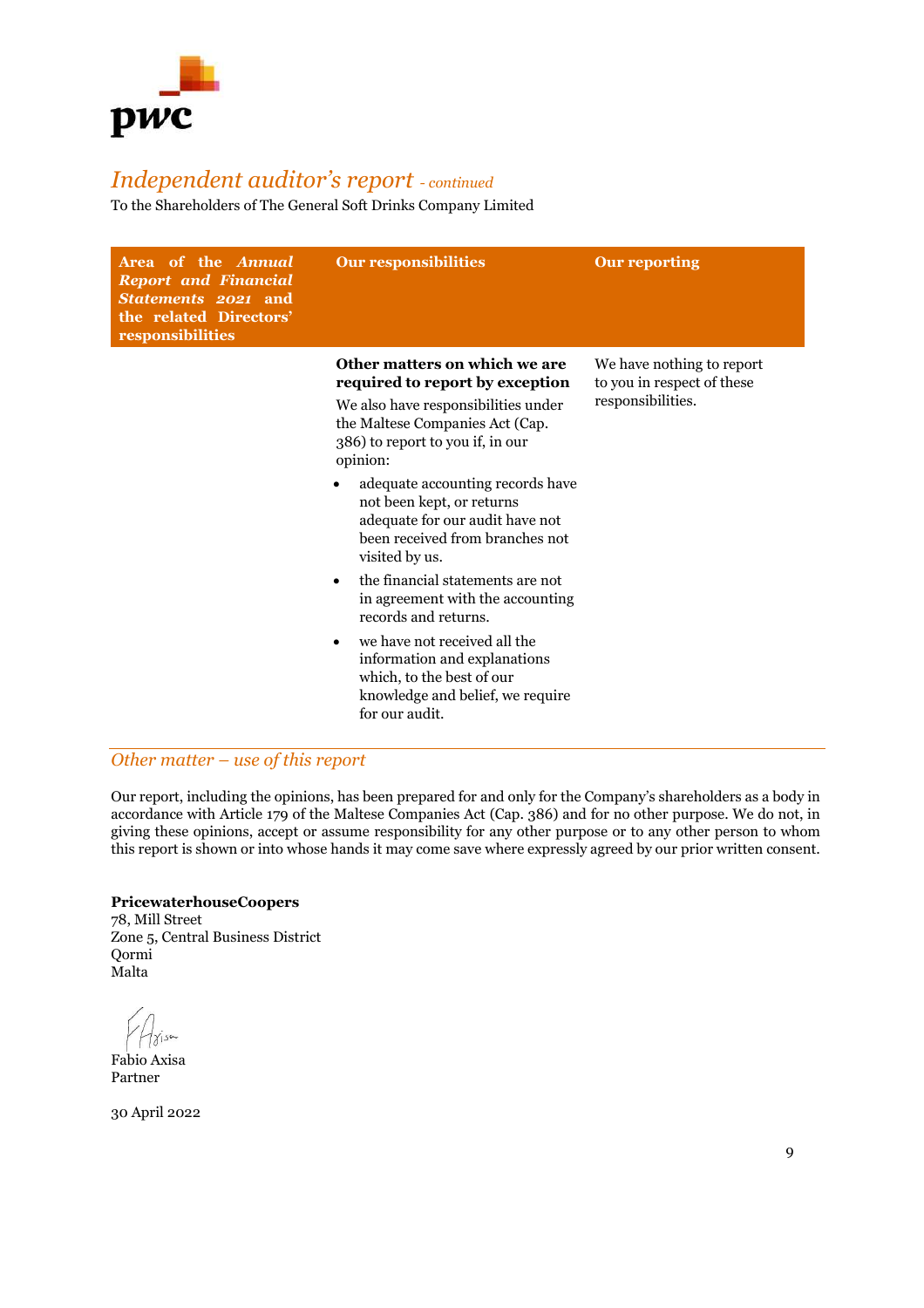# *Independent auditor's report* *- continued*

To the Shareholders of The General Soft Drinks Company Limited

| Area of the *Annual Report and Financial Statements 2021* and the related Directors' responsibilities | Our responsibilities | Our reporting |
| --- | --- | --- |
| | **Other matters on which we are required to report by exception**<br>We also have responsibilities under the Maltese Companies Act (Cap. 386) to report to you if, in our opinion:<br>• adequate accounting records have not been kept, or returns adequate for our audit have not been received from branches not visited by us.<br>• the financial statements are not in agreement with the accounting records and returns.<br>• we have not received all the information and explanations which, to the best of our knowledge and belief, we require for our audit. | We have nothing to report to you in respect of these responsibilities. |

## *Other matter – use of this report*

Our report, including the opinions, has been prepared for and only for the Company's shareholders as a body in accordance with Article 179 of the Maltese Companies Act (Cap. 386) and for no other purpose. We do not, in giving these opinions, accept or assume responsibility for any other purpose or to any other person to whom this report is shown or into whose hands it may come save where expressly agreed by our prior written consent.

**PricewaterhouseCoopers**
78, Mill Street
Zone 5, Central Business District
Qormi
Malta

Fabio Axisa
Partner

30 April 2022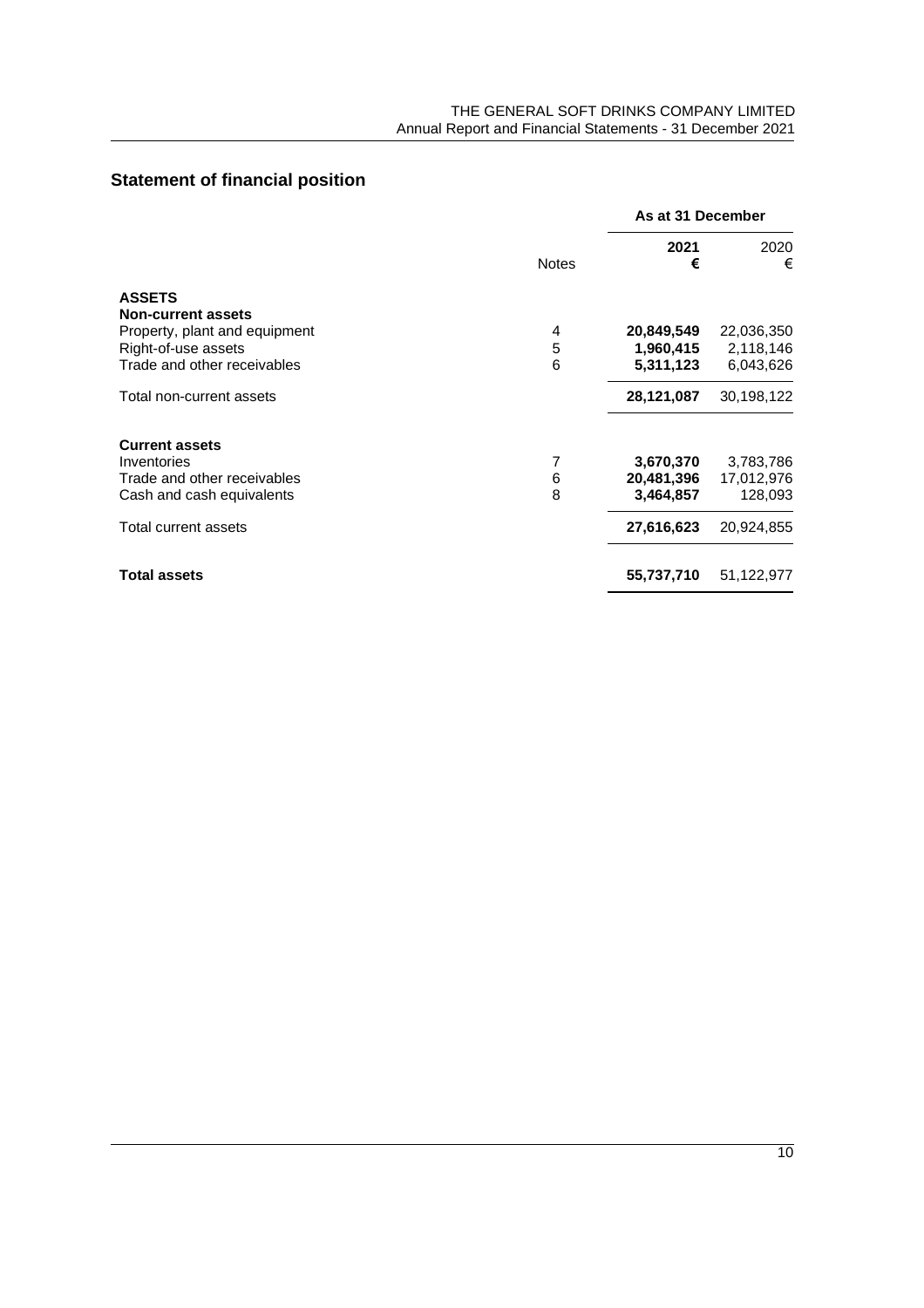## Statement of financial position

| | Notes | As at 31 December | |
|---|---|---|---|
| | | **2021** | 2020 |
| | | **€** | € |
| **ASSETS** | | | |
| **Non-current assets** | | | |
| Property, plant and equipment | 4 | **20,849,549** | 22,036,350 |
| Right-of-use assets | 5 | **1,960,415** | 2,118,146 |
| Trade and other receivables | 6 | **5,311,123** | 6,043,626 |
| Total non-current assets | | **28,121,087** | 30,198,122 |
| **Current assets** | | | |
| Inventories | 7 | **3,670,370** | 3,783,786 |
| Trade and other receivables | 6 | **20,481,396** | 17,012,976 |
| Cash and cash equivalents | 8 | **3,464,857** | 128,093 |
| Total current assets | | **27,616,623** | 20,924,855 |
| **Total assets** | | **55,737,710** | 51,122,977 |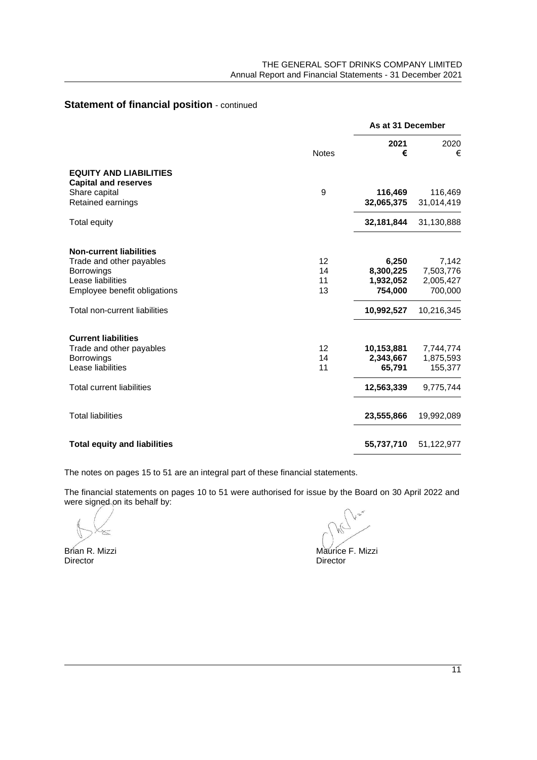## Statement of financial position - continued

| | Notes | As at 31 December | |
|---|---|---|---|
| | | **2021** | 2020 |
| | | **€** | € |
| **EQUITY AND LIABILITIES** | | | |
| **Capital and reserves** | | | |
| Share capital | 9 | **116,469** | 116,469 |
| Retained earnings | | **32,065,375** | 31,014,419 |
| Total equity | | **32,181,844** | 31,130,888 |
| **Non-current liabilities** | | | |
| Trade and other payables | 12 | **6,250** | 7,142 |
| Borrowings | 14 | **8,300,225** | 7,503,776 |
| Lease liabilities | 11 | **1,932,052** | 2,005,427 |
| Employee benefit obligations | 13 | **754,000** | 700,000 |
| Total non-current liabilities | | **10,992,527** | 10,216,345 |
| **Current liabilities** | | | |
| Trade and other payables | 12 | **10,153,881** | 7,744,774 |
| Borrowings | 14 | **2,343,667** | 1,875,593 |
| Lease liabilities | 11 | **65,791** | 155,377 |
| Total current liabilities | | **12,563,339** | 9,775,744 |
| Total liabilities | | **23,555,866** | 19,992,089 |
| **Total equity and liabilities** | | **55,737,710** | 51,122,977 |

The notes on pages 15 to 51 are an integral part of these financial statements.

The financial statements on pages 10 to 51 were authorised for issue by the Board on 30 April 2022 and were signed on its behalf by:

Brian R. Mizzi
Director

Maurice F. Mizzi
Director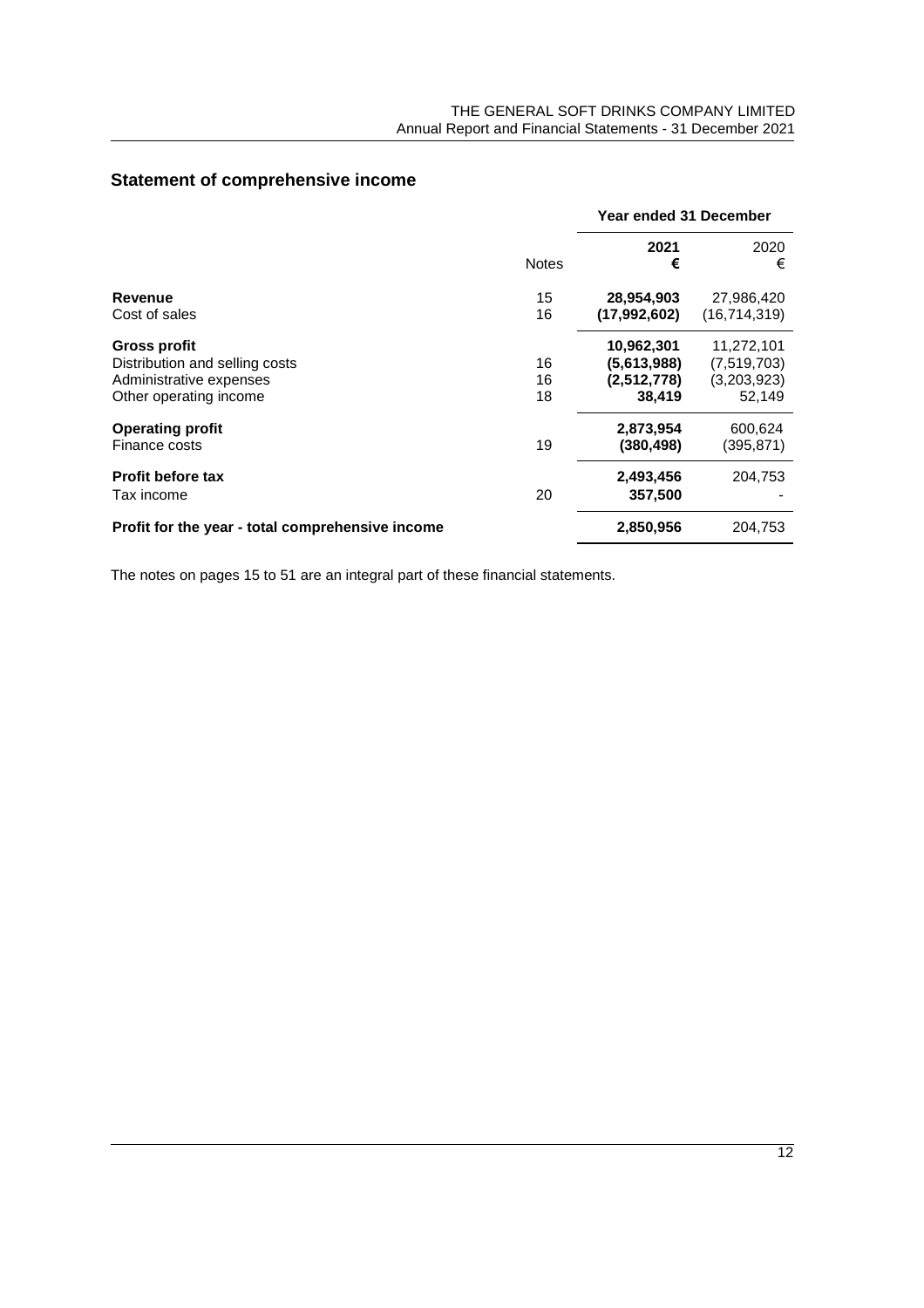## Statement of comprehensive income

| | Notes | Year ended 31 December 2021 € | 2020 € |
|---|---|---|---|
| **Revenue** | 15 | **28,954,903** | 27,986,420 |
| Cost of sales | 16 | **(17,992,602)** | (16,714,319) |
| **Gross profit** | | **10,962,301** | 11,272,101 |
| Distribution and selling costs | 16 | **(5,613,988)** | (7,519,703) |
| Administrative expenses | 16 | **(2,512,778)** | (3,203,923) |
| Other operating income | 18 | **38,419** | 52,149 |
| **Operating profit** | | **2,873,954** | 600,624 |
| Finance costs | 19 | **(380,498)** | (395,871) |
| **Profit before tax** | | **2,493,456** | 204,753 |
| Tax income | 20 | **357,500** | - |
| **Profit for the year - total comprehensive income** | | **2,850,956** | 204,753 |

The notes on pages 15 to 51 are an integral part of these financial statements.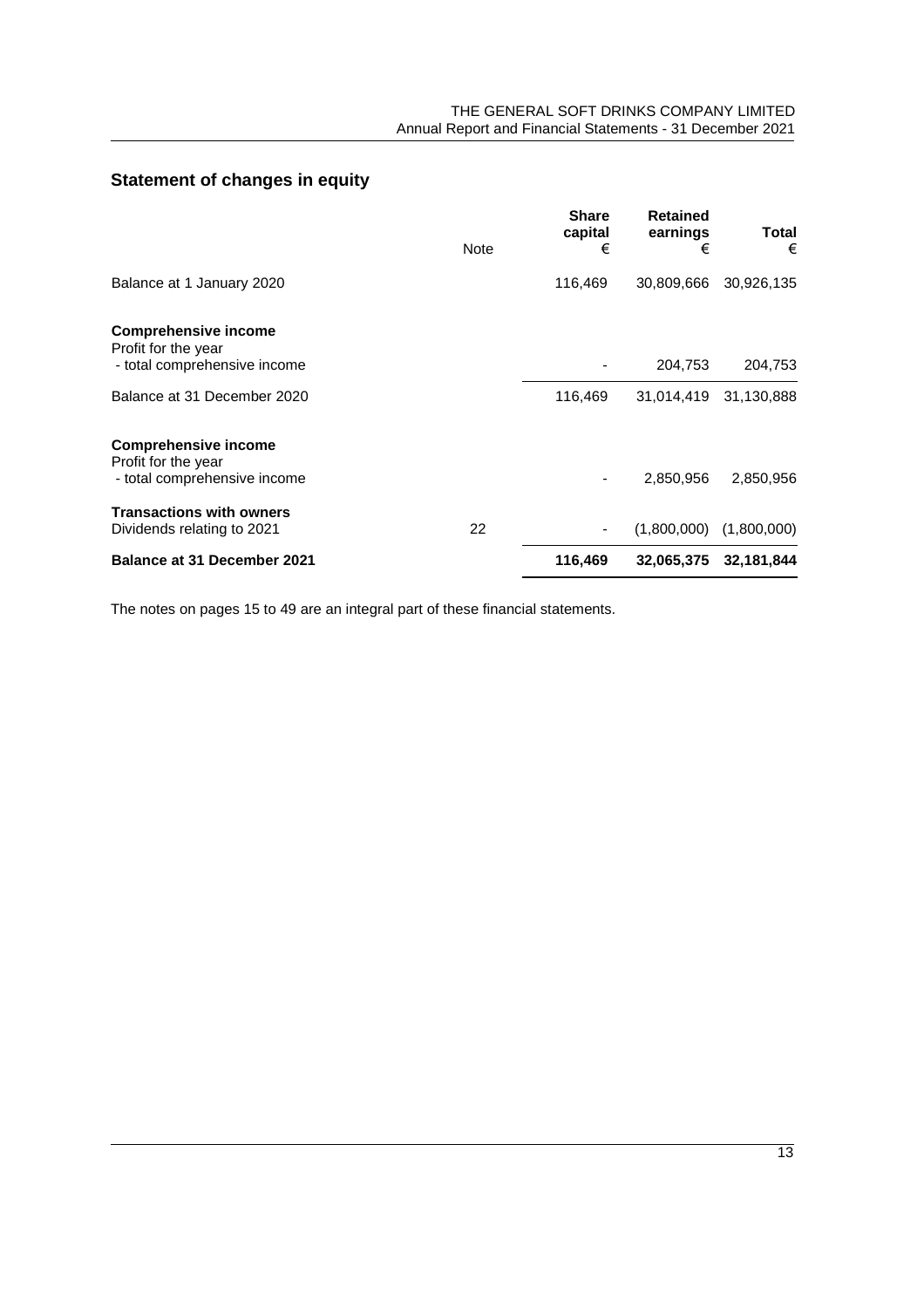## Statement of changes in equity

| | Note | Share capital € | Retained earnings € | Total € |
|---|---|---|---|---|
| Balance at 1 January 2020 | | 116,469 | 30,809,666 | 30,926,135 |
| **Comprehensive income** | | | | |
| Profit for the year | | | | |
| - total comprehensive income | | - | 204,753 | 204,753 |
| Balance at 31 December 2020 | | 116,469 | 31,014,419 | 31,130,888 |
| **Comprehensive income** | | | | |
| Profit for the year | | | | |
| - total comprehensive income | | - | 2,850,956 | 2,850,956 |
| **Transactions with owners** | | | | |
| Dividends relating to 2021 | 22 | - | (1,800,000) | (1,800,000) |
| **Balance at 31 December 2021** | | **116,469** | **32,065,375** | **32,181,844** |

The notes on pages 15 to 49 are an integral part of these financial statements.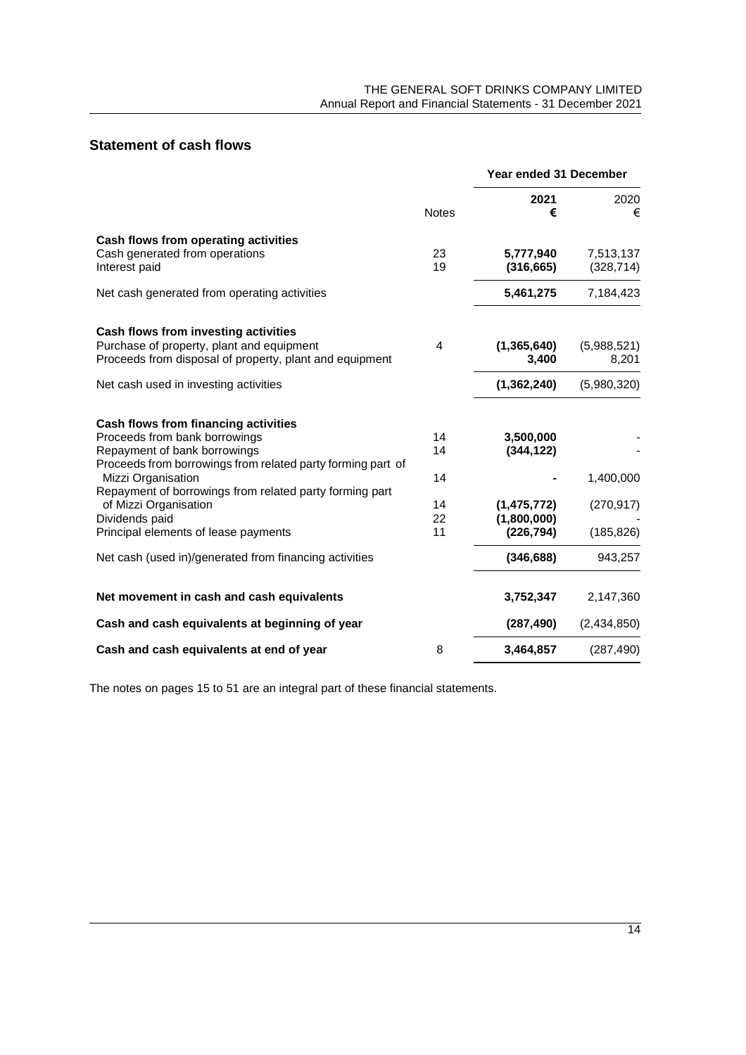## Statement of cash flows

| | Notes | Year ended 31 December 2021 € | 2020 € |
|---|---|---|---|
| **Cash flows from operating activities** | | | |
| Cash generated from operations | 23 | **5,777,940** | 7,513,137 |
| Interest paid | 19 | **(316,665)** | (328,714) |
| Net cash generated from operating activities | | **5,461,275** | 7,184,423 |
| **Cash flows from investing activities** | | | |
| Purchase of property, plant and equipment | 4 | **(1,365,640)** | (5,988,521) |
| Proceeds from disposal of property, plant and equipment | | **3,400** | 8,201 |
| Net cash used in investing activities | | **(1,362,240)** | (5,980,320) |
| **Cash flows from financing activities** | | | |
| Proceeds from bank borrowings | 14 | **3,500,000** | - |
| Repayment of bank borrowings | 14 | **(344,122)** | - |
| Proceeds from borrowings from related party forming part of Mizzi Organisation | 14 | **-** | 1,400,000 |
| Repayment of borrowings from related party forming part of Mizzi Organisation | 14 | **(1,475,772)** | (270,917) |
| Dividends paid | 22 | **(1,800,000)** | - |
| Principal elements of lease payments | 11 | **(226,794)** | (185,826) |
| Net cash (used in)/generated from financing activities | | **(346,688)** | 943,257 |
| **Net movement in cash and cash equivalents** | | **3,752,347** | 2,147,360 |
| **Cash and cash equivalents at beginning of year** | | **(287,490)** | (2,434,850) |
| **Cash and cash equivalents at end of year** | 8 | **3,464,857** | (287,490) |

The notes on pages 15 to 51 are an integral part of these financial statements.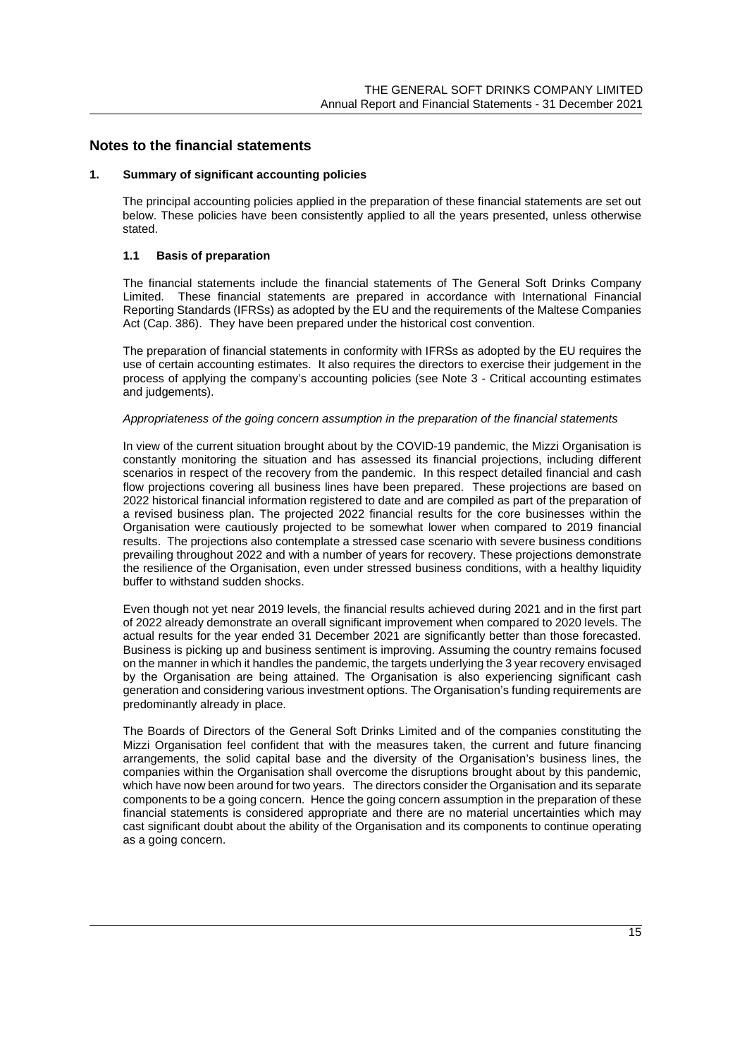# Notes to the financial statements

## 1. Summary of significant accounting policies

The principal accounting policies applied in the preparation of these financial statements are set out below. These policies have been consistently applied to all the years presented, unless otherwise stated.

### 1.1 Basis of preparation

The financial statements include the financial statements of The General Soft Drinks Company Limited. These financial statements are prepared in accordance with International Financial Reporting Standards (IFRSs) as adopted by the EU and the requirements of the Maltese Companies Act (Cap. 386). They have been prepared under the historical cost convention.

The preparation of financial statements in conformity with IFRSs as adopted by the EU requires the use of certain accounting estimates. It also requires the directors to exercise their judgement in the process of applying the company's accounting policies (see Note 3 - Critical accounting estimates and judgements).

*Appropriateness of the going concern assumption in the preparation of the financial statements*

In view of the current situation brought about by the COVID-19 pandemic, the Mizzi Organisation is constantly monitoring the situation and has assessed its financial projections, including different scenarios in respect of the recovery from the pandemic. In this respect detailed financial and cash flow projections covering all business lines have been prepared. These projections are based on 2022 historical financial information registered to date and are compiled as part of the preparation of a revised business plan. The projected 2022 financial results for the core businesses within the Organisation were cautiously projected to be somewhat lower when compared to 2019 financial results. The projections also contemplate a stressed case scenario with severe business conditions prevailing throughout 2022 and with a number of years for recovery. These projections demonstrate the resilience of the Organisation, even under stressed business conditions, with a healthy liquidity buffer to withstand sudden shocks.

Even though not yet near 2019 levels, the financial results achieved during 2021 and in the first part of 2022 already demonstrate an overall significant improvement when compared to 2020 levels. The actual results for the year ended 31 December 2021 are significantly better than those forecasted. Business is picking up and business sentiment is improving. Assuming the country remains focused on the manner in which it handles the pandemic, the targets underlying the 3 year recovery envisaged by the Organisation are being attained. The Organisation is also experiencing significant cash generation and considering various investment options. The Organisation's funding requirements are predominantly already in place.

The Boards of Directors of the General Soft Drinks Limited and of the companies constituting the Mizzi Organisation feel confident that with the measures taken, the current and future financing arrangements, the solid capital base and the diversity of the Organisation's business lines, the companies within the Organisation shall overcome the disruptions brought about by this pandemic, which have now been around for two years. The directors consider the Organisation and its separate components to be a going concern. Hence the going concern assumption in the preparation of these financial statements is considered appropriate and there are no material uncertainties which may cast significant doubt about the ability of the Organisation and its components to continue operating as a going concern.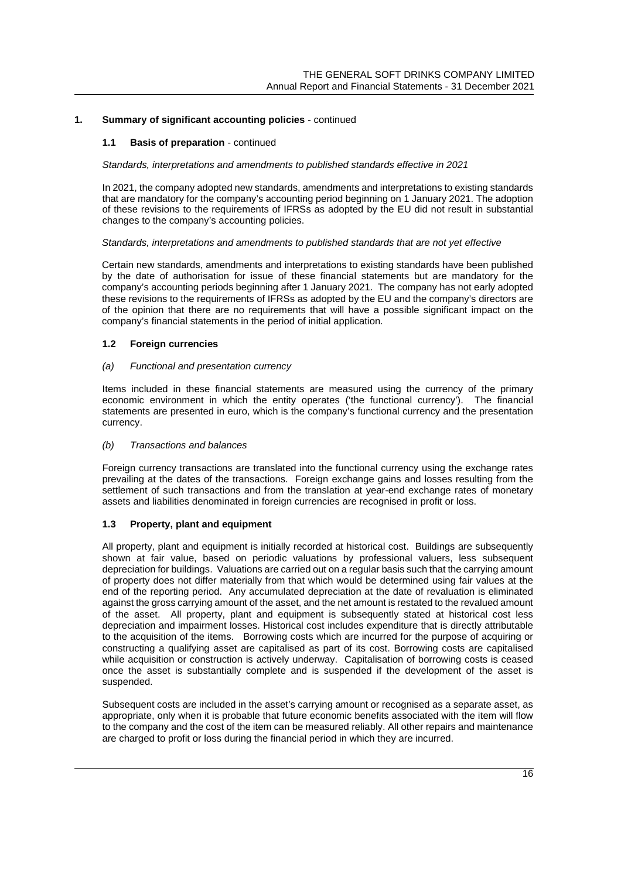## 1. Summary of significant accounting policies - continued

### 1.1 Basis of preparation - continued

*Standards, interpretations and amendments to published standards effective in 2021*

In 2021, the company adopted new standards, amendments and interpretations to existing standards that are mandatory for the company's accounting period beginning on 1 January 2021. The adoption of these revisions to the requirements of IFRSs as adopted by the EU did not result in substantial changes to the company's accounting policies.

*Standards, interpretations and amendments to published standards that are not yet effective*

Certain new standards, amendments and interpretations to existing standards have been published by the date of authorisation for issue of these financial statements but are mandatory for the company's accounting periods beginning after 1 January 2021. The company has not early adopted these revisions to the requirements of IFRSs as adopted by the EU and the company's directors are of the opinion that there are no requirements that will have a possible significant impact on the company's financial statements in the period of initial application.

### 1.2 Foreign currencies

*(a) Functional and presentation currency*

Items included in these financial statements are measured using the currency of the primary economic environment in which the entity operates ('the functional currency'). The financial statements are presented in euro, which is the company's functional currency and the presentation currency.

*(b) Transactions and balances*

Foreign currency transactions are translated into the functional currency using the exchange rates prevailing at the dates of the transactions. Foreign exchange gains and losses resulting from the settlement of such transactions and from the translation at year-end exchange rates of monetary assets and liabilities denominated in foreign currencies are recognised in profit or loss.

### 1.3 Property, plant and equipment

All property, plant and equipment is initially recorded at historical cost. Buildings are subsequently shown at fair value, based on periodic valuations by professional valuers, less subsequent depreciation for buildings. Valuations are carried out on a regular basis such that the carrying amount of property does not differ materially from that which would be determined using fair values at the end of the reporting period. Any accumulated depreciation at the date of revaluation is eliminated against the gross carrying amount of the asset, and the net amount is restated to the revalued amount of the asset. All property, plant and equipment is subsequently stated at historical cost less depreciation and impairment losses. Historical cost includes expenditure that is directly attributable to the acquisition of the items. Borrowing costs which are incurred for the purpose of acquiring or constructing a qualifying asset are capitalised as part of its cost. Borrowing costs are capitalised while acquisition or construction is actively underway. Capitalisation of borrowing costs is ceased once the asset is substantially complete and is suspended if the development of the asset is suspended.

Subsequent costs are included in the asset's carrying amount or recognised as a separate asset, as appropriate, only when it is probable that future economic benefits associated with the item will flow to the company and the cost of the item can be measured reliably. All other repairs and maintenance are charged to profit or loss during the financial period in which they are incurred.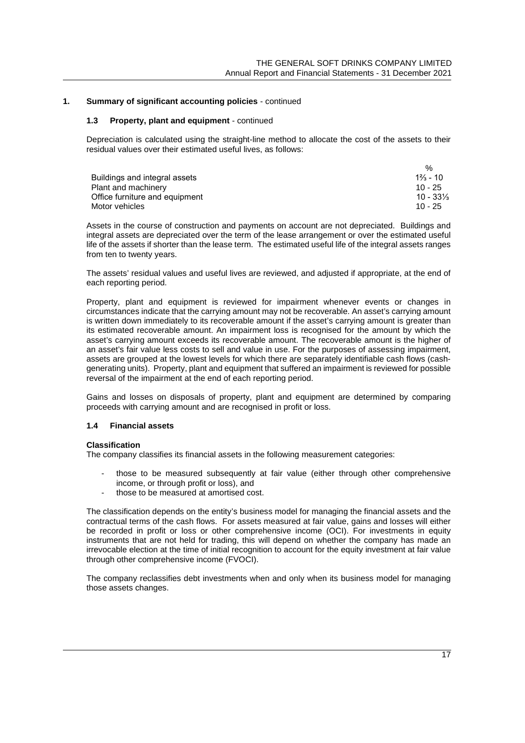## 1. Summary of significant accounting policies - continued

### 1.3 Property, plant and equipment - continued

Depreciation is calculated using the straight-line method to allocate the cost of the assets to their residual values over their estimated useful lives, as follows:

| | % |
|---|---|
| Buildings and integral assets | 1⅔ - 10 |
| Plant and machinery | 10 - 25 |
| Office furniture and equipment | 10 - 33⅓ |
| Motor vehicles | 10 - 25 |

Assets in the course of construction and payments on account are not depreciated. Buildings and integral assets are depreciated over the term of the lease arrangement or over the estimated useful life of the assets if shorter than the lease term. The estimated useful life of the integral assets ranges from ten to twenty years.

The assets' residual values and useful lives are reviewed, and adjusted if appropriate, at the end of each reporting period.

Property, plant and equipment is reviewed for impairment whenever events or changes in circumstances indicate that the carrying amount may not be recoverable. An asset's carrying amount is written down immediately to its recoverable amount if the asset's carrying amount is greater than its estimated recoverable amount. An impairment loss is recognised for the amount by which the asset's carrying amount exceeds its recoverable amount. The recoverable amount is the higher of an asset's fair value less costs to sell and value in use. For the purposes of assessing impairment, assets are grouped at the lowest levels for which there are separately identifiable cash flows (cash-generating units). Property, plant and equipment that suffered an impairment is reviewed for possible reversal of the impairment at the end of each reporting period.

Gains and losses on disposals of property, plant and equipment are determined by comparing proceeds with carrying amount and are recognised in profit or loss.

### 1.4 Financial assets

**Classification**

The company classifies its financial assets in the following measurement categories:

- those to be measured subsequently at fair value (either through other comprehensive income, or through profit or loss), and
- those to be measured at amortised cost.

The classification depends on the entity's business model for managing the financial assets and the contractual terms of the cash flows. For assets measured at fair value, gains and losses will either be recorded in profit or loss or other comprehensive income (OCI). For investments in equity instruments that are not held for trading, this will depend on whether the company has made an irrevocable election at the time of initial recognition to account for the equity investment at fair value through other comprehensive income (FVOCI).

The company reclassifies debt investments when and only when its business model for managing those assets changes.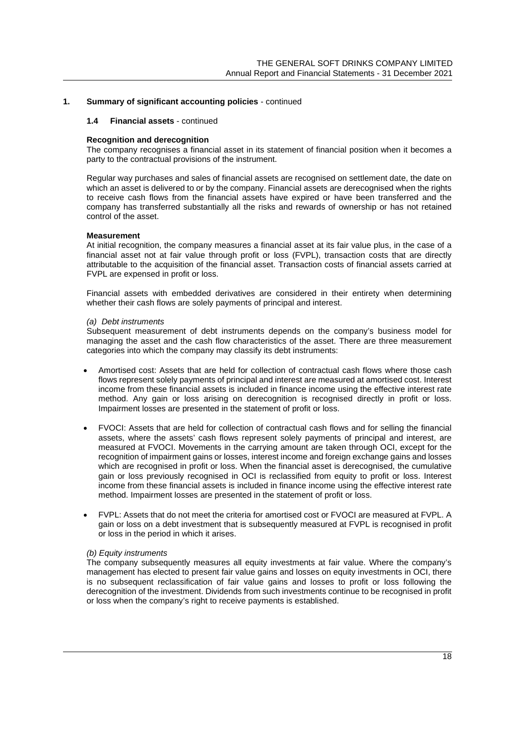## 1. Summary of significant accounting policies - continued

### 1.4 Financial assets - continued

**Recognition and derecognition**

The company recognises a financial asset in its statement of financial position when it becomes a party to the contractual provisions of the instrument.

Regular way purchases and sales of financial assets are recognised on settlement date, the date on which an asset is delivered to or by the company. Financial assets are derecognised when the rights to receive cash flows from the financial assets have expired or have been transferred and the company has transferred substantially all the risks and rewards of ownership or has not retained control of the asset.

**Measurement**

At initial recognition, the company measures a financial asset at its fair value plus, in the case of a financial asset not at fair value through profit or loss (FVPL), transaction costs that are directly attributable to the acquisition of the financial asset. Transaction costs of financial assets carried at FVPL are expensed in profit or loss.

Financial assets with embedded derivatives are considered in their entirety when determining whether their cash flows are solely payments of principal and interest.

*(a) Debt instruments*

Subsequent measurement of debt instruments depends on the company's business model for managing the asset and the cash flow characteristics of the asset. There are three measurement categories into which the company may classify its debt instruments:

- Amortised cost: Assets that are held for collection of contractual cash flows where those cash flows represent solely payments of principal and interest are measured at amortised cost. Interest income from these financial assets is included in finance income using the effective interest rate method. Any gain or loss arising on derecognition is recognised directly in profit or loss. Impairment losses are presented in the statement of profit or loss.

- FVOCI: Assets that are held for collection of contractual cash flows and for selling the financial assets, where the assets' cash flows represent solely payments of principal and interest, are measured at FVOCI. Movements in the carrying amount are taken through OCI, except for the recognition of impairment gains or losses, interest income and foreign exchange gains and losses which are recognised in profit or loss. When the financial asset is derecognised, the cumulative gain or loss previously recognised in OCI is reclassified from equity to profit or loss. Interest income from these financial assets is included in finance income using the effective interest rate method. Impairment losses are presented in the statement of profit or loss.

- FVPL: Assets that do not meet the criteria for amortised cost or FVOCI are measured at FVPL. A gain or loss on a debt investment that is subsequently measured at FVPL is recognised in profit or loss in the period in which it arises.

*(b) Equity instruments*

The company subsequently measures all equity investments at fair value. Where the company's management has elected to present fair value gains and losses on equity investments in OCI, there is no subsequent reclassification of fair value gains and losses to profit or loss following the derecognition of the investment. Dividends from such investments continue to be recognised in profit or loss when the company's right to receive payments is established.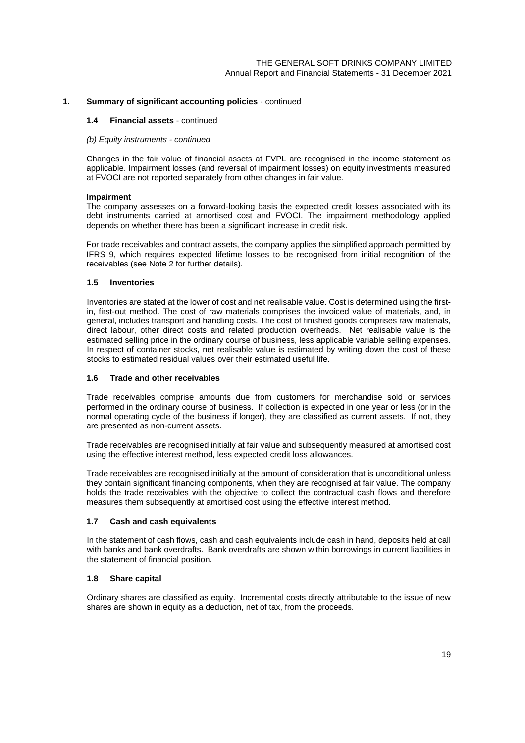## 1. Summary of significant accounting policies - continued

### 1.4 Financial assets - continued

*(b) Equity instruments - continued*

Changes in the fair value of financial assets at FVPL are recognised in the income statement as applicable. Impairment losses (and reversal of impairment losses) on equity investments measured at FVOCI are not reported separately from other changes in fair value.

**Impairment**

The company assesses on a forward-looking basis the expected credit losses associated with its debt instruments carried at amortised cost and FVOCI. The impairment methodology applied depends on whether there has been a significant increase in credit risk.

For trade receivables and contract assets, the company applies the simplified approach permitted by IFRS 9, which requires expected lifetime losses to be recognised from initial recognition of the receivables (see Note 2 for further details).

### 1.5 Inventories

Inventories are stated at the lower of cost and net realisable value. Cost is determined using the first-in, first-out method. The cost of raw materials comprises the invoiced value of materials, and, in general, includes transport and handling costs. The cost of finished goods comprises raw materials, direct labour, other direct costs and related production overheads. Net realisable value is the estimated selling price in the ordinary course of business, less applicable variable selling expenses. In respect of container stocks, net realisable value is estimated by writing down the cost of these stocks to estimated residual values over their estimated useful life.

### 1.6 Trade and other receivables

Trade receivables comprise amounts due from customers for merchandise sold or services performed in the ordinary course of business. If collection is expected in one year or less (or in the normal operating cycle of the business if longer), they are classified as current assets. If not, they are presented as non-current assets.

Trade receivables are recognised initially at fair value and subsequently measured at amortised cost using the effective interest method, less expected credit loss allowances.

Trade receivables are recognised initially at the amount of consideration that is unconditional unless they contain significant financing components, when they are recognised at fair value. The company holds the trade receivables with the objective to collect the contractual cash flows and therefore measures them subsequently at amortised cost using the effective interest method.

### 1.7 Cash and cash equivalents

In the statement of cash flows, cash and cash equivalents include cash in hand, deposits held at call with banks and bank overdrafts. Bank overdrafts are shown within borrowings in current liabilities in the statement of financial position.

### 1.8 Share capital

Ordinary shares are classified as equity. Incremental costs directly attributable to the issue of new shares are shown in equity as a deduction, net of tax, from the proceeds.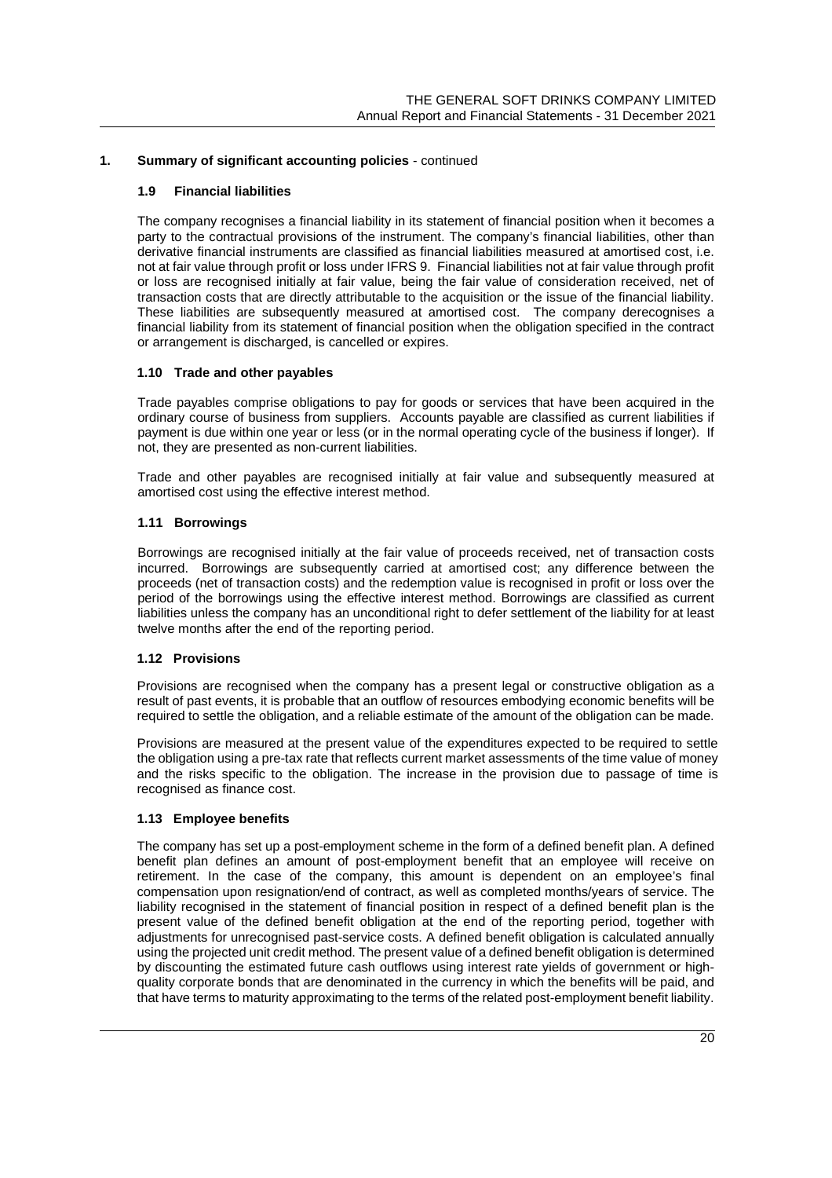## 1. Summary of significant accounting policies - continued

### 1.9 Financial liabilities

The company recognises a financial liability in its statement of financial position when it becomes a party to the contractual provisions of the instrument. The company's financial liabilities, other than derivative financial instruments are classified as financial liabilities measured at amortised cost, i.e. not at fair value through profit or loss under IFRS 9. Financial liabilities not at fair value through profit or loss are recognised initially at fair value, being the fair value of consideration received, net of transaction costs that are directly attributable to the acquisition or the issue of the financial liability. These liabilities are subsequently measured at amortised cost. The company derecognises a financial liability from its statement of financial position when the obligation specified in the contract or arrangement is discharged, is cancelled or expires.

### 1.10 Trade and other payables

Trade payables comprise obligations to pay for goods or services that have been acquired in the ordinary course of business from suppliers. Accounts payable are classified as current liabilities if payment is due within one year or less (or in the normal operating cycle of the business if longer). If not, they are presented as non-current liabilities.

Trade and other payables are recognised initially at fair value and subsequently measured at amortised cost using the effective interest method.

### 1.11 Borrowings

Borrowings are recognised initially at the fair value of proceeds received, net of transaction costs incurred. Borrowings are subsequently carried at amortised cost; any difference between the proceeds (net of transaction costs) and the redemption value is recognised in profit or loss over the period of the borrowings using the effective interest method. Borrowings are classified as current liabilities unless the company has an unconditional right to defer settlement of the liability for at least twelve months after the end of the reporting period.

### 1.12 Provisions

Provisions are recognised when the company has a present legal or constructive obligation as a result of past events, it is probable that an outflow of resources embodying economic benefits will be required to settle the obligation, and a reliable estimate of the amount of the obligation can be made.

Provisions are measured at the present value of the expenditures expected to be required to settle the obligation using a pre-tax rate that reflects current market assessments of the time value of money and the risks specific to the obligation. The increase in the provision due to passage of time is recognised as finance cost.

### 1.13 Employee benefits

The company has set up a post-employment scheme in the form of a defined benefit plan. A defined benefit plan defines an amount of post-employment benefit that an employee will receive on retirement. In the case of the company, this amount is dependent on an employee's final compensation upon resignation/end of contract, as well as completed months/years of service. The liability recognised in the statement of financial position in respect of a defined benefit plan is the present value of the defined benefit obligation at the end of the reporting period, together with adjustments for unrecognised past-service costs. A defined benefit obligation is calculated annually using the projected unit credit method. The present value of a defined benefit obligation is determined by discounting the estimated future cash outflows using interest rate yields of government or high-quality corporate bonds that are denominated in the currency in which the benefits will be paid, and that have terms to maturity approximating to the terms of the related post-employment benefit liability.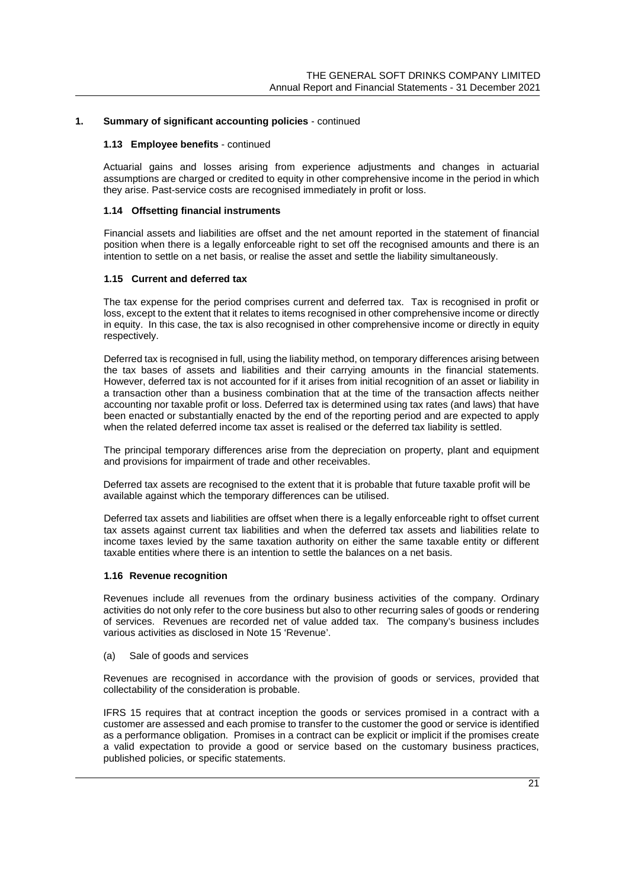## 1. Summary of significant accounting policies - continued

### 1.13 Employee benefits - continued

Actuarial gains and losses arising from experience adjustments and changes in actuarial assumptions are charged or credited to equity in other comprehensive income in the period in which they arise. Past-service costs are recognised immediately in profit or loss.

### 1.14 Offsetting financial instruments

Financial assets and liabilities are offset and the net amount reported in the statement of financial position when there is a legally enforceable right to set off the recognised amounts and there is an intention to settle on a net basis, or realise the asset and settle the liability simultaneously.

### 1.15 Current and deferred tax

The tax expense for the period comprises current and deferred tax. Tax is recognised in profit or loss, except to the extent that it relates to items recognised in other comprehensive income or directly in equity. In this case, the tax is also recognised in other comprehensive income or directly in equity respectively.

Deferred tax is recognised in full, using the liability method, on temporary differences arising between the tax bases of assets and liabilities and their carrying amounts in the financial statements. However, deferred tax is not accounted for if it arises from initial recognition of an asset or liability in a transaction other than a business combination that at the time of the transaction affects neither accounting nor taxable profit or loss. Deferred tax is determined using tax rates (and laws) that have been enacted or substantially enacted by the end of the reporting period and are expected to apply when the related deferred income tax asset is realised or the deferred tax liability is settled.

The principal temporary differences arise from the depreciation on property, plant and equipment and provisions for impairment of trade and other receivables.

Deferred tax assets are recognised to the extent that it is probable that future taxable profit will be available against which the temporary differences can be utilised.

Deferred tax assets and liabilities are offset when there is a legally enforceable right to offset current tax assets against current tax liabilities and when the deferred tax assets and liabilities relate to income taxes levied by the same taxation authority on either the same taxable entity or different taxable entities where there is an intention to settle the balances on a net basis.

### 1.16 Revenue recognition

Revenues include all revenues from the ordinary business activities of the company. Ordinary activities do not only refer to the core business but also to other recurring sales of goods or rendering of services. Revenues are recorded net of value added tax. The company's business includes various activities as disclosed in Note 15 'Revenue'.

(a) Sale of goods and services

Revenues are recognised in accordance with the provision of goods or services, provided that collectability of the consideration is probable.

IFRS 15 requires that at contract inception the goods or services promised in a contract with a customer are assessed and each promise to transfer to the customer the good or service is identified as a performance obligation. Promises in a contract can be explicit or implicit if the promises create a valid expectation to provide a good or service based on the customary business practices, published policies, or specific statements.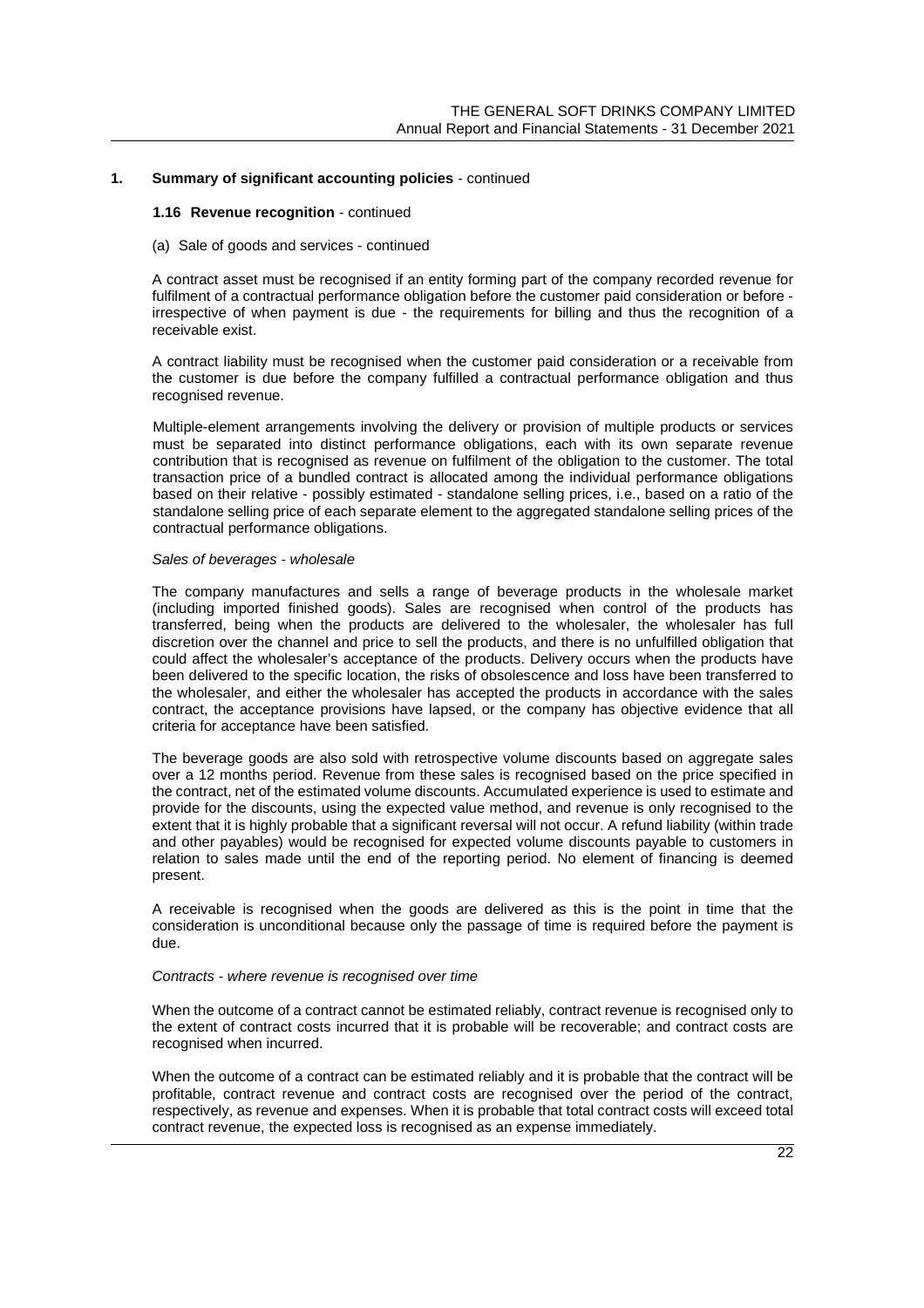## 1. Summary of significant accounting policies - continued

### 1.16 Revenue recognition - continued

(a) Sale of goods and services - continued

A contract asset must be recognised if an entity forming part of the company recorded revenue for fulfilment of a contractual performance obligation before the customer paid consideration or before - irrespective of when payment is due - the requirements for billing and thus the recognition of a receivable exist.

A contract liability must be recognised when the customer paid consideration or a receivable from the customer is due before the company fulfilled a contractual performance obligation and thus recognised revenue.

Multiple-element arrangements involving the delivery or provision of multiple products or services must be separated into distinct performance obligations, each with its own separate revenue contribution that is recognised as revenue on fulfilment of the obligation to the customer. The total transaction price of a bundled contract is allocated among the individual performance obligations based on their relative - possibly estimated - standalone selling prices, i.e., based on a ratio of the standalone selling price of each separate element to the aggregated standalone selling prices of the contractual performance obligations.

*Sales of beverages - wholesale*

The company manufactures and sells a range of beverage products in the wholesale market (including imported finished goods). Sales are recognised when control of the products has transferred, being when the products are delivered to the wholesaler, the wholesaler has full discretion over the channel and price to sell the products, and there is no unfulfilled obligation that could affect the wholesaler's acceptance of the products. Delivery occurs when the products have been delivered to the specific location, the risks of obsolescence and loss have been transferred to the wholesaler, and either the wholesaler has accepted the products in accordance with the sales contract, the acceptance provisions have lapsed, or the company has objective evidence that all criteria for acceptance have been satisfied.

The beverage goods are also sold with retrospective volume discounts based on aggregate sales over a 12 months period. Revenue from these sales is recognised based on the price specified in the contract, net of the estimated volume discounts. Accumulated experience is used to estimate and provide for the discounts, using the expected value method, and revenue is only recognised to the extent that it is highly probable that a significant reversal will not occur. A refund liability (within trade and other payables) would be recognised for expected volume discounts payable to customers in relation to sales made until the end of the reporting period. No element of financing is deemed present.

A receivable is recognised when the goods are delivered as this is the point in time that the consideration is unconditional because only the passage of time is required before the payment is due.

*Contracts - where revenue is recognised over time*

When the outcome of a contract cannot be estimated reliably, contract revenue is recognised only to the extent of contract costs incurred that it is probable will be recoverable; and contract costs are recognised when incurred.

When the outcome of a contract can be estimated reliably and it is probable that the contract will be profitable, contract revenue and contract costs are recognised over the period of the contract, respectively, as revenue and expenses. When it is probable that total contract costs will exceed total contract revenue, the expected loss is recognised as an expense immediately.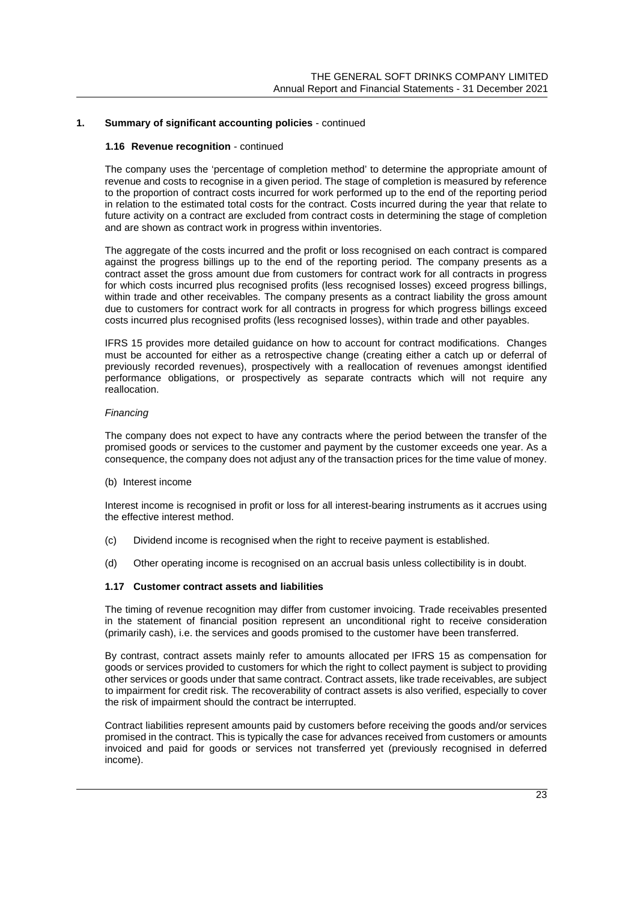## 1. Summary of significant accounting policies - continued

### 1.16 Revenue recognition - continued

The company uses the 'percentage of completion method' to determine the appropriate amount of revenue and costs to recognise in a given period. The stage of completion is measured by reference to the proportion of contract costs incurred for work performed up to the end of the reporting period in relation to the estimated total costs for the contract. Costs incurred during the year that relate to future activity on a contract are excluded from contract costs in determining the stage of completion and are shown as contract work in progress within inventories.

The aggregate of the costs incurred and the profit or loss recognised on each contract is compared against the progress billings up to the end of the reporting period. The company presents as a contract asset the gross amount due from customers for contract work for all contracts in progress for which costs incurred plus recognised profits (less recognised losses) exceed progress billings, within trade and other receivables. The company presents as a contract liability the gross amount due to customers for contract work for all contracts in progress for which progress billings exceed costs incurred plus recognised profits (less recognised losses), within trade and other payables.

IFRS 15 provides more detailed guidance on how to account for contract modifications. Changes must be accounted for either as a retrospective change (creating either a catch up or deferral of previously recorded revenues), prospectively with a reallocation of revenues amongst identified performance obligations, or prospectively as separate contracts which will not require any reallocation.

*Financing*

The company does not expect to have any contracts where the period between the transfer of the promised goods or services to the customer and payment by the customer exceeds one year. As a consequence, the company does not adjust any of the transaction prices for the time value of money.

(b) Interest income

Interest income is recognised in profit or loss for all interest-bearing instruments as it accrues using the effective interest method.

(c) Dividend income is recognised when the right to receive payment is established.

(d) Other operating income is recognised on an accrual basis unless collectibility is in doubt.

### 1.17 Customer contract assets and liabilities

The timing of revenue recognition may differ from customer invoicing. Trade receivables presented in the statement of financial position represent an unconditional right to receive consideration (primarily cash), i.e. the services and goods promised to the customer have been transferred.

By contrast, contract assets mainly refer to amounts allocated per IFRS 15 as compensation for goods or services provided to customers for which the right to collect payment is subject to providing other services or goods under that same contract. Contract assets, like trade receivables, are subject to impairment for credit risk. The recoverability of contract assets is also verified, especially to cover the risk of impairment should the contract be interrupted.

Contract liabilities represent amounts paid by customers before receiving the goods and/or services promised in the contract. This is typically the case for advances received from customers or amounts invoiced and paid for goods or services not transferred yet (previously recognised in deferred income).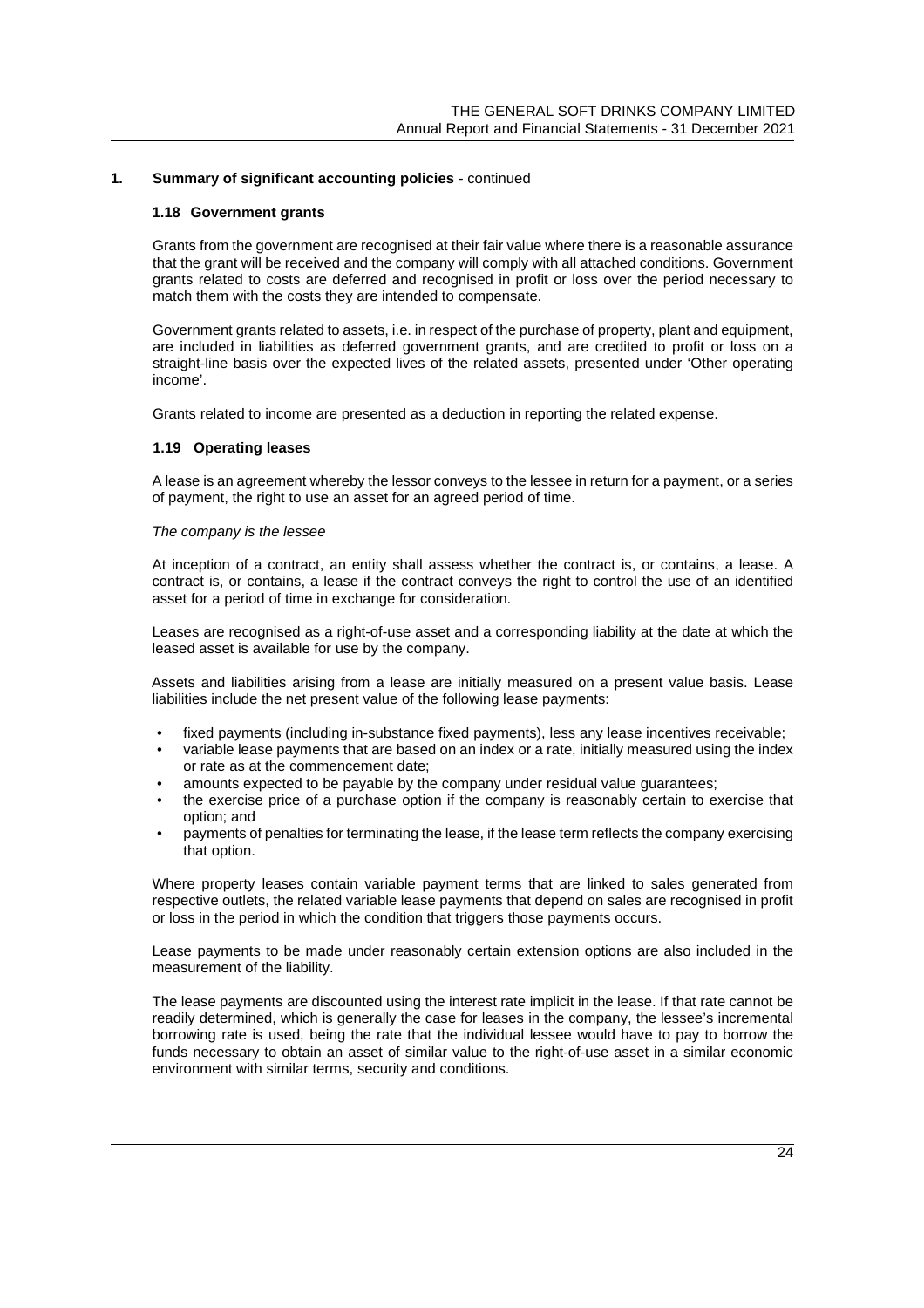## 1. Summary of significant accounting policies - continued

### 1.18 Government grants

Grants from the government are recognised at their fair value where there is a reasonable assurance that the grant will be received and the company will comply with all attached conditions. Government grants related to costs are deferred and recognised in profit or loss over the period necessary to match them with the costs they are intended to compensate.

Government grants related to assets, i.e. in respect of the purchase of property, plant and equipment, are included in liabilities as deferred government grants, and are credited to profit or loss on a straight-line basis over the expected lives of the related assets, presented under 'Other operating income'.

Grants related to income are presented as a deduction in reporting the related expense.

### 1.19 Operating leases

A lease is an agreement whereby the lessor conveys to the lessee in return for a payment, or a series of payment, the right to use an asset for an agreed period of time.

*The company is the lessee*

At inception of a contract, an entity shall assess whether the contract is, or contains, a lease. A contract is, or contains, a lease if the contract conveys the right to control the use of an identified asset for a period of time in exchange for consideration.

Leases are recognised as a right-of-use asset and a corresponding liability at the date at which the leased asset is available for use by the company.

Assets and liabilities arising from a lease are initially measured on a present value basis. Lease liabilities include the net present value of the following lease payments:

- fixed payments (including in-substance fixed payments), less any lease incentives receivable;
- variable lease payments that are based on an index or a rate, initially measured using the index or rate as at the commencement date;
- amounts expected to be payable by the company under residual value guarantees;
- the exercise price of a purchase option if the company is reasonably certain to exercise that option; and
- payments of penalties for terminating the lease, if the lease term reflects the company exercising that option.

Where property leases contain variable payment terms that are linked to sales generated from respective outlets, the related variable lease payments that depend on sales are recognised in profit or loss in the period in which the condition that triggers those payments occurs.

Lease payments to be made under reasonably certain extension options are also included in the measurement of the liability.

The lease payments are discounted using the interest rate implicit in the lease. If that rate cannot be readily determined, which is generally the case for leases in the company, the lessee's incremental borrowing rate is used, being the rate that the individual lessee would have to pay to borrow the funds necessary to obtain an asset of similar value to the right-of-use asset in a similar economic environment with similar terms, security and conditions.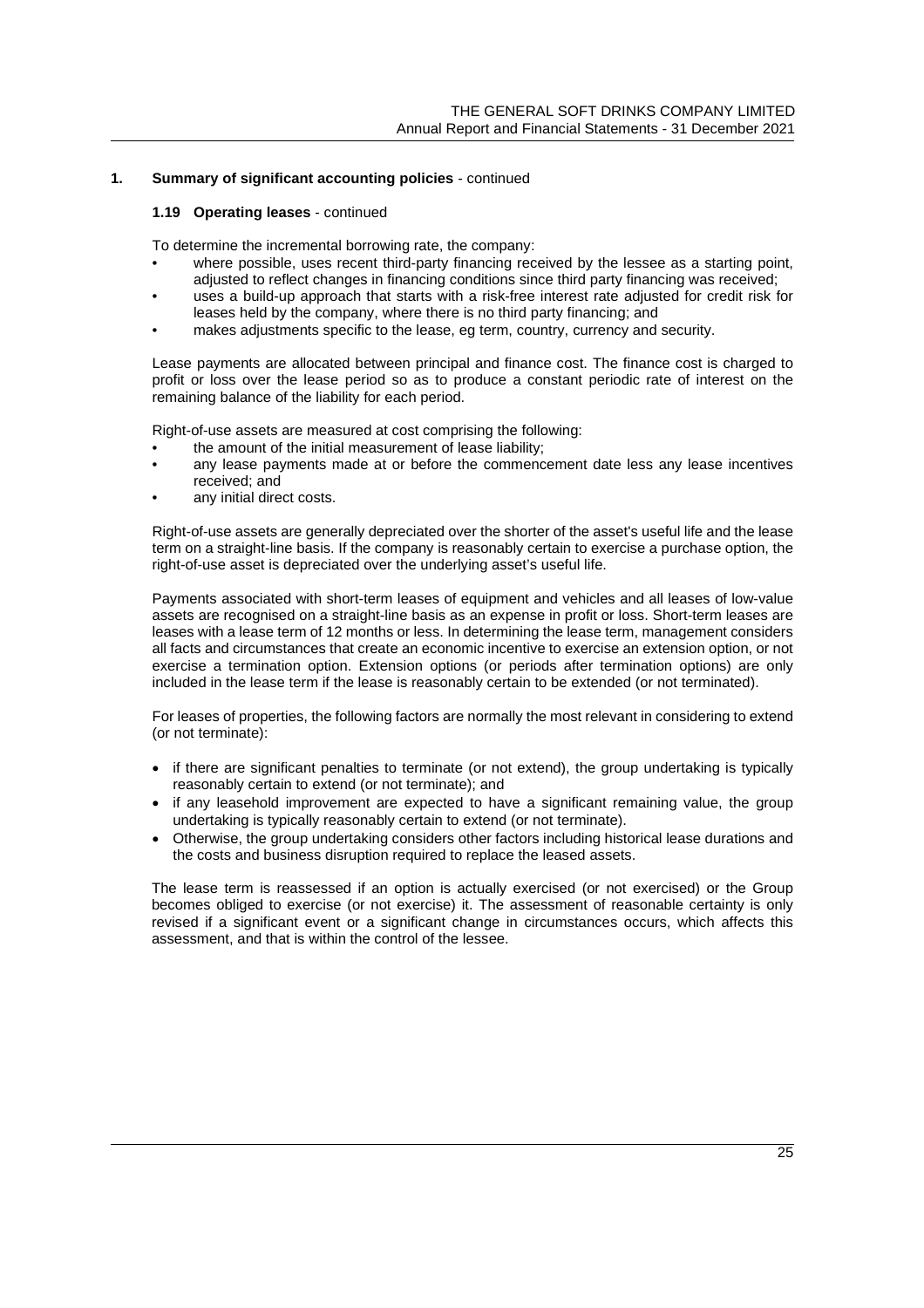## 1. Summary of significant accounting policies - continued

### 1.19 Operating leases - continued

To determine the incremental borrowing rate, the company:

- where possible, uses recent third-party financing received by the lessee as a starting point, adjusted to reflect changes in financing conditions since third party financing was received;
- uses a build-up approach that starts with a risk-free interest rate adjusted for credit risk for leases held by the company, where there is no third party financing; and
- makes adjustments specific to the lease, eg term, country, currency and security.

Lease payments are allocated between principal and finance cost. The finance cost is charged to profit or loss over the lease period so as to produce a constant periodic rate of interest on the remaining balance of the liability for each period.

Right-of-use assets are measured at cost comprising the following:

- the amount of the initial measurement of lease liability;
- any lease payments made at or before the commencement date less any lease incentives received; and
- any initial direct costs.

Right-of-use assets are generally depreciated over the shorter of the asset's useful life and the lease term on a straight-line basis. If the company is reasonably certain to exercise a purchase option, the right-of-use asset is depreciated over the underlying asset's useful life.

Payments associated with short-term leases of equipment and vehicles and all leases of low-value assets are recognised on a straight-line basis as an expense in profit or loss. Short-term leases are leases with a lease term of 12 months or less. In determining the lease term, management considers all facts and circumstances that create an economic incentive to exercise an extension option, or not exercise a termination option. Extension options (or periods after termination options) are only included in the lease term if the lease is reasonably certain to be extended (or not terminated).

For leases of properties, the following factors are normally the most relevant in considering to extend (or not terminate):

- if there are significant penalties to terminate (or not extend), the group undertaking is typically reasonably certain to extend (or not terminate); and
- if any leasehold improvement are expected to have a significant remaining value, the group undertaking is typically reasonably certain to extend (or not terminate).
- Otherwise, the group undertaking considers other factors including historical lease durations and the costs and business disruption required to replace the leased assets.

The lease term is reassessed if an option is actually exercised (or not exercised) or the Group becomes obliged to exercise (or not exercise) it. The assessment of reasonable certainty is only revised if a significant event or a significant change in circumstances occurs, which affects this assessment, and that is within the control of the lessee.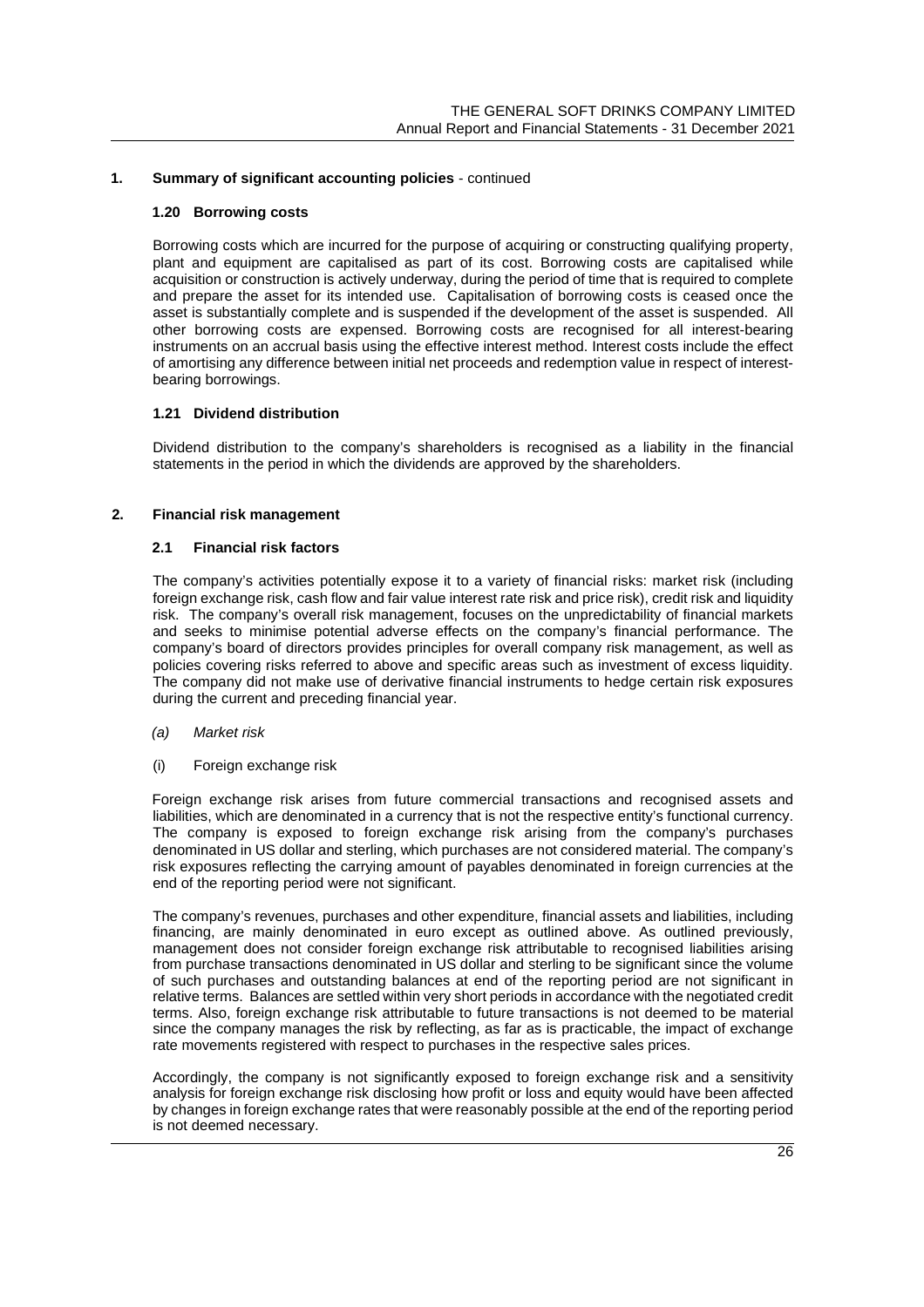## 1. Summary of significant accounting policies - continued

### 1.20 Borrowing costs

Borrowing costs which are incurred for the purpose of acquiring or constructing qualifying property, plant and equipment are capitalised as part of its cost. Borrowing costs are capitalised while acquisition or construction is actively underway, during the period of time that is required to complete and prepare the asset for its intended use. Capitalisation of borrowing costs is ceased once the asset is substantially complete and is suspended if the development of the asset is suspended. All other borrowing costs are expensed. Borrowing costs are recognised for all interest-bearing instruments on an accrual basis using the effective interest method. Interest costs include the effect of amortising any difference between initial net proceeds and redemption value in respect of interest-bearing borrowings.

### 1.21 Dividend distribution

Dividend distribution to the company's shareholders is recognised as a liability in the financial statements in the period in which the dividends are approved by the shareholders.

## 2. Financial risk management

### 2.1 Financial risk factors

The company's activities potentially expose it to a variety of financial risks: market risk (including foreign exchange risk, cash flow and fair value interest rate risk and price risk), credit risk and liquidity risk. The company's overall risk management, focuses on the unpredictability of financial markets and seeks to minimise potential adverse effects on the company's financial performance. The company's board of directors provides principles for overall company risk management, as well as policies covering risks referred to above and specific areas such as investment of excess liquidity. The company did not make use of derivative financial instruments to hedge certain risk exposures during the current and preceding financial year.

*(a) Market risk*

(i) Foreign exchange risk

Foreign exchange risk arises from future commercial transactions and recognised assets and liabilities, which are denominated in a currency that is not the respective entity's functional currency. The company is exposed to foreign exchange risk arising from the company's purchases denominated in US dollar and sterling, which purchases are not considered material. The company's risk exposures reflecting the carrying amount of payables denominated in foreign currencies at the end of the reporting period were not significant.

The company's revenues, purchases and other expenditure, financial assets and liabilities, including financing, are mainly denominated in euro except as outlined above. As outlined previously, management does not consider foreign exchange risk attributable to recognised liabilities arising from purchase transactions denominated in US dollar and sterling to be significant since the volume of such purchases and outstanding balances at end of the reporting period are not significant in relative terms. Balances are settled within very short periods in accordance with the negotiated credit terms. Also, foreign exchange risk attributable to future transactions is not deemed to be material since the company manages the risk by reflecting, as far as is practicable, the impact of exchange rate movements registered with respect to purchases in the respective sales prices.

Accordingly, the company is not significantly exposed to foreign exchange risk and a sensitivity analysis for foreign exchange risk disclosing how profit or loss and equity would have been affected by changes in foreign exchange rates that were reasonably possible at the end of the reporting period is not deemed necessary.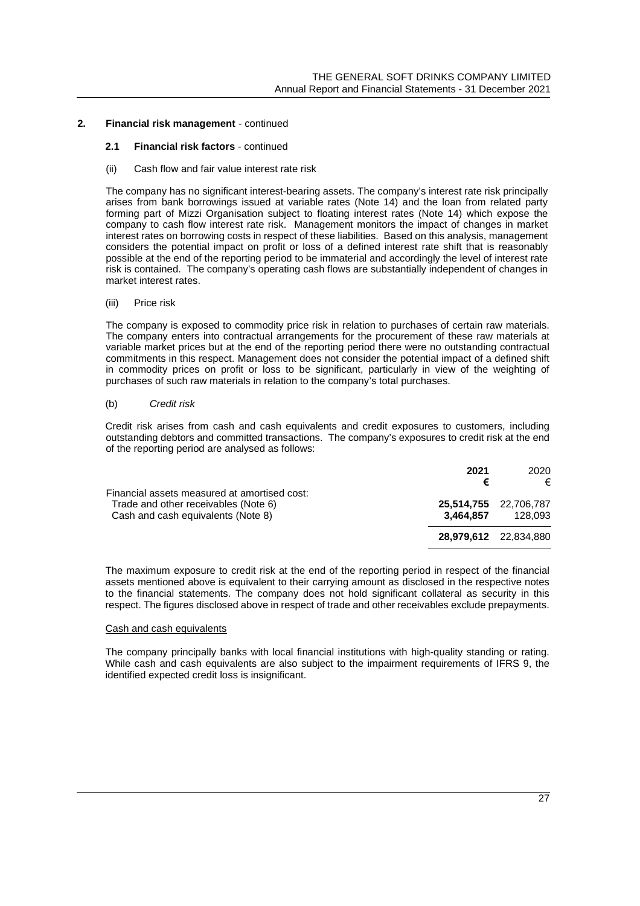## 2. Financial risk management - continued

### 2.1 Financial risk factors - continued

(ii) Cash flow and fair value interest rate risk

The company has no significant interest-bearing assets. The company's interest rate risk principally arises from bank borrowings issued at variable rates (Note 14) and the loan from related party forming part of Mizzi Organisation subject to floating interest rates (Note 14) which expose the company to cash flow interest rate risk. Management monitors the impact of changes in market interest rates on borrowing costs in respect of these liabilities. Based on this analysis, management considers the potential impact on profit or loss of a defined interest rate shift that is reasonably possible at the end of the reporting period to be immaterial and accordingly the level of interest rate risk is contained. The company's operating cash flows are substantially independent of changes in market interest rates.

(iii) Price risk

The company is exposed to commodity price risk in relation to purchases of certain raw materials. The company enters into contractual arrangements for the procurement of these raw materials at variable market prices but at the end of the reporting period there were no outstanding contractual commitments in this respect. Management does not consider the potential impact of a defined shift in commodity prices on profit or loss to be significant, particularly in view of the weighting of purchases of such raw materials in relation to the company's total purchases.

(b) *Credit risk*

Credit risk arises from cash and cash equivalents and credit exposures to customers, including outstanding debtors and committed transactions. The company's exposures to credit risk at the end of the reporting period are analysed as follows:

| | **2021** | 2020 |
|---|---|---|
| | **€** | € |
| Financial assets measured at amortised cost: | | |
| Trade and other receivables (Note 6) | **25,514,755** | 22,706,787 |
| Cash and cash equivalents (Note 8) | **3,464,857** | 128,093 |
| | **28,979,612** | 22,834,880 |

The maximum exposure to credit risk at the end of the reporting period in respect of the financial assets mentioned above is equivalent to their carrying amount as disclosed in the respective notes to the financial statements. The company does not hold significant collateral as security in this respect. The figures disclosed above in respect of trade and other receivables exclude prepayments.

Cash and cash equivalents

The company principally banks with local financial institutions with high-quality standing or rating. While cash and cash equivalents are also subject to the impairment requirements of IFRS 9, the identified expected credit loss is insignificant.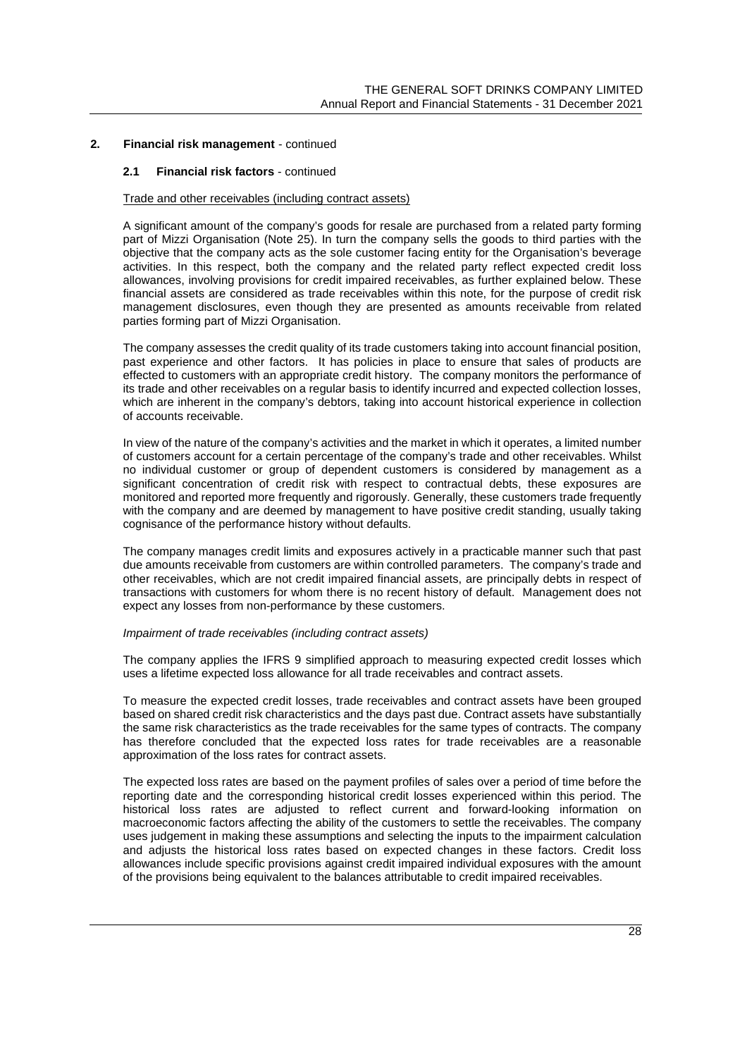**2. Financial risk management** - continued

**2.1 Financial risk factors** - continued

Trade and other receivables (including contract assets)

A significant amount of the company's goods for resale are purchased from a related party forming part of Mizzi Organisation (Note 25). In turn the company sells the goods to third parties with the objective that the company acts as the sole customer facing entity for the Organisation's beverage activities. In this respect, both the company and the related party reflect expected credit loss allowances, involving provisions for credit impaired receivables, as further explained below. These financial assets are considered as trade receivables within this note, for the purpose of credit risk management disclosures, even though they are presented as amounts receivable from related parties forming part of Mizzi Organisation.

The company assesses the credit quality of its trade customers taking into account financial position, past experience and other factors. It has policies in place to ensure that sales of products are effected to customers with an appropriate credit history. The company monitors the performance of its trade and other receivables on a regular basis to identify incurred and expected collection losses, which are inherent in the company's debtors, taking into account historical experience in collection of accounts receivable.

In view of the nature of the company's activities and the market in which it operates, a limited number of customers account for a certain percentage of the company's trade and other receivables. Whilst no individual customer or group of dependent customers is considered by management as a significant concentration of credit risk with respect to contractual debts, these exposures are monitored and reported more frequently and rigorously. Generally, these customers trade frequently with the company and are deemed by management to have positive credit standing, usually taking cognisance of the performance history without defaults.

The company manages credit limits and exposures actively in a practicable manner such that past due amounts receivable from customers are within controlled parameters. The company's trade and other receivables, which are not credit impaired financial assets, are principally debts in respect of transactions with customers for whom there is no recent history of default. Management does not expect any losses from non-performance by these customers.

*Impairment of trade receivables (including contract assets)*

The company applies the IFRS 9 simplified approach to measuring expected credit losses which uses a lifetime expected loss allowance for all trade receivables and contract assets.

To measure the expected credit losses, trade receivables and contract assets have been grouped based on shared credit risk characteristics and the days past due. Contract assets have substantially the same risk characteristics as the trade receivables for the same types of contracts. The company has therefore concluded that the expected loss rates for trade receivables are a reasonable approximation of the loss rates for contract assets.

The expected loss rates are based on the payment profiles of sales over a period of time before the reporting date and the corresponding historical credit losses experienced within this period. The historical loss rates are adjusted to reflect current and forward-looking information on macroeconomic factors affecting the ability of the customers to settle the receivables. The company uses judgement in making these assumptions and selecting the inputs to the impairment calculation and adjusts the historical loss rates based on expected changes in these factors. Credit loss allowances include specific provisions against credit impaired individual exposures with the amount of the provisions being equivalent to the balances attributable to credit impaired receivables.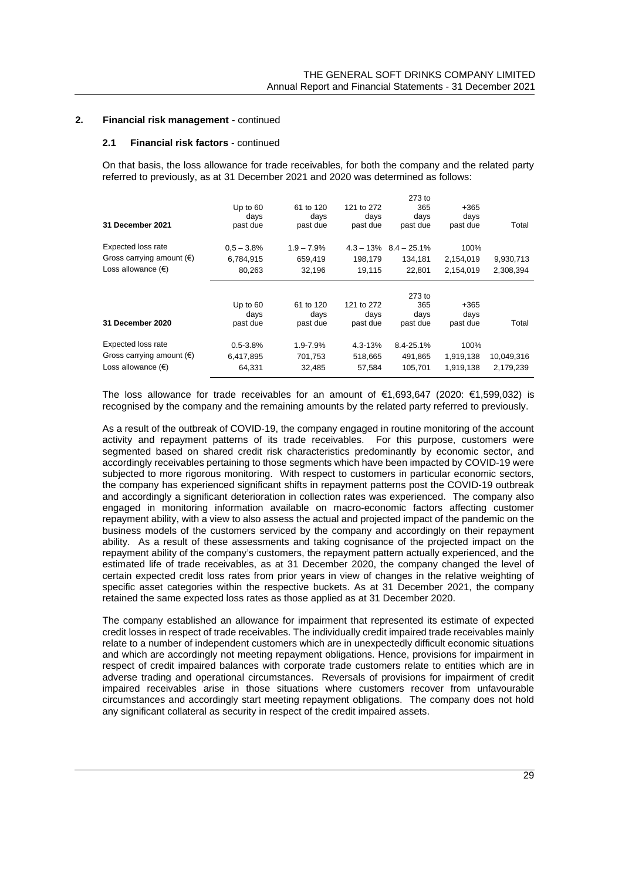## 2. Financial risk management - continued

### 2.1 Financial risk factors - continued

On that basis, the loss allowance for trade receivables, for both the company and the related party referred to previously, as at 31 December 2021 and 2020 was determined as follows:

| 31 December 2021 | Up to 60 days past due | 61 to 120 days past due | 121 to 272 days past due | 273 to 365 days past due | +365 days past due | Total |
|---|---|---|---|---|---|---|
| Expected loss rate | 0,5 – 3.8% | 1.9 – 7.9% | 4.3 – 13% | 8.4 – 25.1% | 100% | |
| Gross carrying amount (€) | 6,784,915 | 659,419 | 198,179 | 134,181 | 2,154,019 | 9,930,713 |
| Loss allowance (€) | 80,263 | 32,196 | 19,115 | 22,801 | 2,154,019 | 2,308,394 |

| 31 December 2020 | Up to 60 days past due | 61 to 120 days past due | 121 to 272 days past due | 273 to 365 days past due | +365 days past due | Total |
|---|---|---|---|---|---|---|
| Expected loss rate | 0.5-3.8% | 1.9-7.9% | 4.3-13% | 8.4-25.1% | 100% | |
| Gross carrying amount (€) | 6,417,895 | 701,753 | 518,665 | 491,865 | 1,919,138 | 10,049,316 |
| Loss allowance (€) | 64,331 | 32,485 | 57,584 | 105,701 | 1,919,138 | 2,179,239 |

The loss allowance for trade receivables for an amount of €1,693,647 (2020: €1,599,032) is recognised by the company and the remaining amounts by the related party referred to previously.

As a result of the outbreak of COVID-19, the company engaged in routine monitoring of the account activity and repayment patterns of its trade receivables. For this purpose, customers were segmented based on shared credit risk characteristics predominantly by economic sector, and accordingly receivables pertaining to those segments which have been impacted by COVID-19 were subjected to more rigorous monitoring. With respect to customers in particular economic sectors, the company has experienced significant shifts in repayment patterns post the COVID-19 outbreak and accordingly a significant deterioration in collection rates was experienced. The company also engaged in monitoring information available on macro-economic factors affecting customer repayment ability, with a view to also assess the actual and projected impact of the pandemic on the business models of the customers serviced by the company and accordingly on their repayment ability. As a result of these assessments and taking cognisance of the projected impact on the repayment ability of the company's customers, the repayment pattern actually experienced, and the estimated life of trade receivables, as at 31 December 2020, the company changed the level of certain expected credit loss rates from prior years in view of changes in the relative weighting of specific asset categories within the respective buckets. As at 31 December 2021, the company retained the same expected loss rates as those applied as at 31 December 2020.

The company established an allowance for impairment that represented its estimate of expected credit losses in respect of trade receivables. The individually credit impaired trade receivables mainly relate to a number of independent customers which are in unexpectedly difficult economic situations and which are accordingly not meeting repayment obligations. Hence, provisions for impairment in respect of credit impaired balances with corporate trade customers relate to entities which are in adverse trading and operational circumstances. Reversals of provisions for impairment of credit impaired receivables arise in those situations where customers recover from unfavourable circumstances and accordingly start meeting repayment obligations. The company does not hold any significant collateral as security in respect of the credit impaired assets.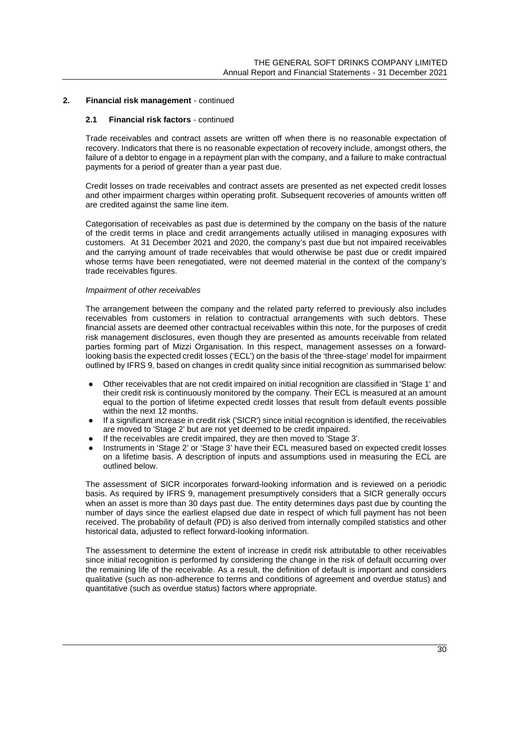## 2. Financial risk management - continued

### 2.1 Financial risk factors - continued

Trade receivables and contract assets are written off when there is no reasonable expectation of recovery. Indicators that there is no reasonable expectation of recovery include, amongst others, the failure of a debtor to engage in a repayment plan with the company, and a failure to make contractual payments for a period of greater than a year past due.

Credit losses on trade receivables and contract assets are presented as net expected credit losses and other impairment charges within operating profit. Subsequent recoveries of amounts written off are credited against the same line item.

Categorisation of receivables as past due is determined by the company on the basis of the nature of the credit terms in place and credit arrangements actually utilised in managing exposures with customers. At 31 December 2021 and 2020, the company's past due but not impaired receivables and the carrying amount of trade receivables that would otherwise be past due or credit impaired whose terms have been renegotiated, were not deemed material in the context of the company's trade receivables figures.

*Impairment of other receivables*

The arrangement between the company and the related party referred to previously also includes receivables from customers in relation to contractual arrangements with such debtors. These financial assets are deemed other contractual receivables within this note, for the purposes of credit risk management disclosures, even though they are presented as amounts receivable from related parties forming part of Mizzi Organisation. In this respect, management assesses on a forward-looking basis the expected credit losses ('ECL') on the basis of the 'three-stage' model for impairment outlined by IFRS 9, based on changes in credit quality since initial recognition as summarised below:

- Other receivables that are not credit impaired on initial recognition are classified in 'Stage 1' and their credit risk is continuously monitored by the company. Their ECL is measured at an amount equal to the portion of lifetime expected credit losses that result from default events possible within the next 12 months.
- If a significant increase in credit risk ('SICR') since initial recognition is identified, the receivables are moved to 'Stage 2' but are not yet deemed to be credit impaired.
- If the receivables are credit impaired, they are then moved to 'Stage 3'.
- Instruments in 'Stage 2' or 'Stage 3' have their ECL measured based on expected credit losses on a lifetime basis. A description of inputs and assumptions used in measuring the ECL are outlined below.

The assessment of SICR incorporates forward-looking information and is reviewed on a periodic basis. As required by IFRS 9, management presumptively considers that a SICR generally occurs when an asset is more than 30 days past due. The entity determines days past due by counting the number of days since the earliest elapsed due date in respect of which full payment has not been received. The probability of default (PD) is also derived from internally compiled statistics and other historical data, adjusted to reflect forward-looking information.

The assessment to determine the extent of increase in credit risk attributable to other receivables since initial recognition is performed by considering the change in the risk of default occurring over the remaining life of the receivable. As a result, the definition of default is important and considers qualitative (such as non-adherence to terms and conditions of agreement and overdue status) and quantitative (such as overdue status) factors where appropriate.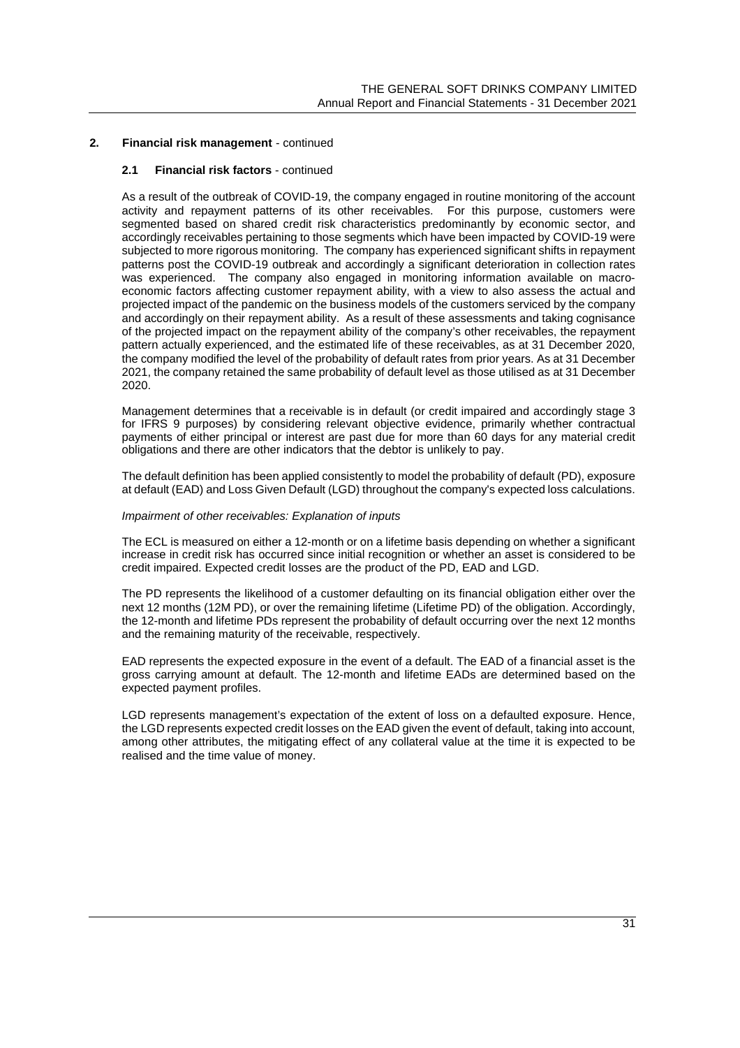## 2. Financial risk management - continued

### 2.1 Financial risk factors - continued

As a result of the outbreak of COVID-19, the company engaged in routine monitoring of the account activity and repayment patterns of its other receivables. For this purpose, customers were segmented based on shared credit risk characteristics predominantly by economic sector, and accordingly receivables pertaining to those segments which have been impacted by COVID-19 were subjected to more rigorous monitoring. The company has experienced significant shifts in repayment patterns post the COVID-19 outbreak and accordingly a significant deterioration in collection rates was experienced. The company also engaged in monitoring information available on macro-economic factors affecting customer repayment ability, with a view to also assess the actual and projected impact of the pandemic on the business models of the customers serviced by the company and accordingly on their repayment ability. As a result of these assessments and taking cognisance of the projected impact on the repayment ability of the company's other receivables, the repayment pattern actually experienced, and the estimated life of these receivables, as at 31 December 2020, the company modified the level of the probability of default rates from prior years. As at 31 December 2021, the company retained the same probability of default level as those utilised as at 31 December 2020.

Management determines that a receivable is in default (or credit impaired and accordingly stage 3 for IFRS 9 purposes) by considering relevant objective evidence, primarily whether contractual payments of either principal or interest are past due for more than 60 days for any material credit obligations and there are other indicators that the debtor is unlikely to pay.

The default definition has been applied consistently to model the probability of default (PD), exposure at default (EAD) and Loss Given Default (LGD) throughout the company's expected loss calculations.

*Impairment of other receivables: Explanation of inputs*

The ECL is measured on either a 12-month or on a lifetime basis depending on whether a significant increase in credit risk has occurred since initial recognition or whether an asset is considered to be credit impaired. Expected credit losses are the product of the PD, EAD and LGD.

The PD represents the likelihood of a customer defaulting on its financial obligation either over the next 12 months (12M PD), or over the remaining lifetime (Lifetime PD) of the obligation. Accordingly, the 12-month and lifetime PDs represent the probability of default occurring over the next 12 months and the remaining maturity of the receivable, respectively.

EAD represents the expected exposure in the event of a default. The EAD of a financial asset is the gross carrying amount at default. The 12-month and lifetime EADs are determined based on the expected payment profiles.

LGD represents management's expectation of the extent of loss on a defaulted exposure. Hence, the LGD represents expected credit losses on the EAD given the event of default, taking into account, among other attributes, the mitigating effect of any collateral value at the time it is expected to be realised and the time value of money.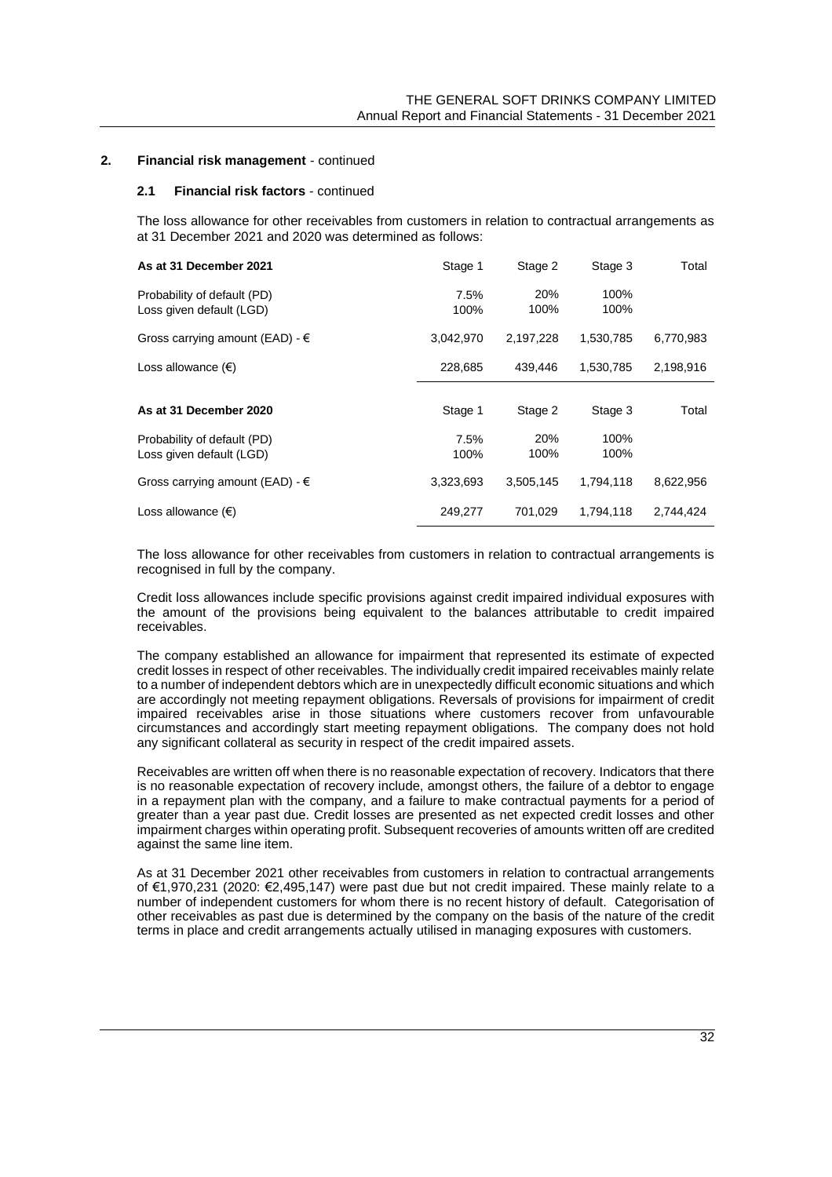## 2. Financial risk management - continued

### 2.1 Financial risk factors - continued

The loss allowance for other receivables from customers in relation to contractual arrangements as at 31 December 2021 and 2020 was determined as follows:

| **As at 31 December 2021** | Stage 1 | Stage 2 | Stage 3 | Total |
|---|---|---|---|---|
| Probability of default (PD) | 7.5% | 20% | 100% | |
| Loss given default (LGD) | 100% | 100% | 100% | |
| Gross carrying amount (EAD) - € | 3,042,970 | 2,197,228 | 1,530,785 | 6,770,983 |
| Loss allowance (€) | 228,685 | 439,446 | 1,530,785 | 2,198,916 |

| **As at 31 December 2020** | Stage 1 | Stage 2 | Stage 3 | Total |
|---|---|---|---|---|
| Probability of default (PD) | 7.5% | 20% | 100% | |
| Loss given default (LGD) | 100% | 100% | 100% | |
| Gross carrying amount (EAD) - € | 3,323,693 | 3,505,145 | 1,794,118 | 8,622,956 |
| Loss allowance (€) | 249,277 | 701,029 | 1,794,118 | 2,744,424 |

The loss allowance for other receivables from customers in relation to contractual arrangements is recognised in full by the company.

Credit loss allowances include specific provisions against credit impaired individual exposures with the amount of the provisions being equivalent to the balances attributable to credit impaired receivables.

The company established an allowance for impairment that represented its estimate of expected credit losses in respect of other receivables. The individually credit impaired receivables mainly relate to a number of independent debtors which are in unexpectedly difficult economic situations and which are accordingly not meeting repayment obligations. Reversals of provisions for impairment of credit impaired receivables arise in those situations where customers recover from unfavourable circumstances and accordingly start meeting repayment obligations. The company does not hold any significant collateral as security in respect of the credit impaired assets.

Receivables are written off when there is no reasonable expectation of recovery. Indicators that there is no reasonable expectation of recovery include, amongst others, the failure of a debtor to engage in a repayment plan with the company, and a failure to make contractual payments for a period of greater than a year past due. Credit losses are presented as net expected credit losses and other impairment charges within operating profit. Subsequent recoveries of amounts written off are credited against the same line item.

As at 31 December 2021 other receivables from customers in relation to contractual arrangements of €1,970,231 (2020: €2,495,147) were past due but not credit impaired. These mainly relate to a number of independent customers for whom there is no recent history of default. Categorisation of other receivables as past due is determined by the company on the basis of the nature of the credit terms in place and credit arrangements actually utilised in managing exposures with customers.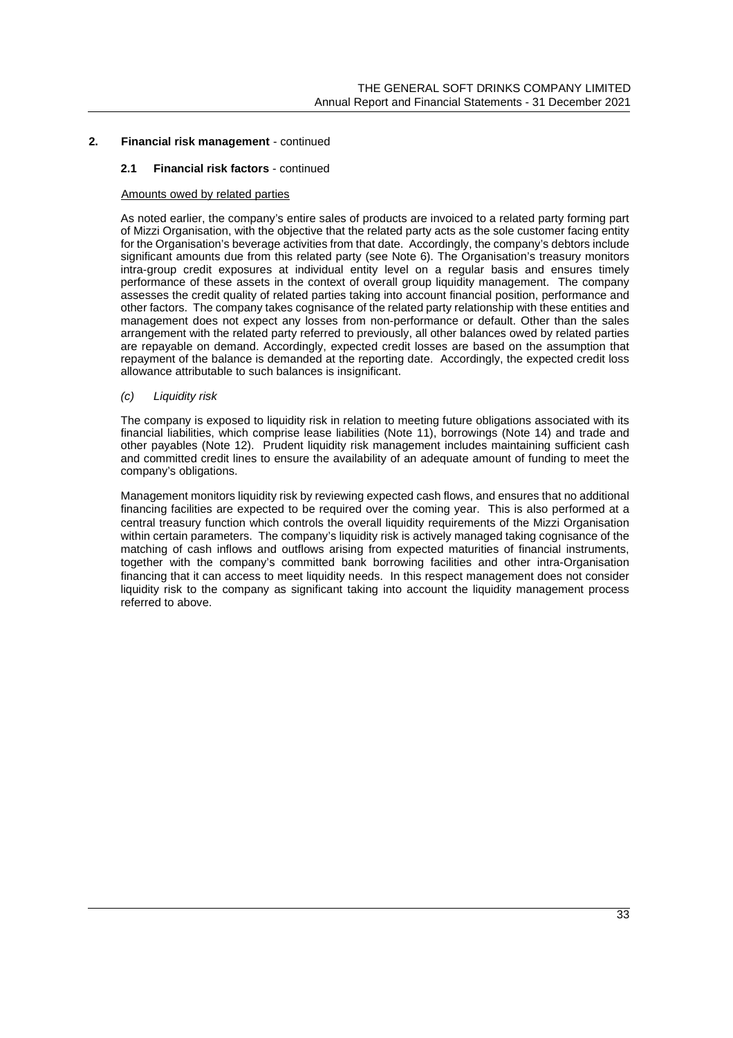## 2. Financial risk management - continued

### 2.1 Financial risk factors - continued

Amounts owed by related parties

As noted earlier, the company's entire sales of products are invoiced to a related party forming part of Mizzi Organisation, with the objective that the related party acts as the sole customer facing entity for the Organisation's beverage activities from that date. Accordingly, the company's debtors include significant amounts due from this related party (see Note 6). The Organisation's treasury monitors intra-group credit exposures at individual entity level on a regular basis and ensures timely performance of these assets in the context of overall group liquidity management. The company assesses the credit quality of related parties taking into account financial position, performance and other factors. The company takes cognisance of the related party relationship with these entities and management does not expect any losses from non-performance or default. Other than the sales arrangement with the related party referred to previously, all other balances owed by related parties are repayable on demand. Accordingly, expected credit losses are based on the assumption that repayment of the balance is demanded at the reporting date. Accordingly, the expected credit loss allowance attributable to such balances is insignificant.

*(c) Liquidity risk*

The company is exposed to liquidity risk in relation to meeting future obligations associated with its financial liabilities, which comprise lease liabilities (Note 11), borrowings (Note 14) and trade and other payables (Note 12). Prudent liquidity risk management includes maintaining sufficient cash and committed credit lines to ensure the availability of an adequate amount of funding to meet the company's obligations.

Management monitors liquidity risk by reviewing expected cash flows, and ensures that no additional financing facilities are expected to be required over the coming year. This is also performed at a central treasury function which controls the overall liquidity requirements of the Mizzi Organisation within certain parameters. The company's liquidity risk is actively managed taking cognisance of the matching of cash inflows and outflows arising from expected maturities of financial instruments, together with the company's committed bank borrowing facilities and other intra-Organisation financing that it can access to meet liquidity needs. In this respect management does not consider liquidity risk to the company as significant taking into account the liquidity management process referred to above.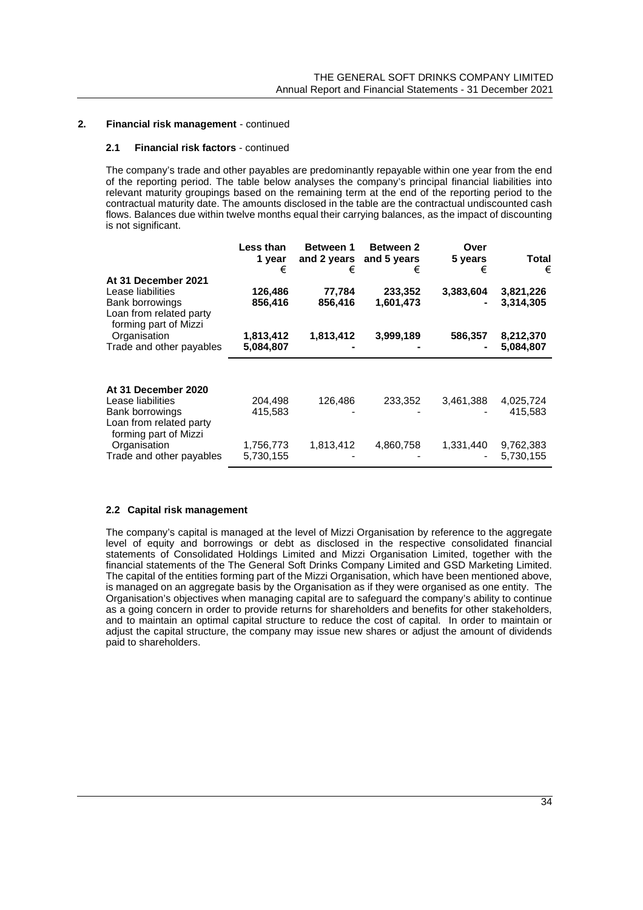## 2. Financial risk management - continued

### 2.1 Financial risk factors - continued

The company's trade and other payables are predominantly repayable within one year from the end of the reporting period. The table below analyses the company's principal financial liabilities into relevant maturity groupings based on the remaining term at the end of the reporting period to the contractual maturity date. The amounts disclosed in the table are the contractual undiscounted cash flows. Balances due within twelve months equal their carrying balances, as the impact of discounting is not significant.

| | Less than 1 year € | Between 1 and 2 years € | Between 2 and 5 years € | Over 5 years € | Total € |
|---|---|---|---|---|---|
| **At 31 December 2021** | | | | | |
| Lease liabilities | **126,486** | **77,784** | **233,352** | **3,383,604** | **3,821,226** |
| Bank borrowings | **856,416** | **856,416** | **1,601,473** | **-** | **3,314,305** |
| Loan from related party forming part of Mizzi Organisation | **1,813,412** | **1,813,412** | **3,999,189** | **586,357** | **8,212,370** |
| Trade and other payables | **5,084,807** | **-** | **-** | **-** | **5,084,807** |
| **At 31 December 2020** | | | | | |
| Lease liabilities | 204,498 | 126,486 | 233,352 | 3,461,388 | 4,025,724 |
| Bank borrowings | 415,583 | - | - | - | 415,583 |
| Loan from related party forming part of Mizzi Organisation | 1,756,773 | 1,813,412 | 4,860,758 | 1,331,440 | 9,762,383 |
| Trade and other payables | 5,730,155 | - | - | - | 5,730,155 |

### 2.2 Capital risk management

The company's capital is managed at the level of Mizzi Organisation by reference to the aggregate level of equity and borrowings or debt as disclosed in the respective consolidated financial statements of Consolidated Holdings Limited and Mizzi Organisation Limited, together with the financial statements of the The General Soft Drinks Company Limited and GSD Marketing Limited. The capital of the entities forming part of the Mizzi Organisation, which have been mentioned above, is managed on an aggregate basis by the Organisation as if they were organised as one entity. The Organisation's objectives when managing capital are to safeguard the company's ability to continue as a going concern in order to provide returns for shareholders and benefits for other stakeholders, and to maintain an optimal capital structure to reduce the cost of capital. In order to maintain or adjust the capital structure, the company may issue new shares or adjust the amount of dividends paid to shareholders.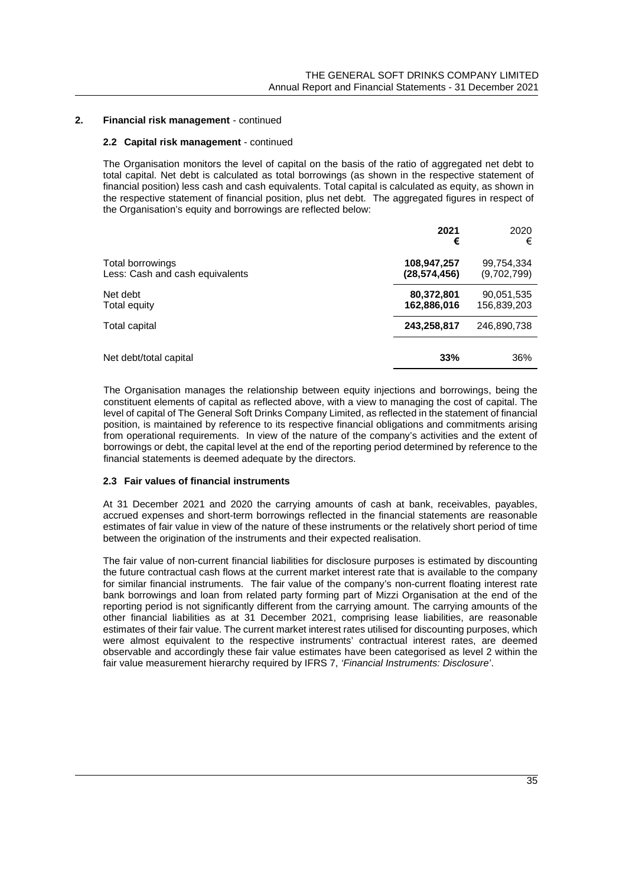## 2. Financial risk management - continued

### 2.2 Capital risk management - continued

The Organisation monitors the level of capital on the basis of the ratio of aggregated net debt to total capital. Net debt is calculated as total borrowings (as shown in the respective statement of financial position) less cash and cash equivalents. Total capital is calculated as equity, as shown in the respective statement of financial position, plus net debt. The aggregated figures in respect of the Organisation's equity and borrowings are reflected below:

| | **2021** **€** | 2020 € |
|---|---|---|
| Total borrowings | **108,947,257** | 99,754,334 |
| Less: Cash and cash equivalents | **(28,574,456)** | (9,702,799) |
| Net debt | **80,372,801** | 90,051,535 |
| Total equity | **162,886,016** | 156,839,203 |
| Total capital | **243,258,817** | 246,890,738 |
| Net debt/total capital | **33%** | 36% |

The Organisation manages the relationship between equity injections and borrowings, being the constituent elements of capital as reflected above, with a view to managing the cost of capital. The level of capital of The General Soft Drinks Company Limited, as reflected in the statement of financial position, is maintained by reference to its respective financial obligations and commitments arising from operational requirements. In view of the nature of the company's activities and the extent of borrowings or debt, the capital level at the end of the reporting period determined by reference to the financial statements is deemed adequate by the directors.

### 2.3 Fair values of financial instruments

At 31 December 2021 and 2020 the carrying amounts of cash at bank, receivables, payables, accrued expenses and short-term borrowings reflected in the financial statements are reasonable estimates of fair value in view of the nature of these instruments or the relatively short period of time between the origination of the instruments and their expected realisation.

The fair value of non-current financial liabilities for disclosure purposes is estimated by discounting the future contractual cash flows at the current market interest rate that is available to the company for similar financial instruments. The fair value of the company's non-current floating interest rate bank borrowings and loan from related party forming part of Mizzi Organisation at the end of the reporting period is not significantly different from the carrying amount. The carrying amounts of the other financial liabilities as at 31 December 2021, comprising lease liabilities, are reasonable estimates of their fair value. The current market interest rates utilised for discounting purposes, which were almost equivalent to the respective instruments' contractual interest rates, are deemed observable and accordingly these fair value estimates have been categorised as level 2 within the fair value measurement hierarchy required by IFRS 7, *'Financial Instruments: Disclosure'*.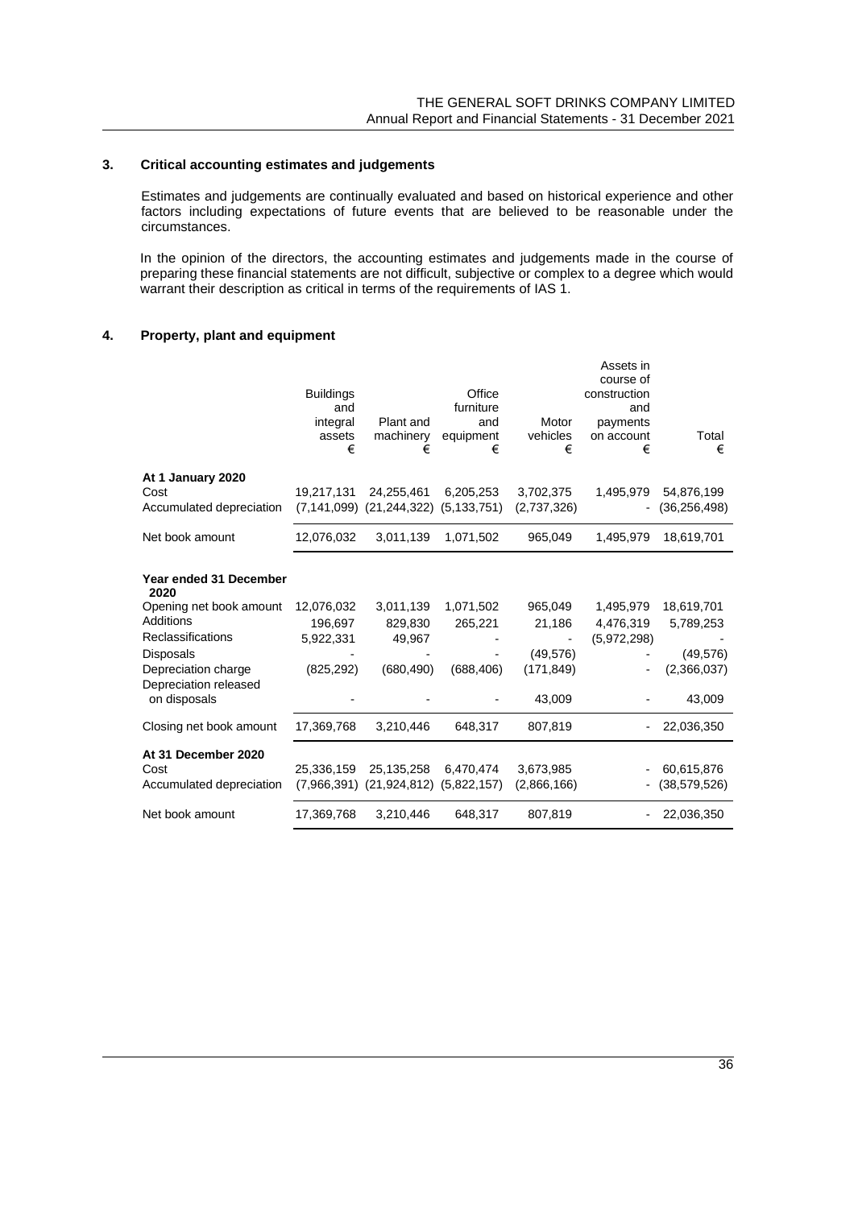## 3. Critical accounting estimates and judgements

Estimates and judgements are continually evaluated and based on historical experience and other factors including expectations of future events that are believed to be reasonable under the circumstances.

In the opinion of the directors, the accounting estimates and judgements made in the course of preparing these financial statements are not difficult, subjective or complex to a degree which would warrant their description as critical in terms of the requirements of IAS 1.

## 4. Property, plant and equipment

| | Buildings and integral assets € | Plant and machinery € | Office furniture and equipment € | Motor vehicles € | Assets in course of construction and payments on account € | Total € |
|---|---|---|---|---|---|---|
| **At 1 January 2020** | | | | | | |
| Cost | 19,217,131 | 24,255,461 | 6,205,253 | 3,702,375 | 1,495,979 | 54,876,199 |
| Accumulated depreciation | (7,141,099) | (21,244,322) | (5,133,751) | (2,737,326) | - | (36,256,498) |
| Net book amount | 12,076,032 | 3,011,139 | 1,071,502 | 965,049 | 1,495,979 | 18,619,701 |
| **Year ended 31 December 2020** | | | | | | |
| Opening net book amount | 12,076,032 | 3,011,139 | 1,071,502 | 965,049 | 1,495,979 | 18,619,701 |
| Additions | 196,697 | 829,830 | 265,221 | 21,186 | 4,476,319 | 5,789,253 |
| Reclassifications | 5,922,331 | 49,967 | - | - | (5,972,298) | - |
| Disposals | - | - | - | (49,576) | - | (49,576) |
| Depreciation charge | (825,292) | (680,490) | (688,406) | (171,849) | - | (2,366,037) |
| Depreciation released on disposals | - | - | - | 43,009 | - | 43,009 |
| Closing net book amount | 17,369,768 | 3,210,446 | 648,317 | 807,819 | - | 22,036,350 |
| **At 31 December 2020** | | | | | | |
| Cost | 25,336,159 | 25,135,258 | 6,470,474 | 3,673,985 | - | 60,615,876 |
| Accumulated depreciation | (7,966,391) | (21,924,812) | (5,822,157) | (2,866,166) | - | (38,579,526) |
| Net book amount | 17,369,768 | 3,210,446 | 648,317 | 807,819 | - | 22,036,350 |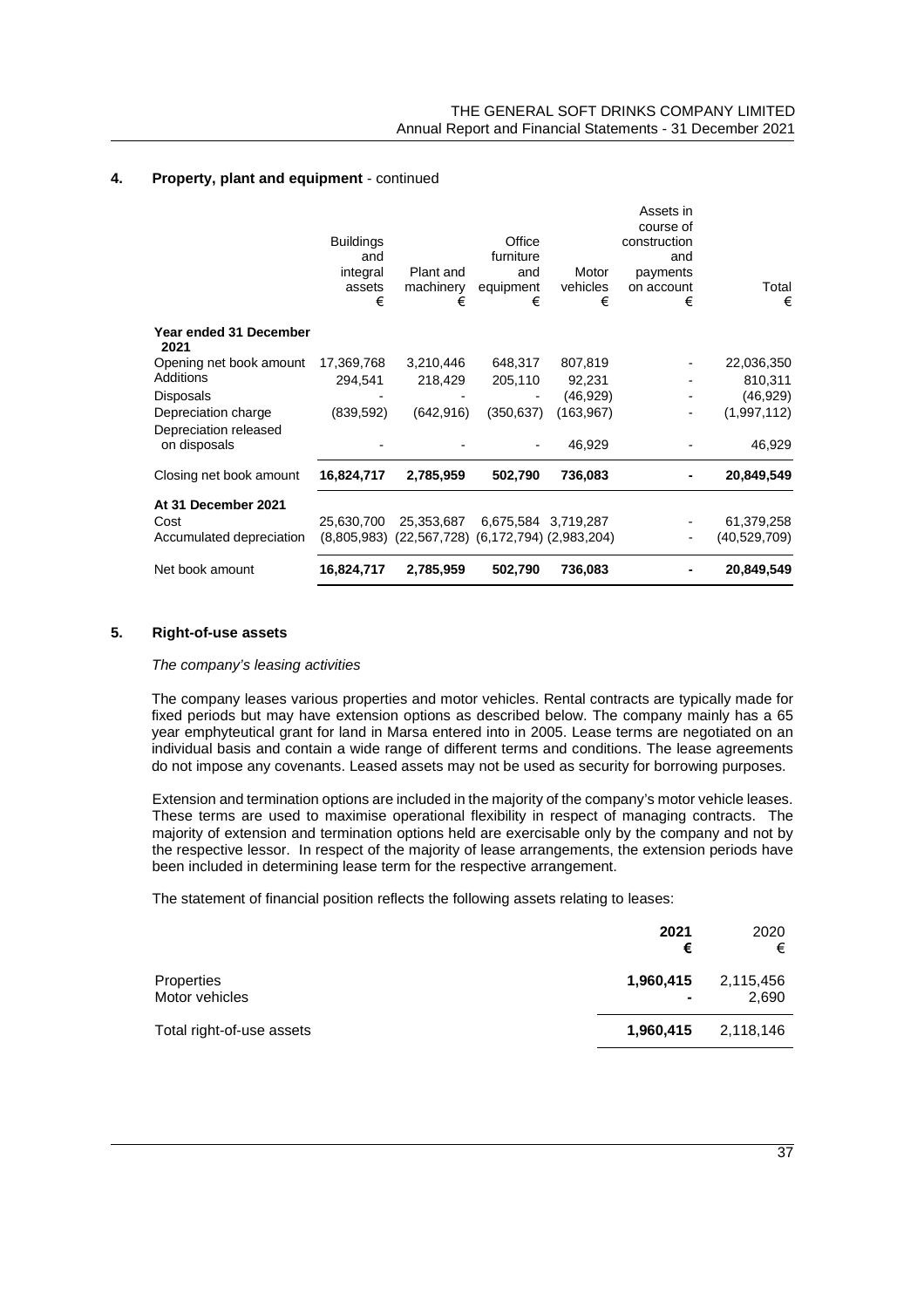## 4. Property, plant and equipment - continued

| | Buildings and integral assets € | Plant and machinery € | Office furniture and equipment € | Motor vehicles € | Assets in course of construction and payments on account € | Total € |
|---|---|---|---|---|---|---|
| **Year ended 31 December 2021** | | | | | | |
| Opening net book amount | 17,369,768 | 3,210,446 | 648,317 | 807,819 | - | 22,036,350 |
| Additions | 294,541 | 218,429 | 205,110 | 92,231 | - | 810,311 |
| Disposals | - | - | - | (46,929) | - | (46,929) |
| Depreciation charge | (839,592) | (642,916) | (350,637) | (163,967) | - | (1,997,112) |
| Depreciation released on disposals | - | - | - | 46,929 | - | 46,929 |
| Closing net book amount | **16,824,717** | **2,785,959** | **502,790** | **736,083** | **-** | **20,849,549** |
| **At 31 December 2021** | | | | | | |
| Cost | 25,630,700 | 25,353,687 | 6,675,584 | 3,719,287 | - | 61,379,258 |
| Accumulated depreciation | (8,805,983) | (22,567,728) | (6,172,794) | (2,983,204) | - | (40,529,709) |
| Net book amount | **16,824,717** | **2,785,959** | **502,790** | **736,083** | **-** | **20,849,549** |

## 5. Right-of-use assets

*The company's leasing activities*

The company leases various properties and motor vehicles. Rental contracts are typically made for fixed periods but may have extension options as described below. The company mainly has a 65 year emphyteutical grant for land in Marsa entered into in 2005. Lease terms are negotiated on an individual basis and contain a wide range of different terms and conditions. The lease agreements do not impose any covenants. Leased assets may not be used as security for borrowing purposes.

Extension and termination options are included in the majority of the company's motor vehicle leases. These terms are used to maximise operational flexibility in respect of managing contracts. The majority of extension and termination options held are exercisable only by the company and not by the respective lessor. In respect of the majority of lease arrangements, the extension periods have been included in determining lease term for the respective arrangement.

The statement of financial position reflects the following assets relating to leases:

| | **2021 €** | 2020 € |
|---|---|---|
| Properties | **1,960,415** | 2,115,456 |
| Motor vehicles | **-** | 2,690 |
| Total right-of-use assets | **1,960,415** | 2,118,146 |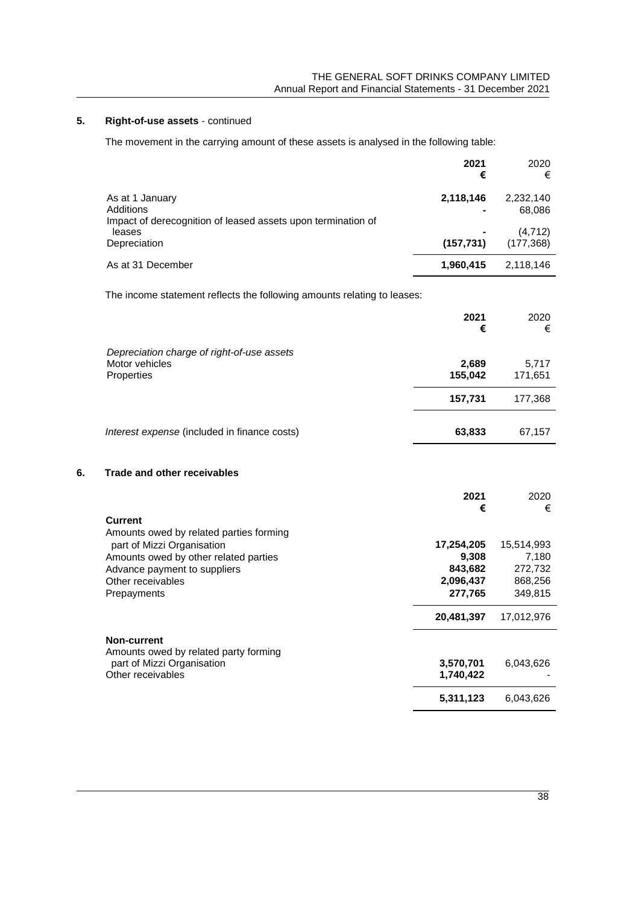## 5. Right-of-use assets - continued

The movement in the carrying amount of these assets is analysed in the following table:

| | **2021** | 2020 |
|---|---|---|
| | **€** | € |
| As at 1 January | **2,118,146** | 2,232,140 |
| Additions | **-** | 68,086 |
| Impact of derecognition of leased assets upon termination of leases | **-** | (4,712) |
| Depreciation | **(157,731)** | (177,368) |
| As at 31 December | **1,960,415** | 2,118,146 |

The income statement reflects the following amounts relating to leases:

| | **2021** | 2020 |
|---|---|---|
| | **€** | € |
| *Depreciation charge of right-of-use assets* | | |
| Motor vehicles | **2,689** | 5,717 |
| Properties | **155,042** | 171,651 |
| | **157,731** | 177,368 |
| *Interest expense* (included in finance costs) | **63,833** | 67,157 |

## 6. Trade and other receivables

| | **2021** | 2020 |
|---|---|---|
| | **€** | € |
| **Current** | | |
| Amounts owed by related parties forming part of Mizzi Organisation | **17,254,205** | 15,514,993 |
| Amounts owed by other related parties | **9,308** | 7,180 |
| Advance payment to suppliers | **843,682** | 272,732 |
| Other receivables | **2,096,437** | 868,256 |
| Prepayments | **277,765** | 349,815 |
| | **20,481,397** | 17,012,976 |
| **Non-current** | | |
| Amounts owed by related party forming part of Mizzi Organisation | **3,570,701** | 6,043,626 |
| Other receivables | **1,740,422** | - |
| | **5,311,123** | 6,043,626 |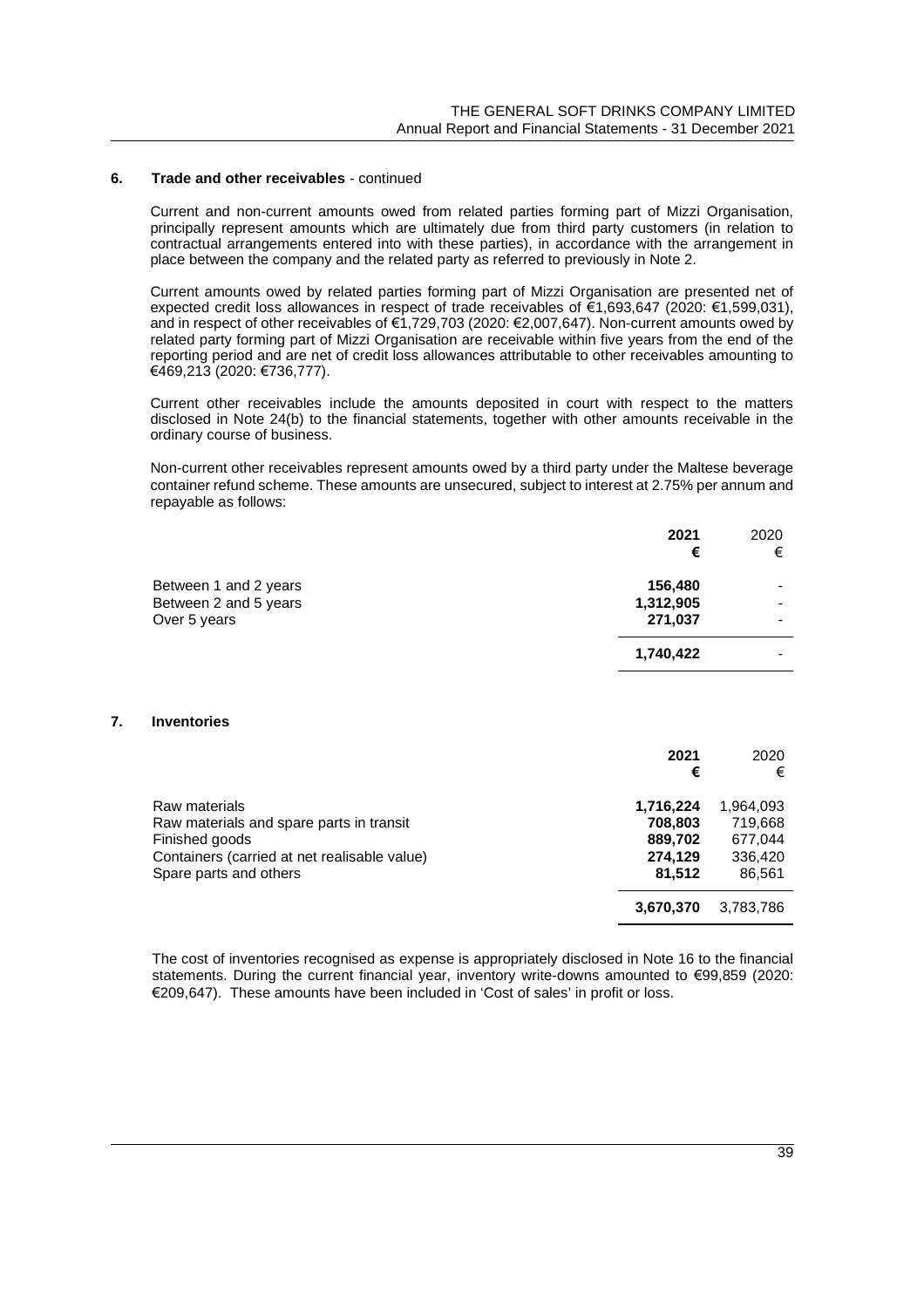## 6. Trade and other receivables - continued

Current and non-current amounts owed from related parties forming part of Mizzi Organisation, principally represent amounts which are ultimately due from third party customers (in relation to contractual arrangements entered into with these parties), in accordance with the arrangement in place between the company and the related party as referred to previously in Note 2.

Current amounts owed by related parties forming part of Mizzi Organisation are presented net of expected credit loss allowances in respect of trade receivables of €1,693,647 (2020: €1,599,031), and in respect of other receivables of €1,729,703 (2020: €2,007,647). Non-current amounts owed by related party forming part of Mizzi Organisation are receivable within five years from the end of the reporting period and are net of credit loss allowances attributable to other receivables amounting to €469,213 (2020: €736,777).

Current other receivables include the amounts deposited in court with respect to the matters disclosed in Note 24(b) to the financial statements, together with other amounts receivable in the ordinary course of business.

Non-current other receivables represent amounts owed by a third party under the Maltese beverage container refund scheme. These amounts are unsecured, subject to interest at 2.75% per annum and repayable as follows:

| | **2021** | 2020 |
|---|---|---|
| | **€** | € |
| Between 1 and 2 years | **156,480** | - |
| Between 2 and 5 years | **1,312,905** | - |
| Over 5 years | **271,037** | - |
| | **1,740,422** | - |

## 7. Inventories

| | **2021** | 2020 |
|---|---|---|
| | **€** | € |
| Raw materials | **1,716,224** | 1,964,093 |
| Raw materials and spare parts in transit | **708,803** | 719,668 |
| Finished goods | **889,702** | 677,044 |
| Containers (carried at net realisable value) | **274,129** | 336,420 |
| Spare parts and others | **81,512** | 86,561 |
| | **3,670,370** | 3,783,786 |

The cost of inventories recognised as expense is appropriately disclosed in Note 16 to the financial statements. During the current financial year, inventory write-downs amounted to €99,859 (2020: €209,647). These amounts have been included in 'Cost of sales' in profit or loss.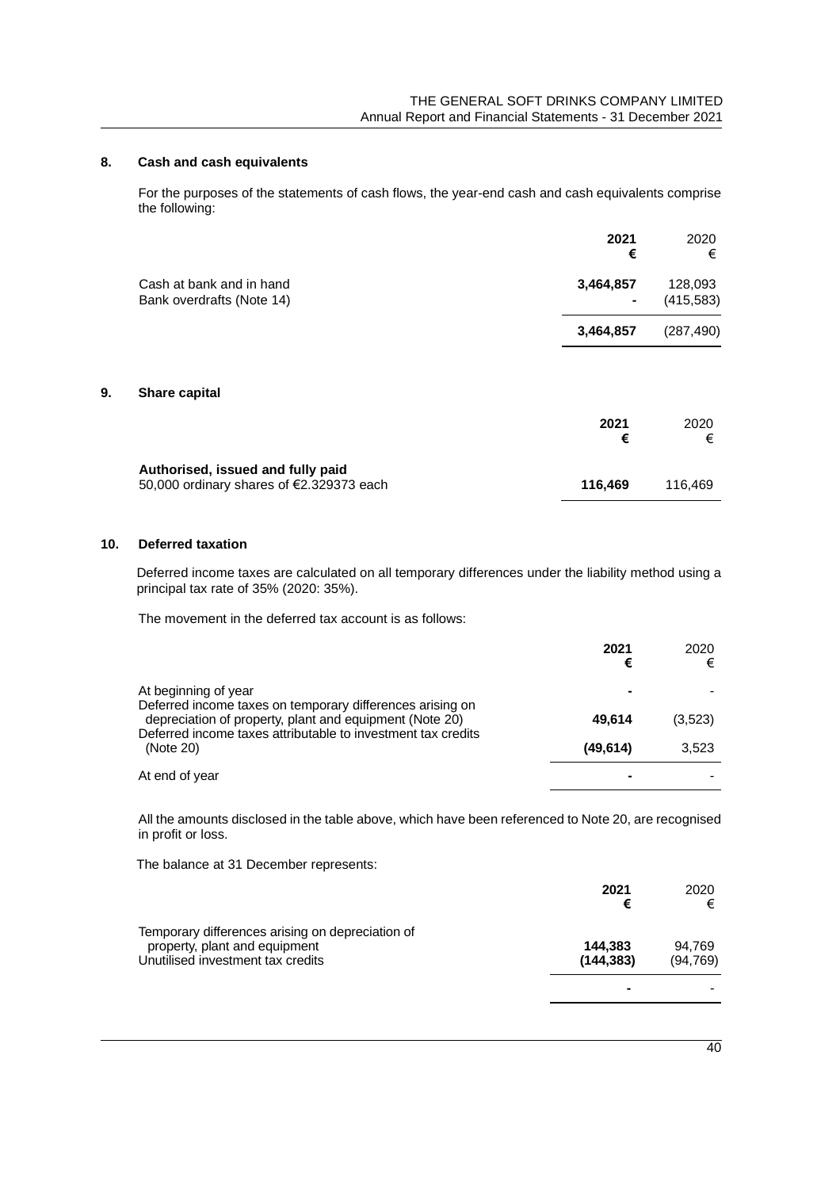## 8. Cash and cash equivalents

For the purposes of the statements of cash flows, the year-end cash and cash equivalents comprise the following:

| | **2021** **€** | 2020 € |
|---|---|---|
| Cash at bank and in hand | **3,464,857** | 128,093 |
| Bank overdrafts (Note 14) | **-** | (415,583) |
| | **3,464,857** | (287,490) |

## 9. Share capital

| | **2021** **€** | 2020 € |
|---|---|---|
| **Authorised, issued and fully paid** | | |
| 50,000 ordinary shares of €2.329373 each | **116,469** | 116,469 |

## 10. Deferred taxation

Deferred income taxes are calculated on all temporary differences under the liability method using a principal tax rate of 35% (2020: 35%).

The movement in the deferred tax account is as follows:

| | **2021** **€** | 2020 € |
|---|---|---|
| At beginning of year | **-** | - |
| Deferred income taxes on temporary differences arising on depreciation of property, plant and equipment (Note 20) | **49,614** | (3,523) |
| Deferred income taxes attributable to investment tax credits (Note 20) | **(49,614)** | 3,523 |
| At end of year | **-** | - |

All the amounts disclosed in the table above, which have been referenced to Note 20, are recognised in profit or loss.

The balance at 31 December represents:

| | **2021** **€** | 2020 € |
|---|---|---|
| Temporary differences arising on depreciation of property, plant and equipment | **144,383** | 94,769 |
| Unutilised investment tax credits | **(144,383)** | (94,769) |
| | **-** | - |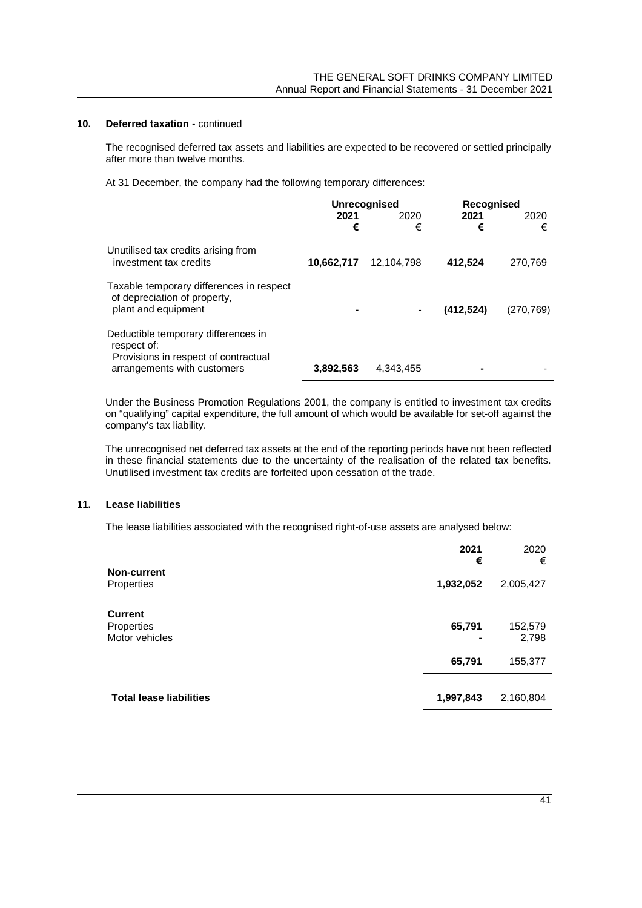## 10. Deferred taxation - continued

The recognised deferred tax assets and liabilities are expected to be recovered or settled principally after more than twelve months.

At 31 December, the company had the following temporary differences:

| | Unrecognised | | Recognised | |
|---|---|---|---|---|
| | **2021** | 2020 | **2021** | 2020 |
| | **€** | € | **€** | € |
| Unutilised tax credits arising from investment tax credits | **10,662,717** | 12,104,798 | **412,524** | 270,769 |
| Taxable temporary differences in respect of depreciation of property, plant and equipment | **-** | - | **(412,524)** | (270,769) |
| Deductible temporary differences in respect of: Provisions in respect of contractual arrangements with customers | **3,892,563** | 4,343,455 | **-** | - |

Under the Business Promotion Regulations 2001, the company is entitled to investment tax credits on "qualifying" capital expenditure, the full amount of which would be available for set-off against the company's tax liability.

The unrecognised net deferred tax assets at the end of the reporting periods have not been reflected in these financial statements due to the uncertainty of the realisation of the related tax benefits. Unutilised investment tax credits are forfeited upon cessation of the trade.

## 11. Lease liabilities

The lease liabilities associated with the recognised right-of-use assets are analysed below:

| | **2021** | 2020 |
|---|---|---|
| | **€** | € |
| **Non-current** | | |
| Properties | **1,932,052** | 2,005,427 |
| **Current** | | |
| Properties | **65,791** | 152,579 |
| Motor vehicles | **-** | 2,798 |
| | **65,791** | 155,377 |
| **Total lease liabilities** | **1,997,843** | 2,160,804 |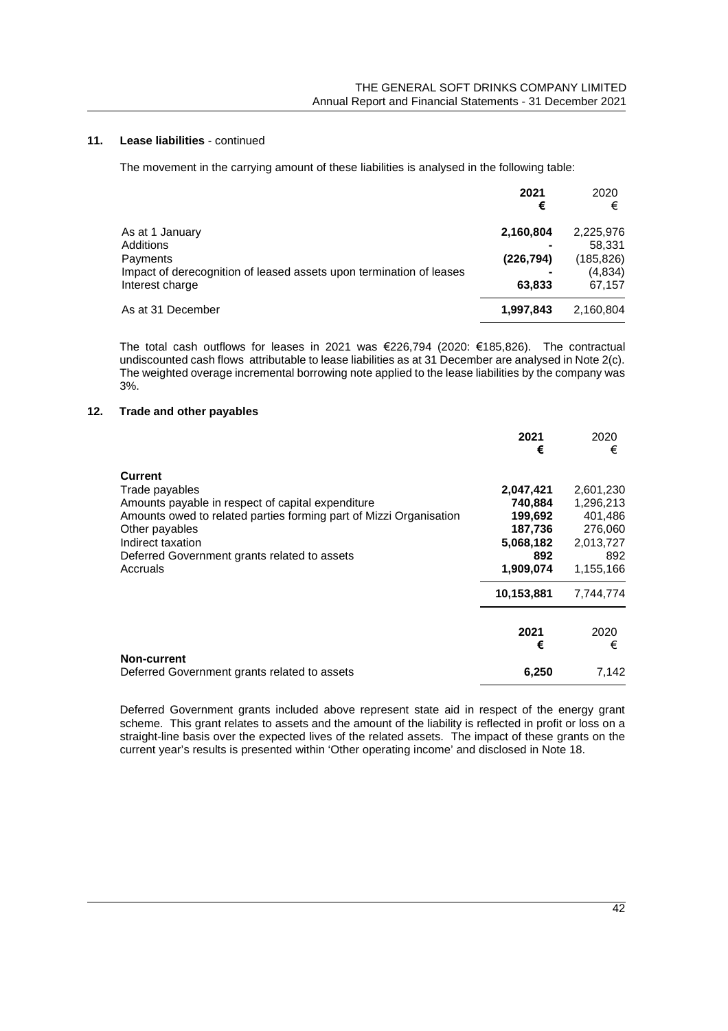## 11. Lease liabilities - continued

The movement in the carrying amount of these liabilities is analysed in the following table:

| | **2021** | 2020 |
|---|---|---|
| | **€** | € |
| As at 1 January | **2,160,804** | 2,225,976 |
| Additions | **-** | 58,331 |
| Payments | **(226,794)** | (185,826) |
| Impact of derecognition of leased assets upon termination of leases | **-** | (4,834) |
| Interest charge | **63,833** | 67,157 |
| As at 31 December | **1,997,843** | 2,160,804 |

The total cash outflows for leases in 2021 was €226,794 (2020: €185,826). The contractual undiscounted cash flows attributable to lease liabilities as at 31 December are analysed in Note 2(c). The weighted overage incremental borrowing note applied to the lease liabilities by the company was 3%.

## 12. Trade and other payables

| | **2021** | 2020 |
|---|---|---|
| | **€** | € |
| **Current** | | |
| Trade payables | **2,047,421** | 2,601,230 |
| Amounts payable in respect of capital expenditure | **740,884** | 1,296,213 |
| Amounts owed to related parties forming part of Mizzi Organisation | **199,692** | 401,486 |
| Other payables | **187,736** | 276,060 |
| Indirect taxation | **5,068,182** | 2,013,727 |
| Deferred Government grants related to assets | **892** | 892 |
| Accruals | **1,909,074** | 1,155,166 |
| | **10,153,881** | 7,744,774 |

| | **2021** | 2020 |
|---|---|---|
| | **€** | € |
| **Non-current** | | |
| Deferred Government grants related to assets | **6,250** | 7,142 |

Deferred Government grants included above represent state aid in respect of the energy grant scheme. This grant relates to assets and the amount of the liability is reflected in profit or loss on a straight-line basis over the expected lives of the related assets. The impact of these grants on the current year's results is presented within 'Other operating income' and disclosed in Note 18.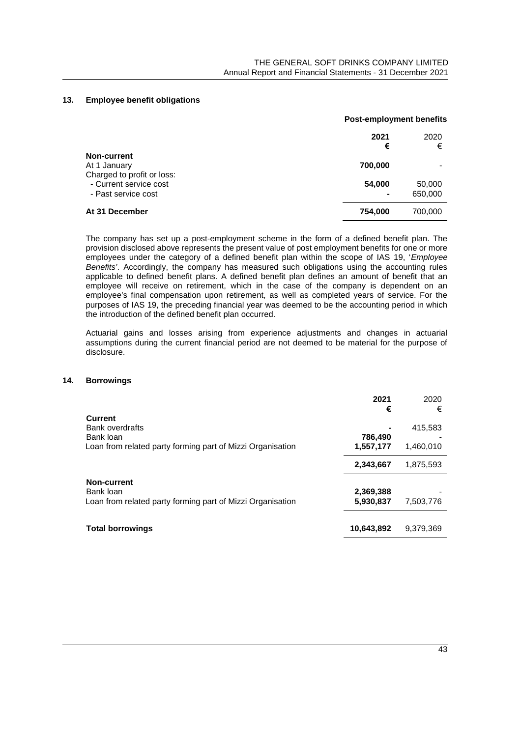## 13. Employee benefit obligations

| | Post-employment benefits | |
|---|---|---|
| | **2021** | 2020 |
| | **€** | € |
| **Non-current** | | |
| At 1 January | **700,000** | - |
| Charged to profit or loss: | | |
| - Current service cost | **54,000** | 50,000 |
| - Past service cost | **-** | 650,000 |
| **At 31 December** | **754,000** | 700,000 |

The company has set up a post-employment scheme in the form of a defined benefit plan. The provision disclosed above represents the present value of post employment benefits for one or more employees under the category of a defined benefit plan within the scope of IAS 19, '*Employee Benefits*'. Accordingly, the company has measured such obligations using the accounting rules applicable to defined benefit plans. A defined benefit plan defines an amount of benefit that an employee will receive on retirement, which in the case of the company is dependent on an employee's final compensation upon retirement, as well as completed years of service. For the purposes of IAS 19, the preceding financial year was deemed to be the accounting period in which the introduction of the defined benefit plan occurred.

Actuarial gains and losses arising from experience adjustments and changes in actuarial assumptions during the current financial period are not deemed to be material for the purpose of disclosure.

## 14. Borrowings

| | **2021** | 2020 |
|---|---|---|
| | **€** | € |
| **Current** | | |
| Bank overdrafts | **-** | 415,583 |
| Bank loan | **786,490** | - |
| Loan from related party forming part of Mizzi Organisation | **1,557,177** | 1,460,010 |
| | **2,343,667** | 1,875,593 |
| **Non-current** | | |
| Bank loan | **2,369,388** | - |
| Loan from related party forming part of Mizzi Organisation | **5,930,837** | 7,503,776 |
| **Total borrowings** | **10,643,892** | 9,379,369 |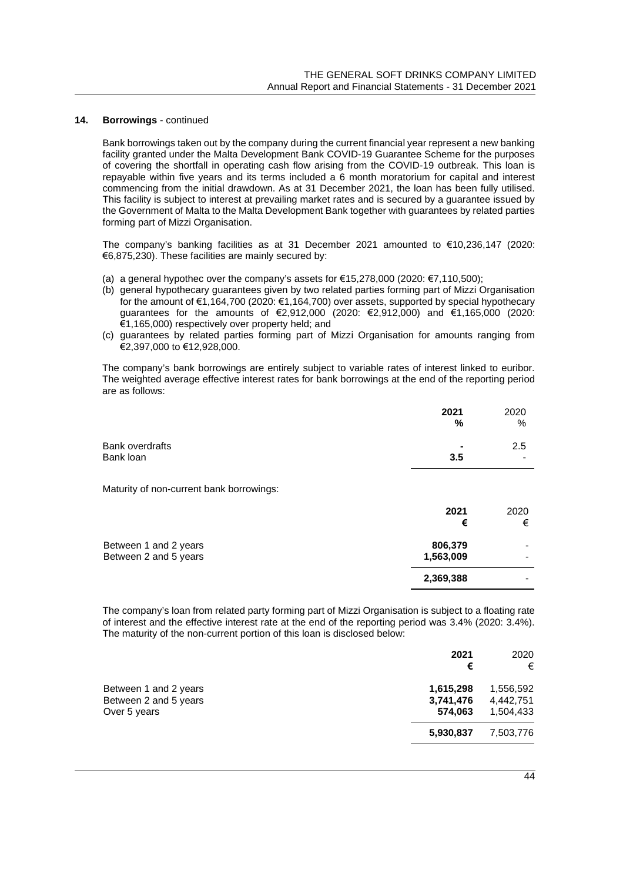## 14. Borrowings - continued

Bank borrowings taken out by the company during the current financial year represent a new banking facility granted under the Malta Development Bank COVID-19 Guarantee Scheme for the purposes of covering the shortfall in operating cash flow arising from the COVID-19 outbreak. This loan is repayable within five years and its terms included a 6 month moratorium for capital and interest commencing from the initial drawdown. As at 31 December 2021, the loan has been fully utilised. This facility is subject to interest at prevailing market rates and is secured by a guarantee issued by the Government of Malta to the Malta Development Bank together with guarantees by related parties forming part of Mizzi Organisation.

The company's banking facilities as at 31 December 2021 amounted to €10,236,147 (2020: €6,875,230). These facilities are mainly secured by:

(a) a general hypothec over the company's assets for €15,278,000 (2020: €7,110,500);
(b) general hypothecary guarantees given by two related parties forming part of Mizzi Organisation for the amount of €1,164,700 (2020: €1,164,700) over assets, supported by special hypothecary guarantees for the amounts of €2,912,000 (2020: €2,912,000) and €1,165,000 (2020: €1,165,000) respectively over property held; and
(c) guarantees by related parties forming part of Mizzi Organisation for amounts ranging from €2,397,000 to €12,928,000.

The company's bank borrowings are entirely subject to variable rates of interest linked to euribor. The weighted average effective interest rates for bank borrowings at the end of the reporting period are as follows:

| | **2021** | 2020 |
|---|---|---|
| | **%** | % |
| Bank overdrafts | **-** | 2.5 |
| Bank loan | **3.5** | - |

Maturity of non-current bank borrowings:

| | **2021** | 2020 |
|---|---|---|
| | **€** | € |
| Between 1 and 2 years | **806,379** | - |
| Between 2 and 5 years | **1,563,009** | - |
| | **2,369,388** | - |

The company's loan from related party forming part of Mizzi Organisation is subject to a floating rate of interest and the effective interest rate at the end of the reporting period was 3.4% (2020: 3.4%). The maturity of the non-current portion of this loan is disclosed below:

| | **2021** | 2020 |
|---|---|---|
| | **€** | € |
| Between 1 and 2 years | **1,615,298** | 1,556,592 |
| Between 2 and 5 years | **3,741,476** | 4,442,751 |
| Over 5 years | **574,063** | 1,504,433 |
| | **5,930,837** | 7,503,776 |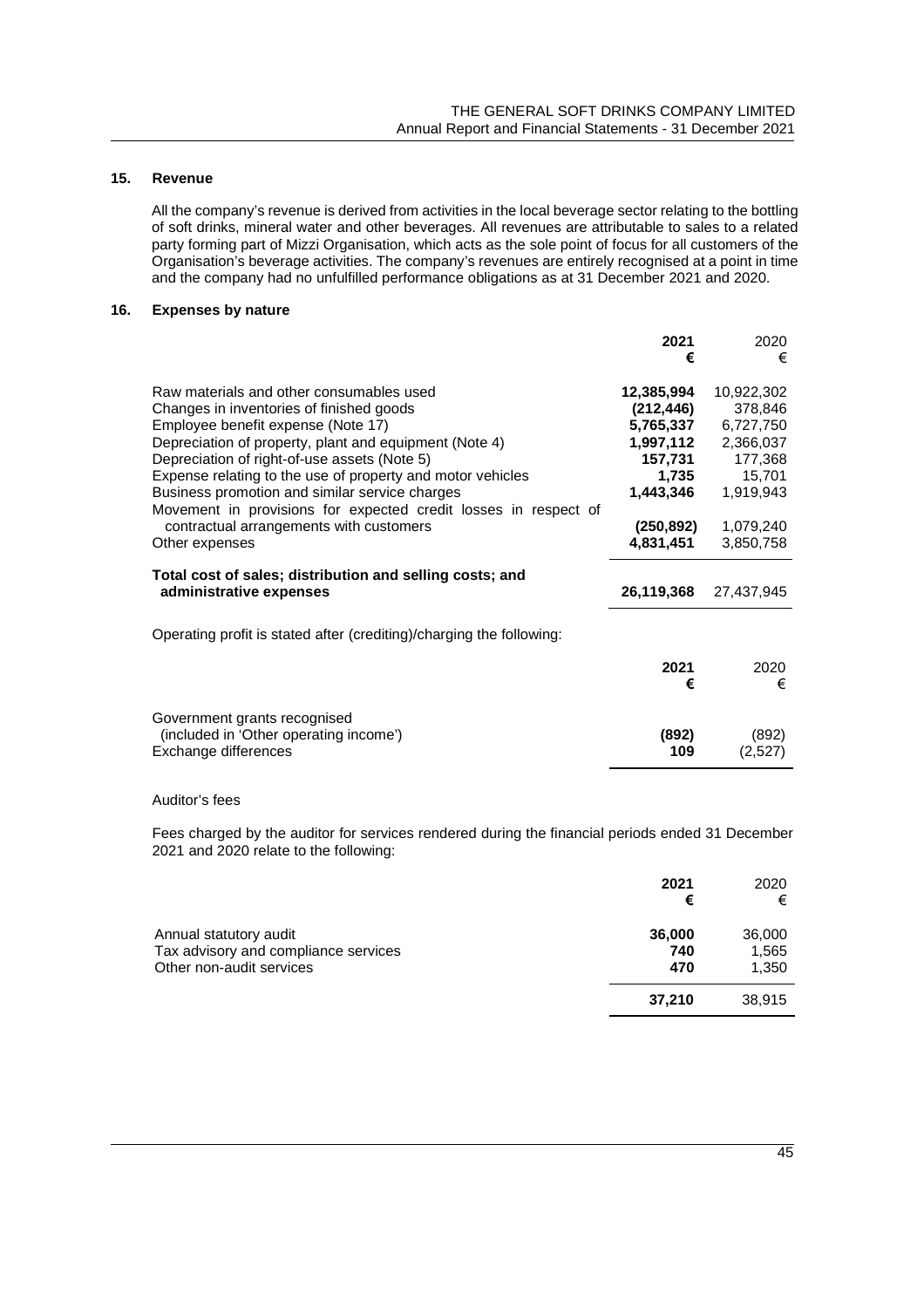## 15. Revenue

All the company's revenue is derived from activities in the local beverage sector relating to the bottling of soft drinks, mineral water and other beverages. All revenues are attributable to sales to a related party forming part of Mizzi Organisation, which acts as the sole point of focus for all customers of the Organisation's beverage activities. The company's revenues are entirely recognised at a point in time and the company had no unfulfilled performance obligations as at 31 December 2021 and 2020.

## 16. Expenses by nature

| | **2021** | 2020 |
|---|---|---|
| | **€** | € |
| Raw materials and other consumables used | **12,385,994** | 10,922,302 |
| Changes in inventories of finished goods | **(212,446)** | 378,846 |
| Employee benefit expense (Note 17) | **5,765,337** | 6,727,750 |
| Depreciation of property, plant and equipment (Note 4) | **1,997,112** | 2,366,037 |
| Depreciation of right-of-use assets (Note 5) | **157,731** | 177,368 |
| Expense relating to the use of property and motor vehicles | **1,735** | 15,701 |
| Business promotion and similar service charges | **1,443,346** | 1,919,943 |
| Movement in provisions for expected credit losses in respect of contractual arrangements with customers | **(250,892)** | 1,079,240 |
| Other expenses | **4,831,451** | 3,850,758 |
| **Total cost of sales; distribution and selling costs; and administrative expenses** | **26,119,368** | 27,437,945 |

Operating profit is stated after (crediting)/charging the following:

| | **2021** | 2020 |
|---|---|---|
| | **€** | € |
| Government grants recognised (included in 'Other operating income') | **(892)** | (892) |
| Exchange differences | **109** | (2,527) |

Auditor's fees

Fees charged by the auditor for services rendered during the financial periods ended 31 December 2021 and 2020 relate to the following:

| | **2021** | 2020 |
|---|---|---|
| | **€** | € |
| Annual statutory audit | **36,000** | 36,000 |
| Tax advisory and compliance services | **740** | 1,565 |
| Other non-audit services | **470** | 1,350 |
| | **37,210** | 38,915 |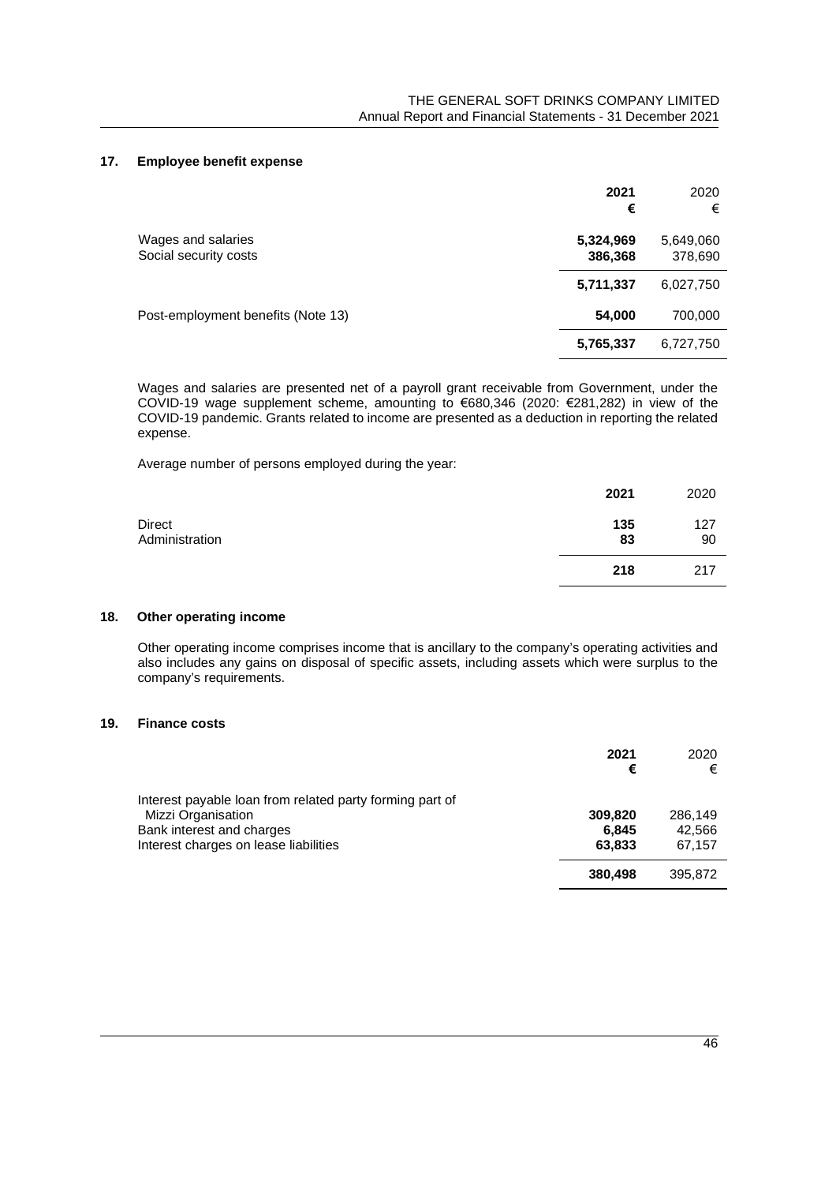## 17. Employee benefit expense

| | **2021** | 2020 |
|---|---|---|
| | **€** | € |
| Wages and salaries | **5,324,969** | 5,649,060 |
| Social security costs | **386,368** | 378,690 |
| | **5,711,337** | 6,027,750 |
| Post-employment benefits (Note 13) | **54,000** | 700,000 |
| | **5,765,337** | 6,727,750 |

Wages and salaries are presented net of a payroll grant receivable from Government, under the COVID-19 wage supplement scheme, amounting to €680,346 (2020: €281,282) in view of the COVID-19 pandemic. Grants related to income are presented as a deduction in reporting the related expense.

Average number of persons employed during the year:

| | **2021** | 2020 |
|---|---|---|
| Direct | **135** | 127 |
| Administration | **83** | 90 |
| | **218** | 217 |

## 18. Other operating income

Other operating income comprises income that is ancillary to the company's operating activities and also includes any gains on disposal of specific assets, including assets which were surplus to the company's requirements.

## 19. Finance costs

| | **2021** | 2020 |
|---|---|---|
| | **€** | € |
| Interest payable loan from related party forming part of Mizzi Organisation | **309,820** | 286,149 |
| Bank interest and charges | **6,845** | 42,566 |
| Interest charges on lease liabilities | **63,833** | 67,157 |
| | **380,498** | 395,872 |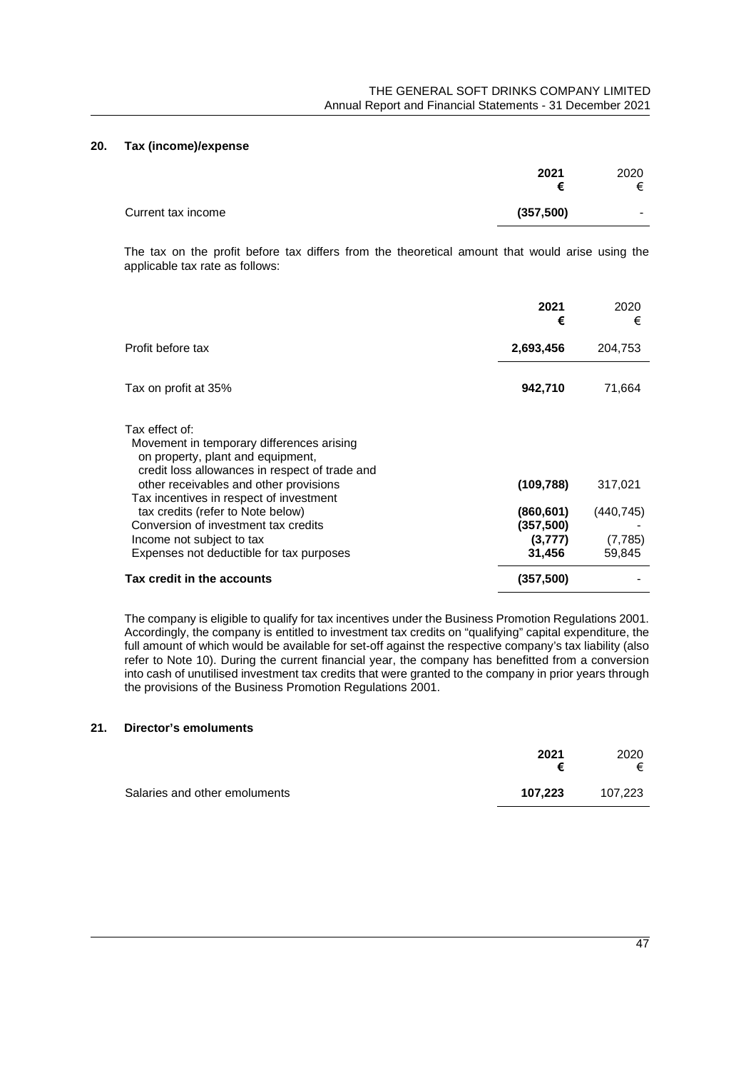## 20. Tax (income)/expense

| | **2021** **€** | 2020 € |
|---|---|---|
| Current tax income | **(357,500)** | - |

The tax on the profit before tax differs from the theoretical amount that would arise using the applicable tax rate as follows:

| | **2021** **€** | 2020 € |
|---|---|---|
| Profit before tax | **2,693,456** | 204,753 |
| Tax on profit at 35% | **942,710** | 71,664 |
| Tax effect of: | | |
| Movement in temporary differences arising on property, plant and equipment, credit loss allowances in respect of trade and other receivables and other provisions | **(109,788)** | 317,021 |
| Tax incentives in respect of investment tax credits (refer to Note below) | **(860,601)** | (440,745) |
| Conversion of investment tax credits | **(357,500)** | - |
| Income not subject to tax | **(3,777)** | (7,785) |
| Expenses not deductible for tax purposes | **31,456** | 59,845 |
| **Tax credit in the accounts** | **(357,500)** | - |

The company is eligible to qualify for tax incentives under the Business Promotion Regulations 2001. Accordingly, the company is entitled to investment tax credits on "qualifying" capital expenditure, the full amount of which would be available for set-off against the respective company's tax liability (also refer to Note 10). During the current financial year, the company has benefitted from a conversion into cash of unutilised investment tax credits that were granted to the company in prior years through the provisions of the Business Promotion Regulations 2001.

## 21. Director's emoluments

| | **2021** **€** | 2020 € |
|---|---|---|
| Salaries and other emoluments | **107,223** | 107,223 |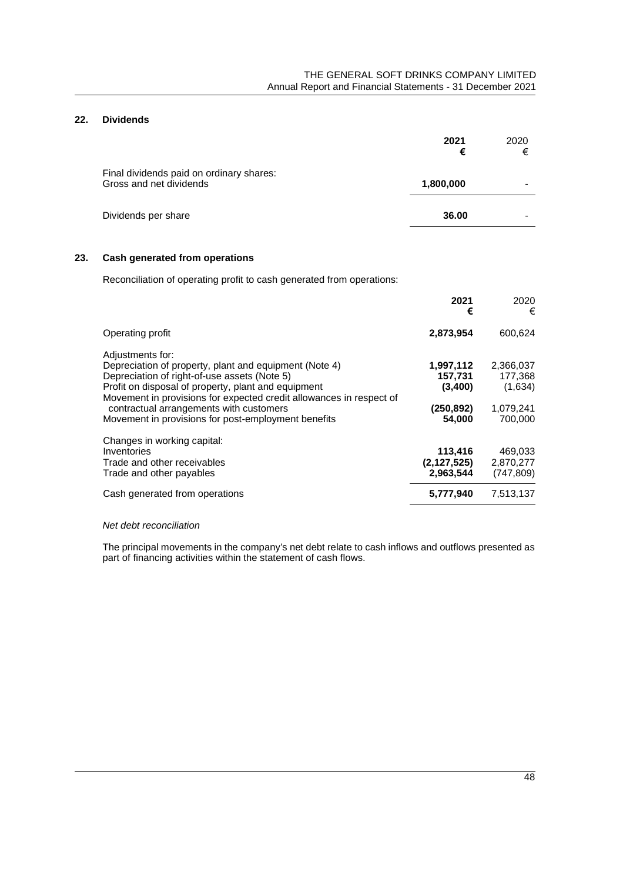## 22. Dividends

| | 2021<br>€ | 2020<br>€ |
|---|---|---|
| Final dividends paid on ordinary shares: | | |
| Gross and net dividends | **1,800,000** | - |
| Dividends per share | **36.00** | - |

## 23. Cash generated from operations

Reconciliation of operating profit to cash generated from operations:

| | 2021<br>€ | 2020<br>€ |
|---|---|---|
| Operating profit | **2,873,954** | 600,624 |
| Adjustments for: | | |
| Depreciation of property, plant and equipment (Note 4) | **1,997,112** | 2,366,037 |
| Depreciation of right-of-use assets (Note 5) | **157,731** | 177,368 |
| Profit on disposal of property, plant and equipment | **(3,400)** | (1,634) |
| Movement in provisions for expected credit allowances in respect of contractual arrangements with customers | **(250,892)** | 1,079,241 |
| Movement in provisions for post-employment benefits | **54,000** | 700,000 |
| Changes in working capital: | | |
| Inventories | **113,416** | 469,033 |
| Trade and other receivables | **(2,127,525)** | 2,870,277 |
| Trade and other payables | **2,963,544** | (747,809) |
| Cash generated from operations | **5,777,940** | 7,513,137 |

*Net debt reconciliation*

The principal movements in the company's net debt relate to cash inflows and outflows presented as part of financing activities within the statement of cash flows.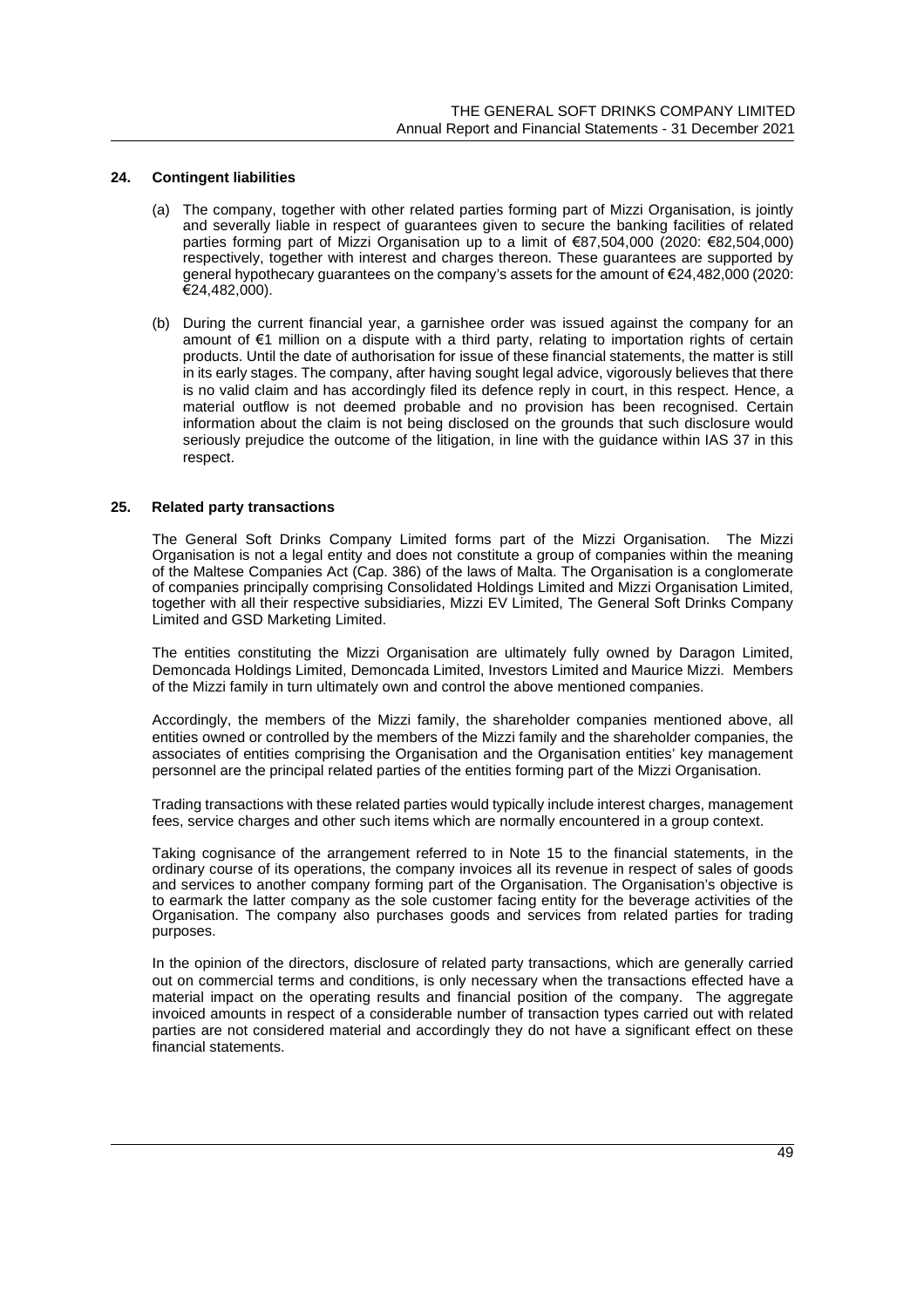## 24. Contingent liabilities

(a) The company, together with other related parties forming part of Mizzi Organisation, is jointly and severally liable in respect of guarantees given to secure the banking facilities of related parties forming part of Mizzi Organisation up to a limit of €87,504,000 (2020: €82,504,000) respectively, together with interest and charges thereon. These guarantees are supported by general hypothecary guarantees on the company's assets for the amount of €24,482,000 (2020: €24,482,000).

(b) During the current financial year, a garnishee order was issued against the company for an amount of €1 million on a dispute with a third party, relating to importation rights of certain products. Until the date of authorisation for issue of these financial statements, the matter is still in its early stages. The company, after having sought legal advice, vigorously believes that there is no valid claim and has accordingly filed its defence reply in court, in this respect. Hence, a material outflow is not deemed probable and no provision has been recognised. Certain information about the claim is not being disclosed on the grounds that such disclosure would seriously prejudice the outcome of the litigation, in line with the guidance within IAS 37 in this respect.

## 25. Related party transactions

The General Soft Drinks Company Limited forms part of the Mizzi Organisation. The Mizzi Organisation is not a legal entity and does not constitute a group of companies within the meaning of the Maltese Companies Act (Cap. 386) of the laws of Malta. The Organisation is a conglomerate of companies principally comprising Consolidated Holdings Limited and Mizzi Organisation Limited, together with all their respective subsidiaries, Mizzi EV Limited, The General Soft Drinks Company Limited and GSD Marketing Limited.

The entities constituting the Mizzi Organisation are ultimately fully owned by Daragon Limited, Demoncada Holdings Limited, Demoncada Limited, Investors Limited and Maurice Mizzi. Members of the Mizzi family in turn ultimately own and control the above mentioned companies.

Accordingly, the members of the Mizzi family, the shareholder companies mentioned above, all entities owned or controlled by the members of the Mizzi family and the shareholder companies, the associates of entities comprising the Organisation and the Organisation entities' key management personnel are the principal related parties of the entities forming part of the Mizzi Organisation.

Trading transactions with these related parties would typically include interest charges, management fees, service charges and other such items which are normally encountered in a group context.

Taking cognisance of the arrangement referred to in Note 15 to the financial statements, in the ordinary course of its operations, the company invoices all its revenue in respect of sales of goods and services to another company forming part of the Organisation. The Organisation's objective is to earmark the latter company as the sole customer facing entity for the beverage activities of the Organisation. The company also purchases goods and services from related parties for trading purposes.

In the opinion of the directors, disclosure of related party transactions, which are generally carried out on commercial terms and conditions, is only necessary when the transactions effected have a material impact on the operating results and financial position of the company. The aggregate invoiced amounts in respect of a considerable number of transaction types carried out with related parties are not considered material and accordingly they do not have a significant effect on these financial statements.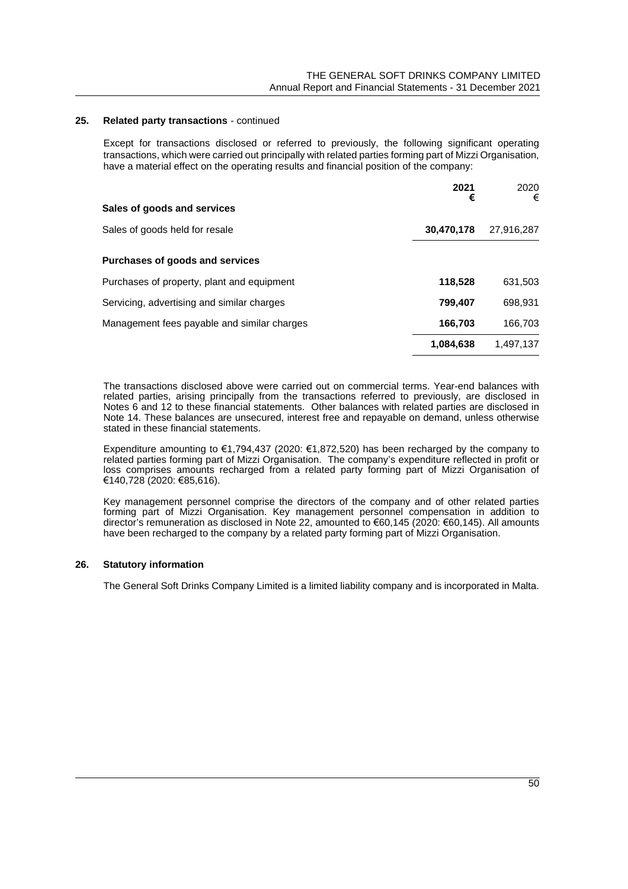## 25. Related party transactions - continued

Except for transactions disclosed or referred to previously, the following significant operating transactions, which were carried out principally with related parties forming part of Mizzi Organisation, have a material effect on the operating results and financial position of the company:

| | **2021 €** | 2020 € |
|---|---|---|
| **Sales of goods and services** | | |
| Sales of goods held for resale | **30,470,178** | 27,916,287 |
| **Purchases of goods and services** | | |
| Purchases of property, plant and equipment | **118,528** | 631,503 |
| Servicing, advertising and similar charges | **799,407** | 698,931 |
| Management fees payable and similar charges | **166,703** | 166,703 |
| | **1,084,638** | 1,497,137 |

The transactions disclosed above were carried out on commercial terms. Year-end balances with related parties, arising principally from the transactions referred to previously, are disclosed in Notes 6 and 12 to these financial statements. Other balances with related parties are disclosed in Note 14. These balances are unsecured, interest free and repayable on demand, unless otherwise stated in these financial statements.

Expenditure amounting to €1,794,437 (2020: €1,872,520) has been recharged by the company to related parties forming part of Mizzi Organisation. The company's expenditure reflected in profit or loss comprises amounts recharged from a related party forming part of Mizzi Organisation of €140,728 (2020: €85,616).

Key management personnel comprise the directors of the company and of other related parties forming part of Mizzi Organisation. Key management personnel compensation in addition to director's remuneration as disclosed in Note 22, amounted to €60,145 (2020: €60,145). All amounts have been recharged to the company by a related party forming part of Mizzi Organisation.

## 26. Statutory information

The General Soft Drinks Company Limited is a limited liability company and is incorporated in Malta.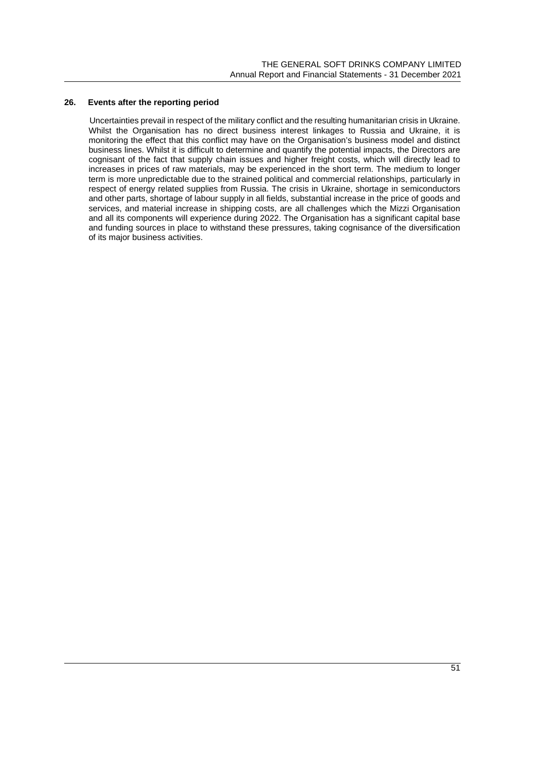## 26. Events after the reporting period

Uncertainties prevail in respect of the military conflict and the resulting humanitarian crisis in Ukraine. Whilst the Organisation has no direct business interest linkages to Russia and Ukraine, it is monitoring the effect that this conflict may have on the Organisation's business model and distinct business lines. Whilst it is difficult to determine and quantify the potential impacts, the Directors are cognisant of the fact that supply chain issues and higher freight costs, which will directly lead to increases in prices of raw materials, may be experienced in the short term. The medium to longer term is more unpredictable due to the strained political and commercial relationships, particularly in respect of energy related supplies from Russia. The crisis in Ukraine, shortage in semiconductors and other parts, shortage of labour supply in all fields, substantial increase in the price of goods and services, and material increase in shipping costs, are all challenges which the Mizzi Organisation and all its components will experience during 2022. The Organisation has a significant capital base and funding sources in place to withstand these pressures, taking cognisance of the diversification of its major business activities.